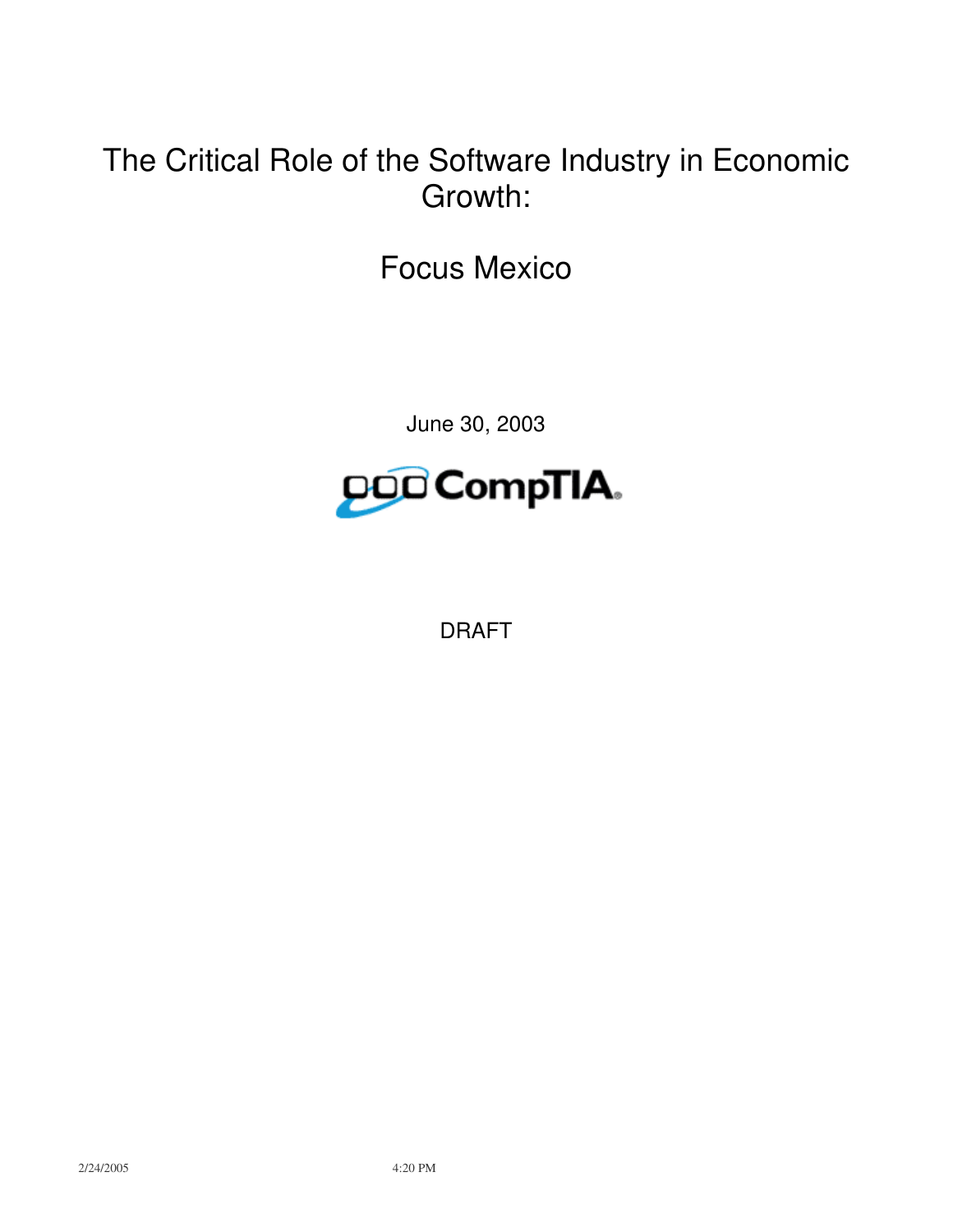# The Critical Role of the Software Industry in Economic Growth:

## Focus Mexico

June 30, 2003

CompTIA.

DRAFT

2/24/2005 4:20 PM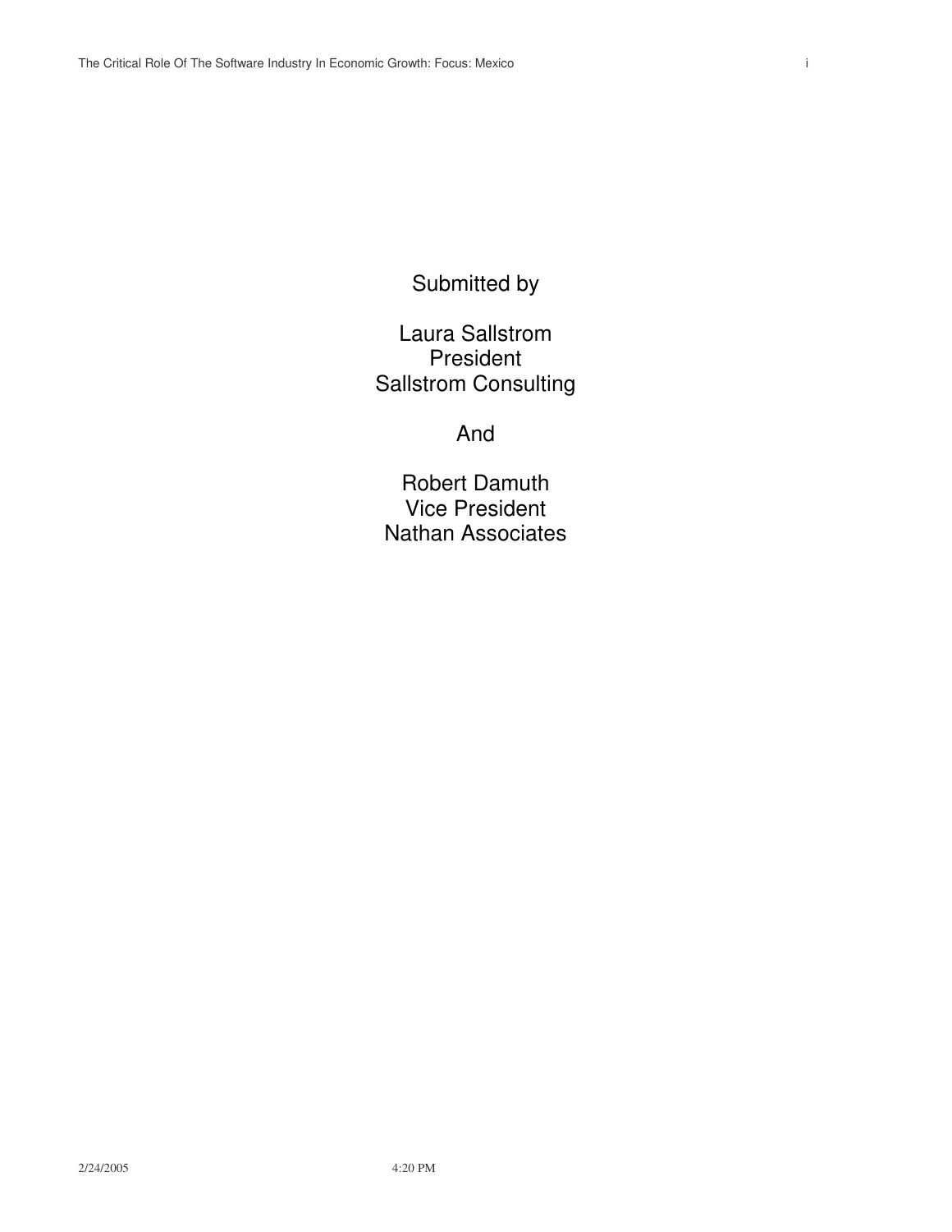Submitted by

Laura Sallstrom
President
Sallstrom Consulting

And

Robert Damuth
Vice President
Nathan Associates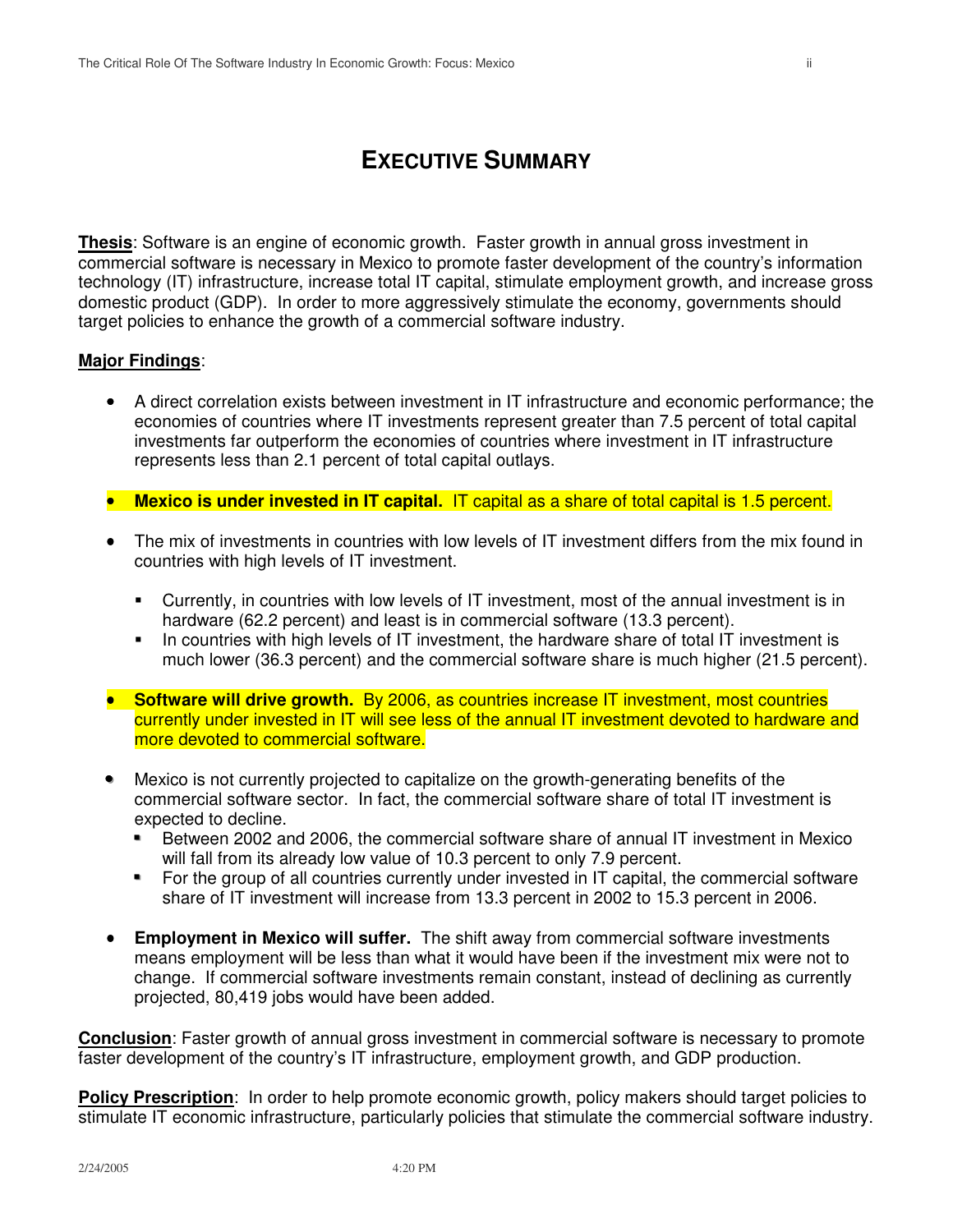# EXECUTIVE SUMMARY

**Thesis**: Software is an engine of economic growth. Faster growth in annual gross investment in commercial software is necessary in Mexico to promote faster development of the country's information technology (IT) infrastructure, increase total IT capital, stimulate employment growth, and increase gross domestic product (GDP). In order to more aggressively stimulate the economy, governments should target policies to enhance the growth of a commercial software industry.

**Major Findings**:

- A direct correlation exists between investment in IT infrastructure and economic performance; the economies of countries where IT investments represent greater than 7.5 percent of total capital investments far outperform the economies of countries where investment in IT infrastructure represents less than 2.1 percent of total capital outlays.

- **Mexico is under invested in IT capital.** IT capital as a share of total capital is 1.5 percent.

- The mix of investments in countries with low levels of IT investment differs from the mix found in countries with high levels of IT investment.
  - Currently, in countries with low levels of IT investment, most of the annual investment is in hardware (62.2 percent) and least is in commercial software (13.3 percent).
  - In countries with high levels of IT investment, the hardware share of total IT investment is much lower (36.3 percent) and the commercial software share is much higher (21.5 percent).

- **Software will drive growth.** By 2006, as countries increase IT investment, most countries currently under invested in IT will see less of the annual IT investment devoted to hardware and more devoted to commercial software.

- Mexico is not currently projected to capitalize on the growth-generating benefits of the commercial software sector. In fact, the commercial software share of total IT investment is expected to decline.
  - Between 2002 and 2006, the commercial software share of annual IT investment in Mexico will fall from its already low value of 10.3 percent to only 7.9 percent.
  - For the group of all countries currently under invested in IT capital, the commercial software share of IT investment will increase from 13.3 percent in 2002 to 15.3 percent in 2006.

- **Employment in Mexico will suffer.** The shift away from commercial software investments means employment will be less than what it would have been if the investment mix were not to change. If commercial software investments remain constant, instead of declining as currently projected, 80,419 jobs would have been added.

**Conclusion**: Faster growth of annual gross investment in commercial software is necessary to promote faster development of the country's IT infrastructure, employment growth, and GDP production.

**Policy Prescription**: In order to help promote economic growth, policy makers should target policies to stimulate IT economic infrastructure, particularly policies that stimulate the commercial software industry.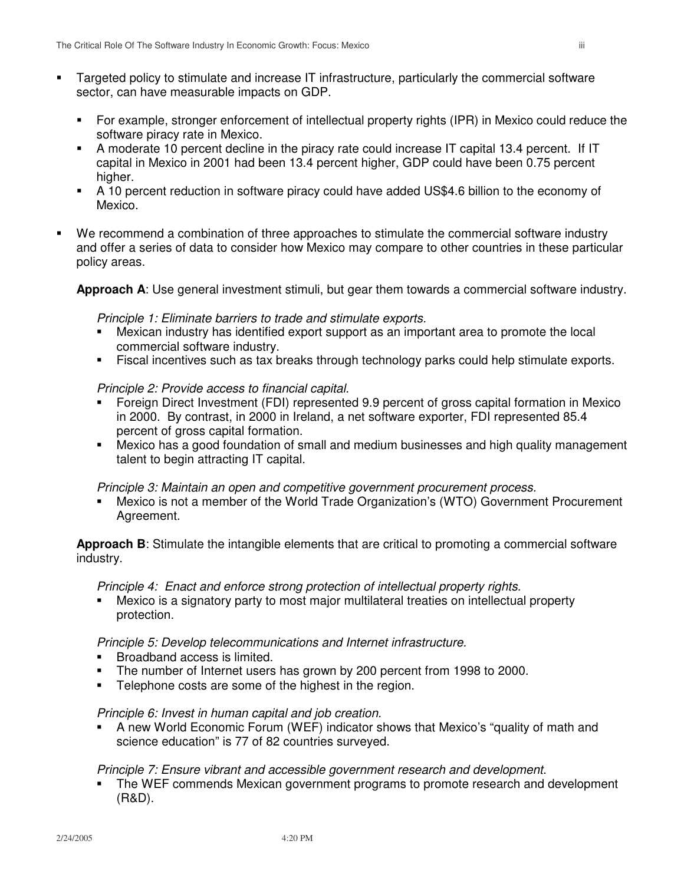- Targeted policy to stimulate and increase IT infrastructure, particularly the commercial software sector, can have measurable impacts on GDP.
  - For example, stronger enforcement of intellectual property rights (IPR) in Mexico could reduce the software piracy rate in Mexico.
  - A moderate 10 percent decline in the piracy rate could increase IT capital 13.4 percent. If IT capital in Mexico in 2001 had been 13.4 percent higher, GDP could have been 0.75 percent higher.
  - A 10 percent reduction in software piracy could have added US$4.6 billion to the economy of Mexico.

- We recommend a combination of three approaches to stimulate the commercial software industry and offer a series of data to consider how Mexico may compare to other countries in these particular policy areas.

**Approach A**: Use general investment stimuli, but gear them towards a commercial software industry.

*Principle 1: Eliminate barriers to trade and stimulate exports.*

- Mexican industry has identified export support as an important area to promote the local commercial software industry.
- Fiscal incentives such as tax breaks through technology parks could help stimulate exports.

*Principle 2: Provide access to financial capital.*

- Foreign Direct Investment (FDI) represented 9.9 percent of gross capital formation in Mexico in 2000. By contrast, in 2000 in Ireland, a net software exporter, FDI represented 85.4 percent of gross capital formation.
- Mexico has a good foundation of small and medium businesses and high quality management talent to begin attracting IT capital.

*Principle 3: Maintain an open and competitive government procurement process.*

- Mexico is not a member of the World Trade Organization's (WTO) Government Procurement Agreement.

**Approach B**: Stimulate the intangible elements that are critical to promoting a commercial software industry.

*Principle 4: Enact and enforce strong protection of intellectual property rights.*

- Mexico is a signatory party to most major multilateral treaties on intellectual property protection.

*Principle 5: Develop telecommunications and Internet infrastructure.*

- Broadband access is limited.
- The number of Internet users has grown by 200 percent from 1998 to 2000.
- Telephone costs are some of the highest in the region.

*Principle 6: Invest in human capital and job creation.*

- A new World Economic Forum (WEF) indicator shows that Mexico's "quality of math and science education" is 77 of 82 countries surveyed.

*Principle 7: Ensure vibrant and accessible government research and development.*

- The WEF commends Mexican government programs to promote research and development (R&D).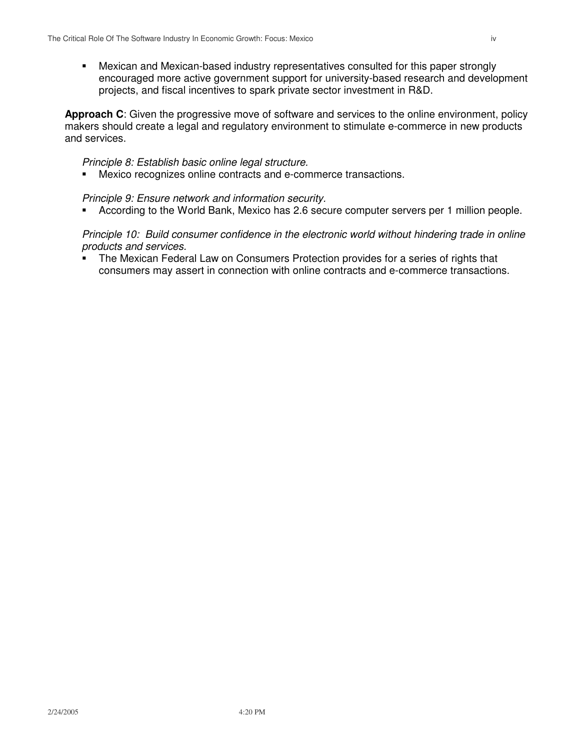- Mexican and Mexican-based industry representatives consulted for this paper strongly encouraged more active government support for university-based research and development projects, and fiscal incentives to spark private sector investment in R&D.

**Approach C**: Given the progressive move of software and services to the online environment, policy makers should create a legal and regulatory environment to stimulate e-commerce in new products and services.

*Principle 8: Establish basic online legal structure.*

- Mexico recognizes online contracts and e-commerce transactions.

*Principle 9: Ensure network and information security*.

- According to the World Bank, Mexico has 2.6 secure computer servers per 1 million people.

*Principle 10: Build consumer confidence in the electronic world without hindering trade in online products and services*.

- The Mexican Federal Law on Consumers Protection provides for a series of rights that consumers may assert in connection with online contracts and e-commerce transactions.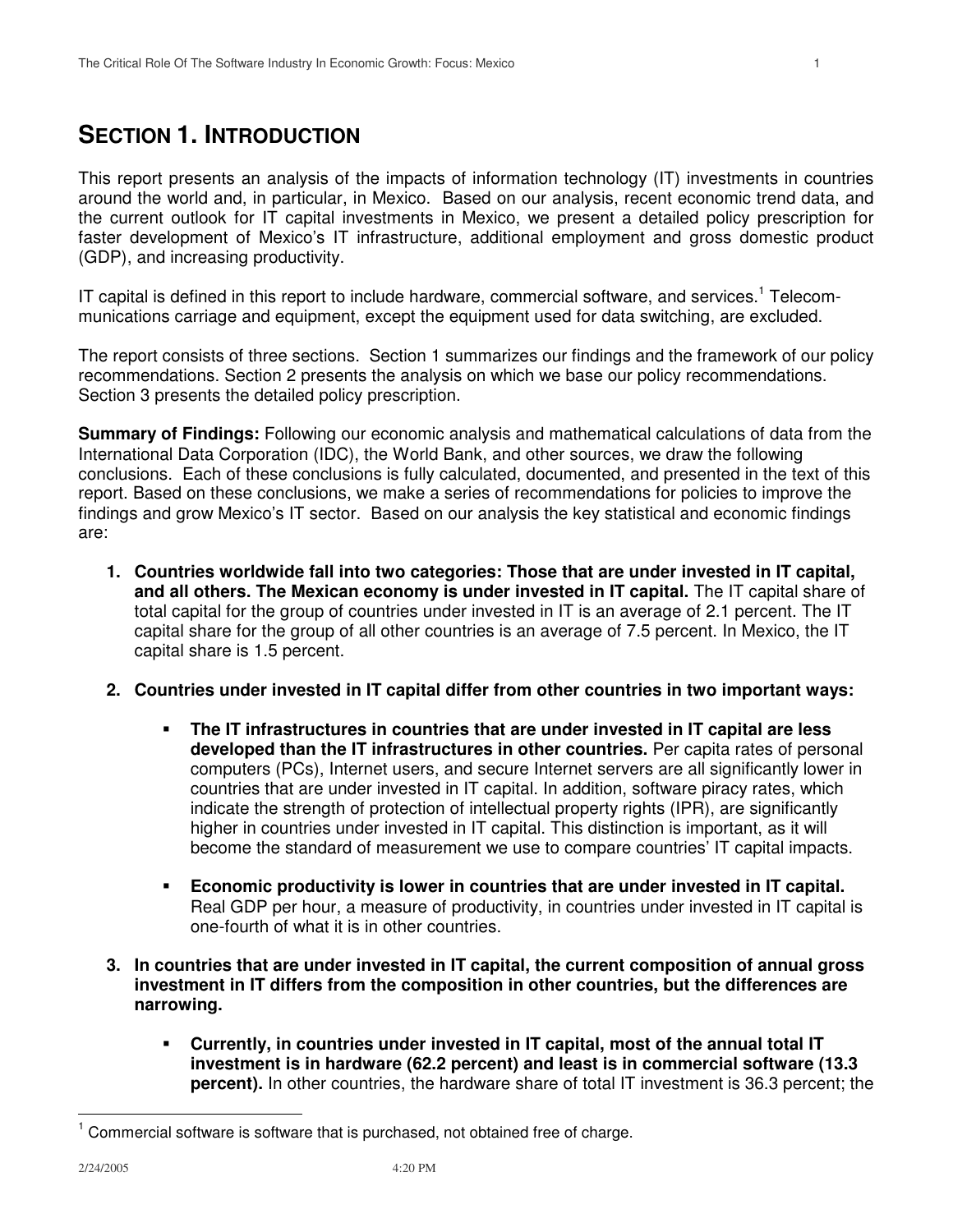# SECTION 1. INTRODUCTION

This report presents an analysis of the impacts of information technology (IT) investments in countries around the world and, in particular, in Mexico. Based on our analysis, recent economic trend data, and the current outlook for IT capital investments in Mexico, we present a detailed policy prescription for faster development of Mexico's IT infrastructure, additional employment and gross domestic product (GDP), and increasing productivity.

IT capital is defined in this report to include hardware, commercial software, and services.[1] Telecommunications carriage and equipment, except the equipment used for data switching, are excluded.

The report consists of three sections. Section 1 summarizes our findings and the framework of our policy recommendations. Section 2 presents the analysis on which we base our policy recommendations. Section 3 presents the detailed policy prescription.

**Summary of Findings:** Following our economic analysis and mathematical calculations of data from the International Data Corporation (IDC), the World Bank, and other sources, we draw the following conclusions. Each of these conclusions is fully calculated, documented, and presented in the text of this report. Based on these conclusions, we make a series of recommendations for policies to improve the findings and grow Mexico's IT sector. Based on our analysis the key statistical and economic findings are:

1. **Countries worldwide fall into two categories: Those that are under invested in IT capital, and all others. The Mexican economy is under invested in IT capital.** The IT capital share of total capital for the group of countries under invested in IT is an average of 2.1 percent. The IT capital share for the group of all other countries is an average of 7.5 percent. In Mexico, the IT capital share is 1.5 percent.

2. **Countries under invested in IT capital differ from other countries in two important ways:**

   - **The IT infrastructures in countries that are under invested in IT capital are less developed than the IT infrastructures in other countries.** Per capita rates of personal computers (PCs), Internet users, and secure Internet servers are all significantly lower in countries that are under invested in IT capital. In addition, software piracy rates, which indicate the strength of protection of intellectual property rights (IPR), are significantly higher in countries under invested in IT capital. This distinction is important, as it will become the standard of measurement we use to compare countries' IT capital impacts.

   - **Economic productivity is lower in countries that are under invested in IT capital.** Real GDP per hour, a measure of productivity, in countries under invested in IT capital is one-fourth of what it is in other countries.

3. **In countries that are under invested in IT capital, the current composition of annual gross investment in IT differs from the composition in other countries, but the differences are narrowing.**

   - **Currently, in countries under invested in IT capital, most of the annual total IT investment is in hardware (62.2 percent) and least is in commercial software (13.3 percent).** In other countries, the hardware share of total IT investment is 36.3 percent; the

[1] Commercial software is software that is purchased, not obtained free of charge.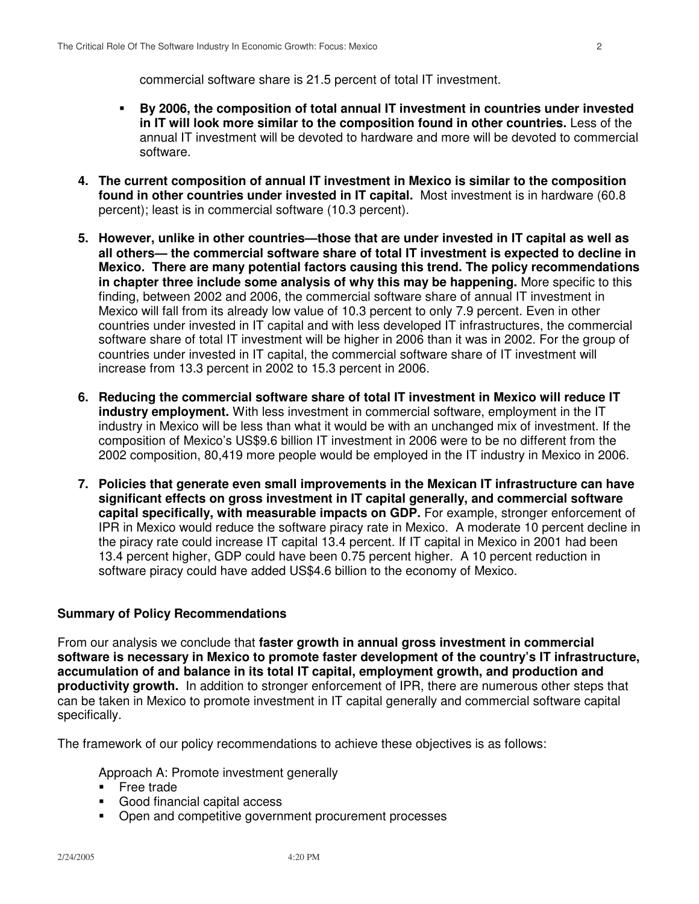commercial software share is 21.5 percent of total IT investment.

- **By 2006, the composition of total annual IT investment in countries under invested in IT will look more similar to the composition found in other countries.** Less of the annual IT investment will be devoted to hardware and more will be devoted to commercial software.

4. **The current composition of annual IT investment in Mexico is similar to the composition found in other countries under invested in IT capital.** Most investment is in hardware (60.8 percent); least is in commercial software (10.3 percent).

5. **However, unlike in other countries—those that are under invested in IT capital as well as all others— the commercial software share of total IT investment is expected to decline in Mexico. There are many potential factors causing this trend. The policy recommendations in chapter three include some analysis of why this may be happening.** More specific to this finding, between 2002 and 2006, the commercial software share of annual IT investment in Mexico will fall from its already low value of 10.3 percent to only 7.9 percent. Even in other countries under invested in IT capital and with less developed IT infrastructures, the commercial software share of total IT investment will be higher in 2006 than it was in 2002. For the group of countries under invested in IT capital, the commercial software share of IT investment will increase from 13.3 percent in 2002 to 15.3 percent in 2006.

6. **Reducing the commercial software share of total IT investment in Mexico will reduce IT industry employment.** With less investment in commercial software, employment in the IT industry in Mexico will be less than what it would be with an unchanged mix of investment. If the composition of Mexico's US$9.6 billion IT investment in 2006 were to be no different from the 2002 composition, 80,419 more people would be employed in the IT industry in Mexico in 2006.

7. **Policies that generate even small improvements in the Mexican IT infrastructure can have significant effects on gross investment in IT capital generally, and commercial software capital specifically, with measurable impacts on GDP.** For example, stronger enforcement of IPR in Mexico would reduce the software piracy rate in Mexico. A moderate 10 percent decline in the piracy rate could increase IT capital 13.4 percent. If IT capital in Mexico in 2001 had been 13.4 percent higher, GDP could have been 0.75 percent higher. A 10 percent reduction in software piracy could have added US$4.6 billion to the economy of Mexico.

### Summary of Policy Recommendations

From our analysis we conclude that **faster growth in annual gross investment in commercial software is necessary in Mexico to promote faster development of the country's IT infrastructure, accumulation of and balance in its total IT capital, employment growth, and production and productivity growth.** In addition to stronger enforcement of IPR, there are numerous other steps that can be taken in Mexico to promote investment in IT capital generally and commercial software capital specifically.

The framework of our policy recommendations to achieve these objectives is as follows:

Approach A: Promote investment generally

- Free trade
- Good financial capital access
- Open and competitive government procurement processes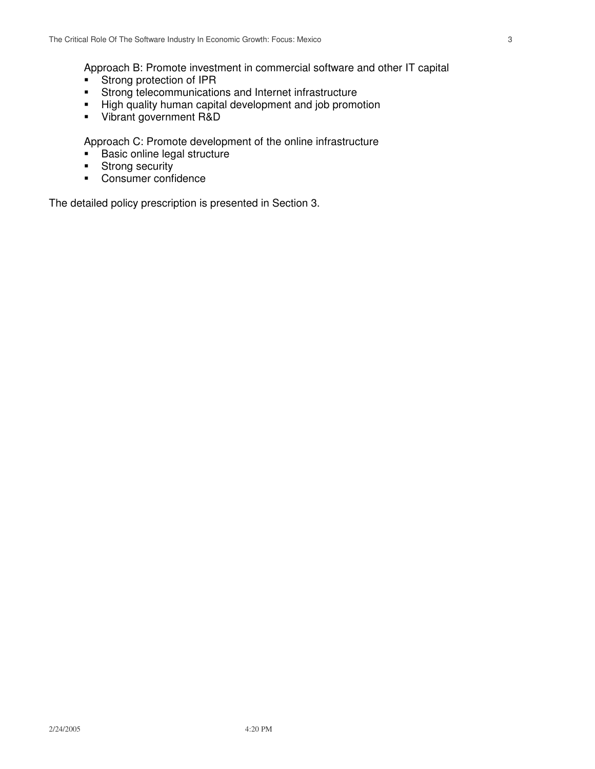Approach B: Promote investment in commercial software and other IT capital

- Strong protection of IPR
- Strong telecommunications and Internet infrastructure
- High quality human capital development and job promotion
- Vibrant government R&D

Approach C: Promote development of the online infrastructure

- Basic online legal structure
- Strong security
- Consumer confidence

The detailed policy prescription is presented in Section 3.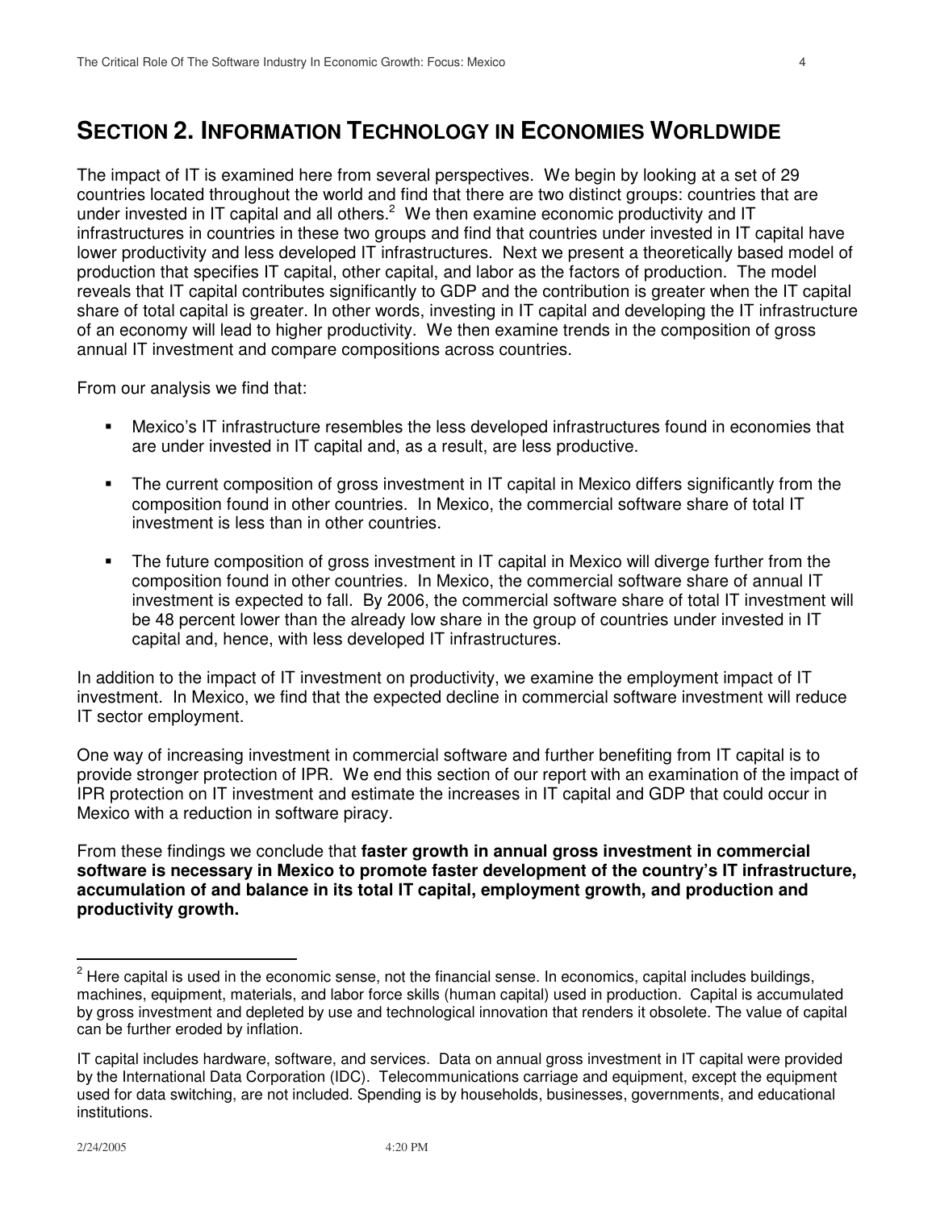## SECTION 2. INFORMATION TECHNOLOGY IN ECONOMIES WORLDWIDE

The impact of IT is examined here from several perspectives. We begin by looking at a set of 29 countries located throughout the world and find that there are two distinct groups: countries that are under invested in IT capital and all others.[2] We then examine economic productivity and IT infrastructures in countries in these two groups and find that countries under invested in IT capital have lower productivity and less developed IT infrastructures. Next we present a theoretically based model of production that specifies IT capital, other capital, and labor as the factors of production. The model reveals that IT capital contributes significantly to GDP and the contribution is greater when the IT capital share of total capital is greater. In other words, investing in IT capital and developing the IT infrastructure of an economy will lead to higher productivity. We then examine trends in the composition of gross annual IT investment and compare compositions across countries.

From our analysis we find that:

- Mexico's IT infrastructure resembles the less developed infrastructures found in economies that are under invested in IT capital and, as a result, are less productive.
- The current composition of gross investment in IT capital in Mexico differs significantly from the composition found in other countries. In Mexico, the commercial software share of total IT investment is less than in other countries.
- The future composition of gross investment in IT capital in Mexico will diverge further from the composition found in other countries. In Mexico, the commercial software share of annual IT investment is expected to fall. By 2006, the commercial software share of total IT investment will be 48 percent lower than the already low share in the group of countries under invested in IT capital and, hence, with less developed IT infrastructures.

In addition to the impact of IT investment on productivity, we examine the employment impact of IT investment. In Mexico, we find that the expected decline in commercial software investment will reduce IT sector employment.

One way of increasing investment in commercial software and further benefiting from IT capital is to provide stronger protection of IPR. We end this section of our report with an examination of the impact of IPR protection on IT investment and estimate the increases in IT capital and GDP that could occur in Mexico with a reduction in software piracy.

From these findings we conclude that **faster growth in annual gross investment in commercial software is necessary in Mexico to promote faster development of the country's IT infrastructure, accumulation of and balance in its total IT capital, employment growth, and production and productivity growth.**

---

[2] Here capital is used in the economic sense, not the financial sense. In economics, capital includes buildings, machines, equipment, materials, and labor force skills (human capital) used in production. Capital is accumulated by gross investment and depleted by use and technological innovation that renders it obsolete. The value of capital can be further eroded by inflation.

IT capital includes hardware, software, and services. Data on annual gross investment in IT capital were provided by the International Data Corporation (IDC). Telecommunications carriage and equipment, except the equipment used for data switching, are not included. Spending is by households, businesses, governments, and educational institutions.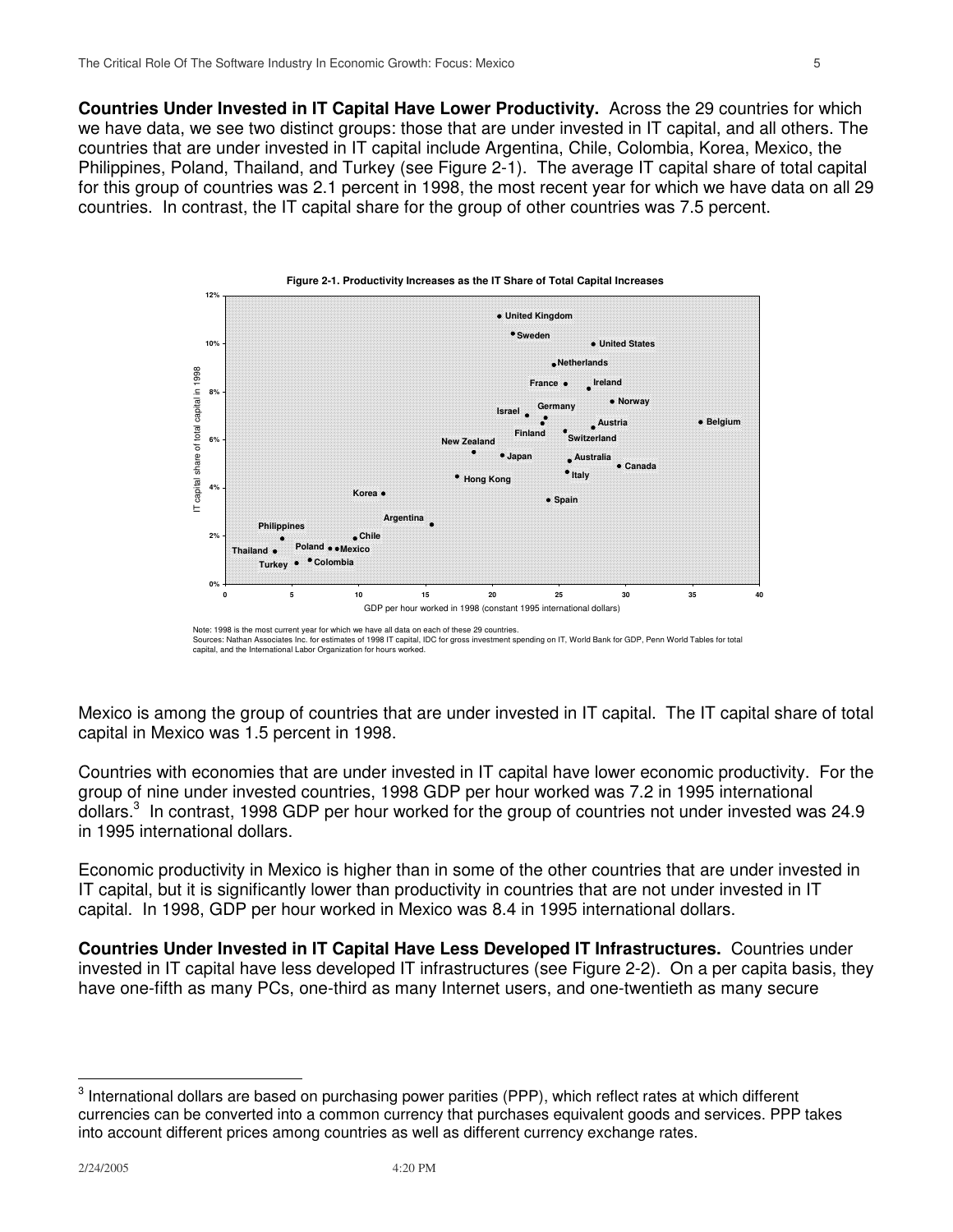**Countries Under Invested in IT Capital Have Lower Productivity.** Across the 29 countries for which we have data, we see two distinct groups: those that are under invested in IT capital, and all others. The countries that are under invested in IT capital include Argentina, Chile, Colombia, Korea, Mexico, the Philippines, Poland, Thailand, and Turkey (see Figure 2-1). The average IT capital share of total capital for this group of countries was 2.1 percent in 1998, the most recent year for which we have data on all 29 countries. In contrast, the IT capital share for the group of other countries was 7.5 percent.

**Figure 2-1. Productivity Increases as the IT Share of Total Capital Increases**

IT capital share of total capital in 1998

0%
2%
4%
6%
8%
10%
12%

0
5
10
15
20
25
30
35
40

GDP per hour worked in 1998 (constant 1995 international dollars)

United Kingdom
Sweden
United States
Netherlands
France
Ireland
Norway
Israel
Germany
Austria
Belgium
Finland
Switzerland
New Zealand
Japan
Australia
Canada
Italy
Hong Kong
Korea
Spain
Argentina
Philippines
Chile
Thailand
Poland
Mexico
Turkey
Colombia

Note: 1998 is the most current year for which we have all data on each of these 29 countries.
Sources: Nathan Associates Inc. for estimates of 1998 IT capital, IDC for gross investment spending on IT, World Bank for GDP, Penn World Tables for total capital, and the International Labor Organization for hours worked.

Mexico is among the group of countries that are under invested in IT capital. The IT capital share of total capital in Mexico was 1.5 percent in 1998.

Countries with economies that are under invested in IT capital have lower economic productivity. For the group of nine under invested countries, 1998 GDP per hour worked was 7.2 in 1995 international dollars.[3] In contrast, 1998 GDP per hour worked for the group of countries not under invested was 24.9 in 1995 international dollars.

Economic productivity in Mexico is higher than in some of the other countries that are under invested in IT capital, but it is significantly lower than productivity in countries that are not under invested in IT capital. In 1998, GDP per hour worked in Mexico was 8.4 in 1995 international dollars.

**Countries Under Invested in IT Capital Have Less Developed IT Infrastructures.** Countries under invested in IT capital have less developed IT infrastructures (see Figure 2-2). On a per capita basis, they have one-fifth as many PCs, one-third as many Internet users, and one-twentieth as many secure

[3] International dollars are based on purchasing power parities (PPP), which reflect rates at which different currencies can be converted into a common currency that purchases equivalent goods and services. PPP takes into account different prices among countries as well as different currency exchange rates.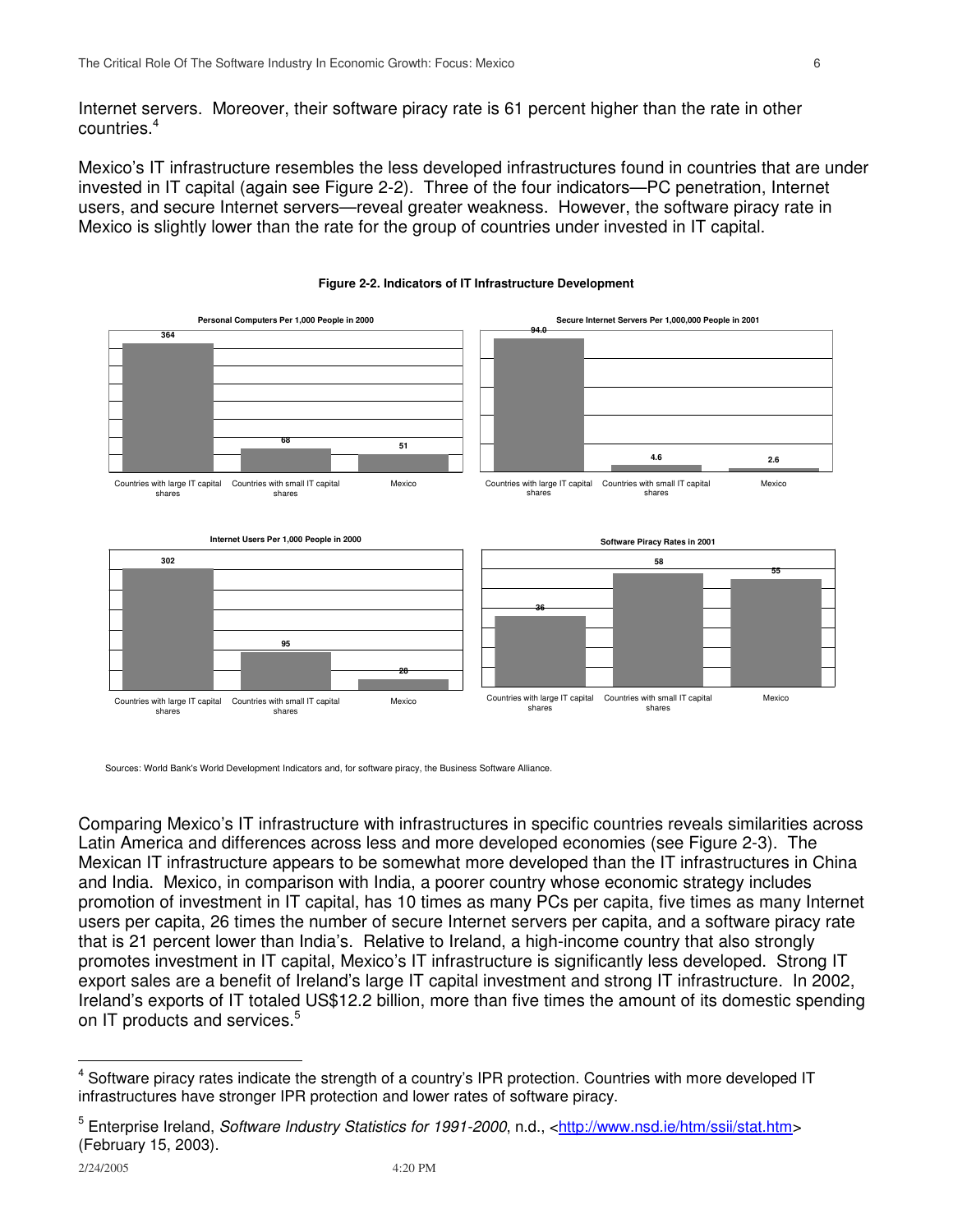Internet servers. Moreover, their software piracy rate is 61 percent higher than the rate in other countries.[4]

Mexico's IT infrastructure resembles the less developed infrastructures found in countries that are under invested in IT capital (again see Figure 2-2). Three of the four indicators—PC penetration, Internet users, and secure Internet servers—reveal greater weakness. However, the software piracy rate in Mexico is slightly lower than the rate for the group of countries under invested in IT capital.

**Figure 2-2. Indicators of IT Infrastructure Development**

| Indicator | Countries with large IT capital shares | Countries with small IT capital shares | Mexico |
|---|---|---|---|
| Personal Computers Per 1,000 People in 2000 | 364 | 68 | 51 |
| Secure Internet Servers Per 1,000,000 People in 2001 | 94.0 | 4.6 | 2.6 |
| Internet Users Per 1,000 People in 2000 | 302 | 95 | 28 |
| Software Piracy Rates in 2001 | 36 | 58 | 55 |

Sources: World Bank's World Development Indicators and, for software piracy, the Business Software Alliance.

Comparing Mexico's IT infrastructure with infrastructures in specific countries reveals similarities across Latin America and differences across less and more developed economies (see Figure 2-3). The Mexican IT infrastructure appears to be somewhat more developed than the IT infrastructures in China and India. Mexico, in comparison with India, a poorer country whose economic strategy includes promotion of investment in IT capital, has 10 times as many PCs per capita, five times as many Internet users per capita, 26 times the number of secure Internet servers per capita, and a software piracy rate that is 21 percent lower than India's. Relative to Ireland, a high-income country that also strongly promotes investment in IT capital, Mexico's IT infrastructure is significantly less developed. Strong IT export sales are a benefit of Ireland's large IT capital investment and strong IT infrastructure. In 2002, Ireland's exports of IT totaled US$12.2 billion, more than five times the amount of its domestic spending on IT products and services.[5]

---

[4] Software piracy rates indicate the strength of a country's IPR protection. Countries with more developed IT infrastructures have stronger IPR protection and lower rates of software piracy.

[5] Enterprise Ireland, *Software Industry Statistics for 1991-2000*, n.d., <http://www.nsd.ie/htm/ssii/stat.htm> (February 15, 2003).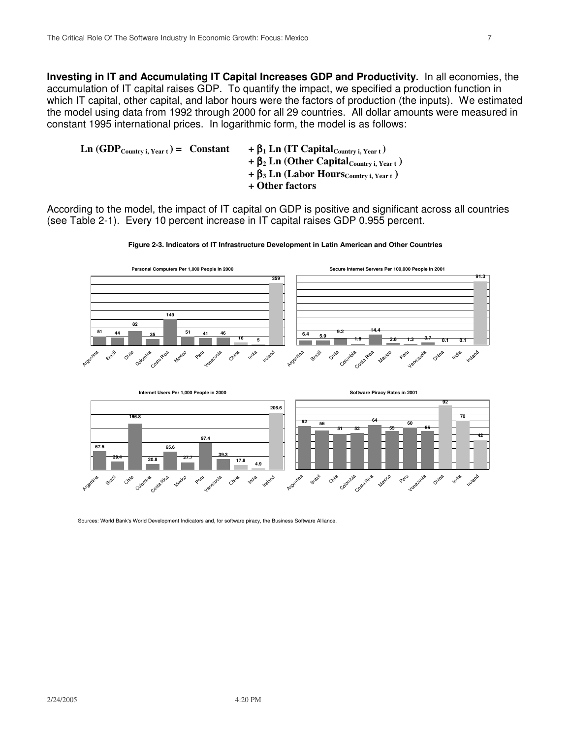**Investing in IT and Accumulating IT Capital Increases GDP and Productivity.** In all economies, the accumulation of IT capital raises GDP. To quantify the impact, we specified a production function in which IT capital, other capital, and labor hours were the factors of production (the inputs). We estimated the model using data from 1992 through 2000 for all 29 countries. All dollar amounts were measured in constant 1995 international prices. In logarithmic form, the model is as follows:

$$
\begin{aligned}
\mathbf{Ln\,(GDP_{Country\,i,\,Year\,t}) = Constant} \quad & + \boldsymbol{\beta_1}\,\mathbf{Ln\,(IT\ Capital_{Country\,i,\,Year\,t})} \\
& + \boldsymbol{\beta_2}\,\mathbf{Ln\,(Other\ Capital_{Country\,i,\,Year\,t})} \\
& + \boldsymbol{\beta_3}\,\mathbf{Ln\,(Labor\ Hours_{Country\,i,\,Year\,t})} \\
& + \mathbf{Other\ factors}
\end{aligned}
$$

According to the model, the impact of IT capital on GDP is positive and significant across all countries (see Table 2-1). Every 10 percent increase in IT capital raises GDP 0.955 percent.

**Figure 2-3. Indicators of IT Infrastructure Development in Latin American and Other Countries**

Personal Computers Per 1,000 People in 2000

51 44 82 35 149 51 41 46 16 5 359

Argentina Brazil Chile Colombia Costa Rica Mexico Peru Venezuela China India Ireland

Secure Internet Servers Per 100,000 People in 2001

6.4 5.9 9.2 1.6 14.4 2.6 1.3 3.7 0.1 0.1 91.3

Argentina Brazil Chile Colombia Costa Rica Mexico Peru Venezuela China India Ireland

Internet Users Per 1,000 People in 2000

67.5 29.4 166.8 20.8 65.6 27.7 97.4 39.3 17.8 4.9 206.6

Argentina Brazil Chile Colombia Costa Rica Mexico Peru Venezuela China India Ireland

Software Piracy Rates in 2001

62 56 51 52 64 55 60 55 92 70 42

Argentina Brazil Chile Colombia Costa Rica Mexico Peru Venezuela China India Ireland

Sources: World Bank's World Development Indicators and, for software piracy, the Business Software Alliance.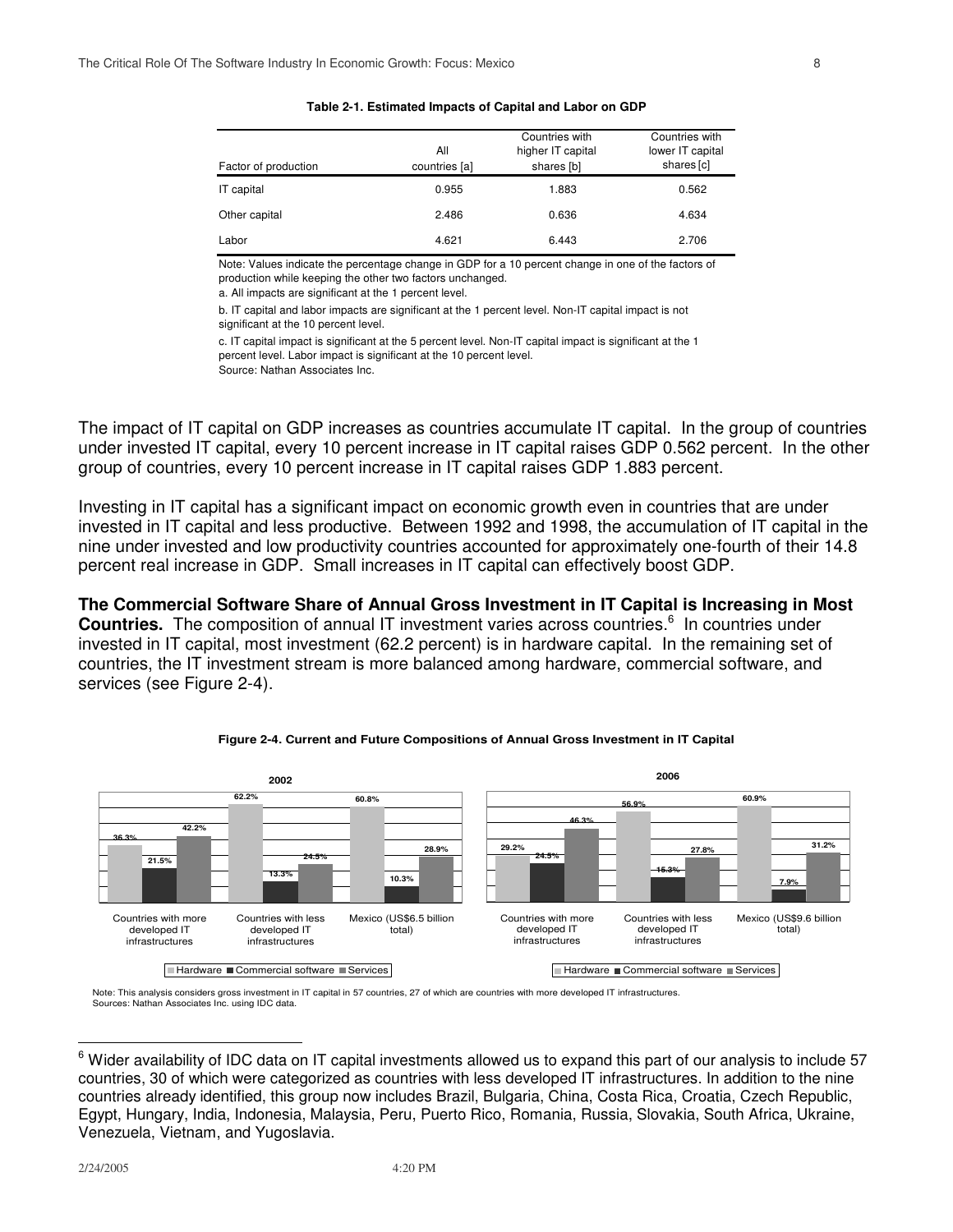**Table 2-1. Estimated Impacts of Capital and Labor on GDP**

| Factor of production | All countries [a] | Countries with higher IT capital shares [b] | Countries with lower IT capital shares [c] |
|---|---|---|---|
| IT capital | 0.955 | 1.883 | 0.562 |
| Other capital | 2.486 | 0.636 | 4.634 |
| Labor | 4.621 | 6.443 | 2.706 |

Note: Values indicate the percentage change in GDP for a 10 percent change in one of the factors of production while keeping the other two factors unchanged.

a. All impacts are significant at the 1 percent level.

b. IT capital and labor impacts are significant at the 1 percent level. Non-IT capital impact is not significant at the 10 percent level.

c. IT capital impact is significant at the 5 percent level. Non-IT capital impact is significant at the 1 percent level. Labor impact is significant at the 10 percent level.

Source: Nathan Associates Inc.

The impact of IT capital on GDP increases as countries accumulate IT capital. In the group of countries under invested IT capital, every 10 percent increase in IT capital raises GDP 0.562 percent. In the other group of countries, every 10 percent increase in IT capital raises GDP 1.883 percent.

Investing in IT capital has a significant impact on economic growth even in countries that are under invested in IT capital and less productive. Between 1992 and 1998, the accumulation of IT capital in the nine under invested and low productivity countries accounted for approximately one-fourth of their 14.8 percent real increase in GDP. Small increases in IT capital can effectively boost GDP.

**The Commercial Software Share of Annual Gross Investment in IT Capital is Increasing in Most Countries.** The composition of annual IT investment varies across countries.[6] In countries under invested in IT capital, most investment (62.2 percent) is in hardware capital. In the remaining set of countries, the IT investment stream is more balanced among hardware, commercial software, and services (see Figure 2-4).

**Figure 2-4. Current and Future Compositions of Annual Gross Investment in IT Capital**

2002

36.3%
21.5%
42.2%
62.2%
13.3%
24.5%
60.8%
10.3%
28.9%

Countries with more developed IT infrastructures
Countries with less developed IT infrastructures
Mexico (US$6.5 billion total)

Hardware ■ Commercial software ■ Services

2006

29.2%
24.5%
46.3%
56.9%
15.3%
27.8%
60.9%
7.9%
31.2%

Countries with more developed IT infrastructures
Countries with less developed IT infrastructures
Mexico (US$9.6 billion total)

Hardware ■ Commercial software ■ Services

Note: This analysis considers gross investment in IT capital in 57 countries, 27 of which are countries with more developed IT infrastructures.
Sources: Nathan Associates Inc. using IDC data.

[6] Wider availability of IDC data on IT capital investments allowed us to expand this part of our analysis to include 57 countries, 30 of which were categorized as countries with less developed IT infrastructures. In addition to the nine countries already identified, this group now includes Brazil, Bulgaria, China, Costa Rica, Croatia, Czech Republic, Egypt, Hungary, India, Indonesia, Malaysia, Peru, Puerto Rico, Romania, Russia, Slovakia, South Africa, Ukraine, Venezuela, Vietnam, and Yugoslavia.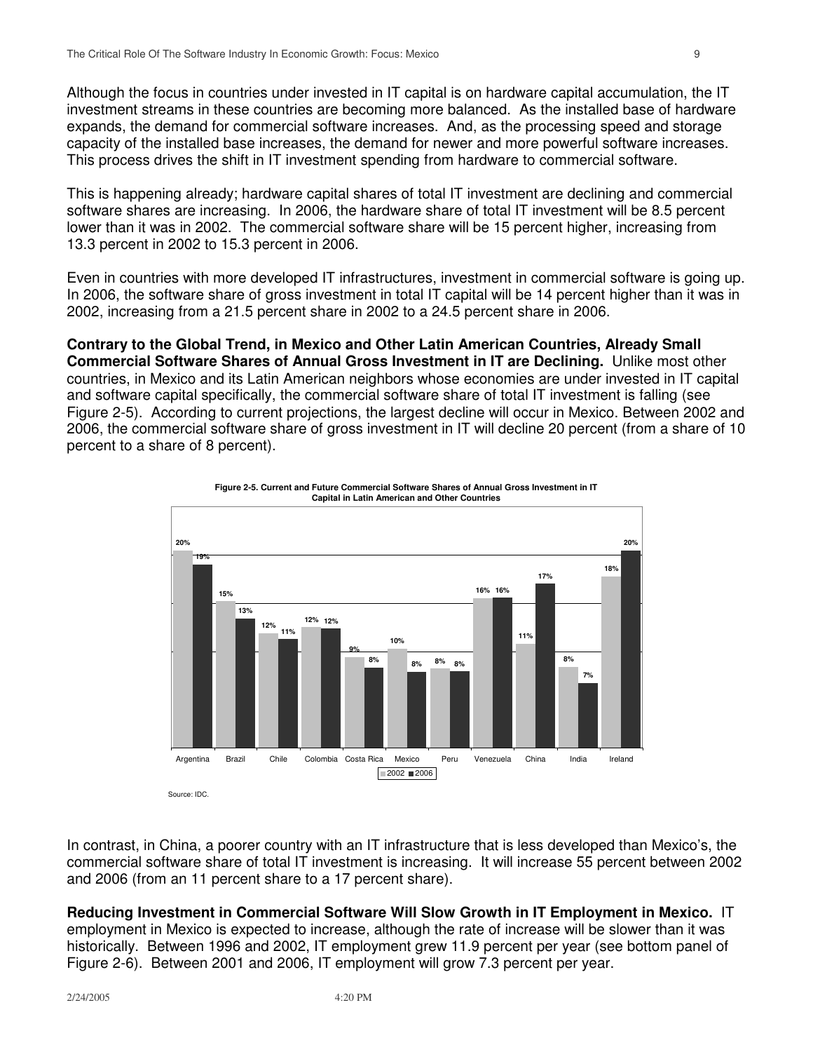Although the focus in countries under invested in IT capital is on hardware capital accumulation, the IT investment streams in these countries are becoming more balanced. As the installed base of hardware expands, the demand for commercial software increases. And, as the processing speed and storage capacity of the installed base increases, the demand for newer and more powerful software increases. This process drives the shift in IT investment spending from hardware to commercial software.

This is happening already; hardware capital shares of total IT investment are declining and commercial software shares are increasing. In 2006, the hardware share of total IT investment will be 8.5 percent lower than it was in 2002. The commercial software share will be 15 percent higher, increasing from 13.3 percent in 2002 to 15.3 percent in 2006.

Even in countries with more developed IT infrastructures, investment in commercial software is going up. In 2006, the software share of gross investment in total IT capital will be 14 percent higher than it was in 2002, increasing from a 21.5 percent share in 2002 to a 24.5 percent share in 2006.

**Contrary to the Global Trend, in Mexico and Other Latin American Countries, Already Small Commercial Software Shares of Annual Gross Investment in IT are Declining.** Unlike most other countries, in Mexico and its Latin American neighbors whose economies are under invested in IT capital and software capital specifically, the commercial software share of total IT investment is falling (see Figure 2-5). According to current projections, the largest decline will occur in Mexico. Between 2002 and 2006, the commercial software share of gross investment in IT will decline 20 percent (from a share of 10 percent to a share of 8 percent).

**Figure 2-5. Current and Future Commercial Software Shares of Annual Gross Investment in IT Capital in Latin American and Other Countries**

Argentina: 20% 19%
Brazil: 15% 13%
Chile: 12% 11%
Colombia: 12% 12%
Costa Rica: 9% 8%
Mexico: 10% 8%
Peru: 8% 8%
Venezuela: 16% 16%
China: 11% 17%
India: 8% 7%
Ireland: 18% 20%

2002 2006

Source: IDC.

In contrast, in China, a poorer country with an IT infrastructure that is less developed than Mexico's, the commercial software share of total IT investment is increasing. It will increase 55 percent between 2002 and 2006 (from an 11 percent share to a 17 percent share).

**Reducing Investment in Commercial Software Will Slow Growth in IT Employment in Mexico.** IT employment in Mexico is expected to increase, although the rate of increase will be slower than it was historically. Between 1996 and 2002, IT employment grew 11.9 percent per year (see bottom panel of Figure 2-6). Between 2001 and 2006, IT employment will grow 7.3 percent per year.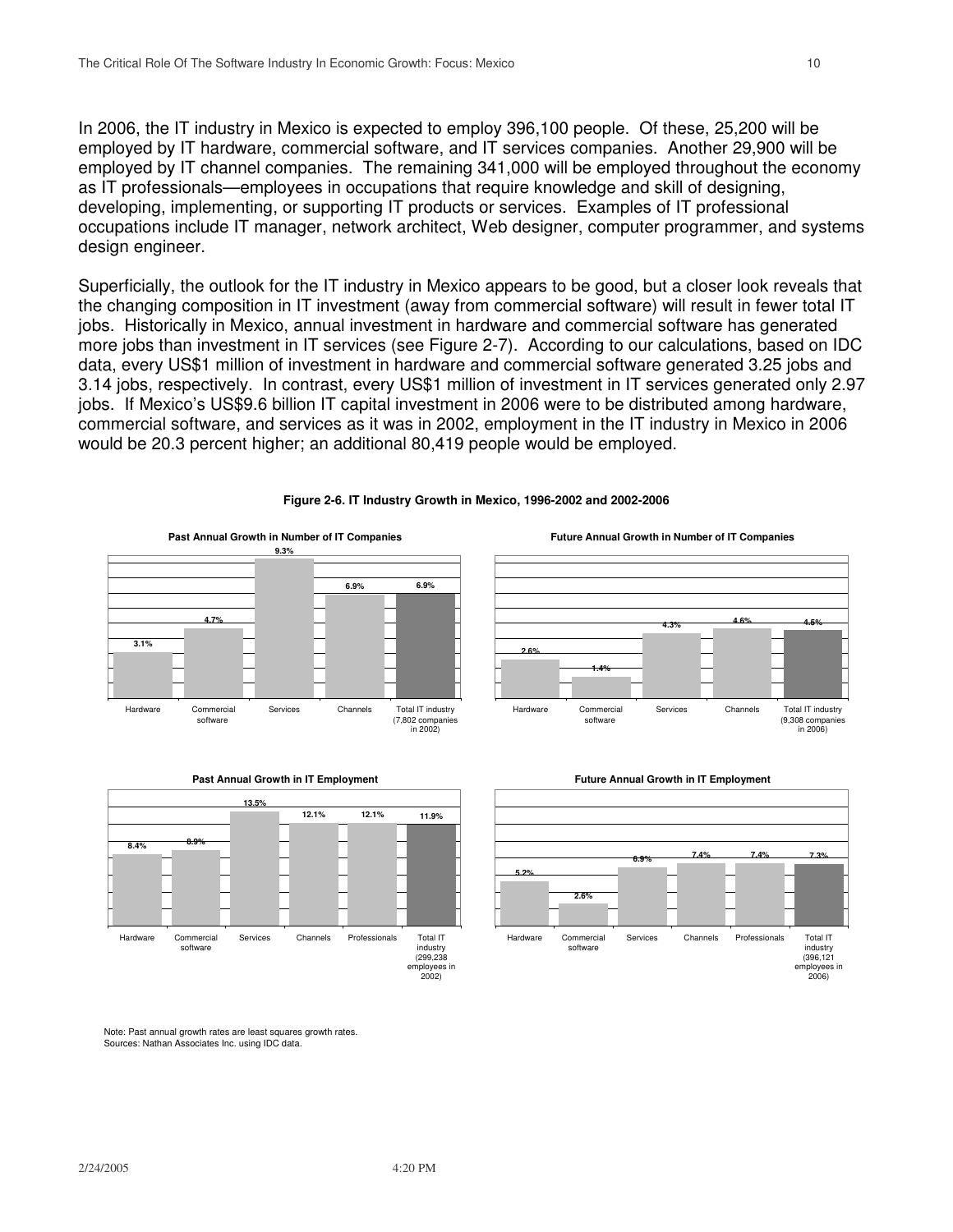In 2006, the IT industry in Mexico is expected to employ 396,100 people. Of these, 25,200 will be employed by IT hardware, commercial software, and IT services companies. Another 29,900 will be employed by IT channel companies. The remaining 341,000 will be employed throughout the economy as IT professionals—employees in occupations that require knowledge and skill of designing, developing, implementing, or supporting IT products or services. Examples of IT professional occupations include IT manager, network architect, Web designer, computer programmer, and systems design engineer.

Superficially, the outlook for the IT industry in Mexico appears to be good, but a closer look reveals that the changing composition in IT investment (away from commercial software) will result in fewer total IT jobs. Historically in Mexico, annual investment in hardware and commercial software has generated more jobs than investment in IT services (see Figure 2-7). According to our calculations, based on IDC data, every US$1 million of investment in hardware and commercial software generated 3.25 jobs and 3.14 jobs, respectively. In contrast, every US$1 million of investment in IT services generated only 2.97 jobs. If Mexico's US$9.6 billion IT capital investment in 2006 were to be distributed among hardware, commercial software, and services as it was in 2002, employment in the IT industry in Mexico in 2006 would be 20.3 percent higher; an additional 80,419 people would be employed.

**Figure 2-6. IT Industry Growth in Mexico, 1996-2002 and 2002-2006**

**Past Annual Growth in Number of IT Companies**

3.1%
4.7%
9.3%
6.9%
6.9%

Hardware
Commercial software
Services
Channels
Total IT industry (7,802 companies in 2002)

**Future Annual Growth in Number of IT Companies**

2.6%
1.4%
4.3%
4.6%
4.5%

Hardware
Commercial software
Services
Channels
Total IT industry (9,308 companies in 2006)

**Past Annual Growth in IT Employment**

8.4%
8.9%
13.5%
12.1%
12.1%
11.9%

Hardware
Commercial software
Services
Channels
Professionals
Total IT industry (299,238 employees in 2002)

**Future Annual Growth in IT Employment**

5.2%
2.6%
6.9%
7.4%
7.4%
7.3%

Hardware
Commercial software
Services
Channels
Professionals
Total IT industry (396,121 employees in 2006)

Note: Past annual growth rates are least squares growth rates.
Sources: Nathan Associates Inc. using IDC data.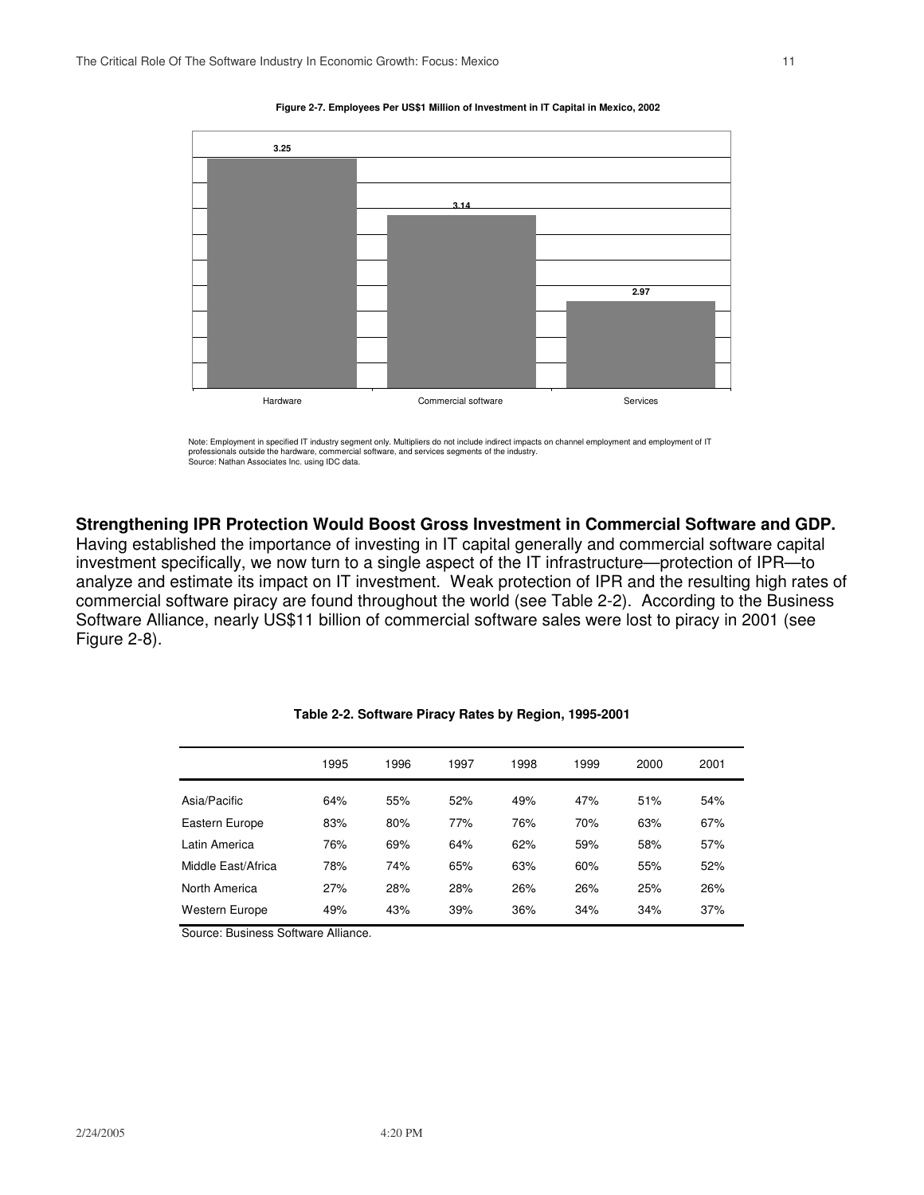**Figure 2-7. Employees Per US$1 Million of Investment in IT Capital in Mexico, 2002**

3.25

3.14

2.97

Hardware

Commercial software

Services

Note: Employment in specified IT industry segment only. Multipliers do not include indirect impacts on channel employment and employment of IT professionals outside the hardware, commercial software, and services segments of the industry.
Source: Nathan Associates Inc. using IDC data.

**Strengthening IPR Protection Would Boost Gross Investment in Commercial Software and GDP.** Having established the importance of investing in IT capital generally and commercial software capital investment specifically, we now turn to a single aspect of the IT infrastructure—protection of IPR—to analyze and estimate its impact on IT investment. Weak protection of IPR and the resulting high rates of commercial software piracy are found throughout the world (see Table 2-2). According to the Business Software Alliance, nearly US$11 billion of commercial software sales were lost to piracy in 2001 (see Figure 2-8).

**Table 2-2. Software Piracy Rates by Region, 1995-2001**

| | 1995 | 1996 | 1997 | 1998 | 1999 | 2000 | 2001 |
|---|---|---|---|---|---|---|---|
| Asia/Pacific | 64% | 55% | 52% | 49% | 47% | 51% | 54% |
| Eastern Europe | 83% | 80% | 77% | 76% | 70% | 63% | 67% |
| Latin America | 76% | 69% | 64% | 62% | 59% | 58% | 57% |
| Middle East/Africa | 78% | 74% | 65% | 63% | 60% | 55% | 52% |
| North America | 27% | 28% | 28% | 26% | 26% | 25% | 26% |
| Western Europe | 49% | 43% | 39% | 36% | 34% | 34% | 37% |

Source: Business Software Alliance.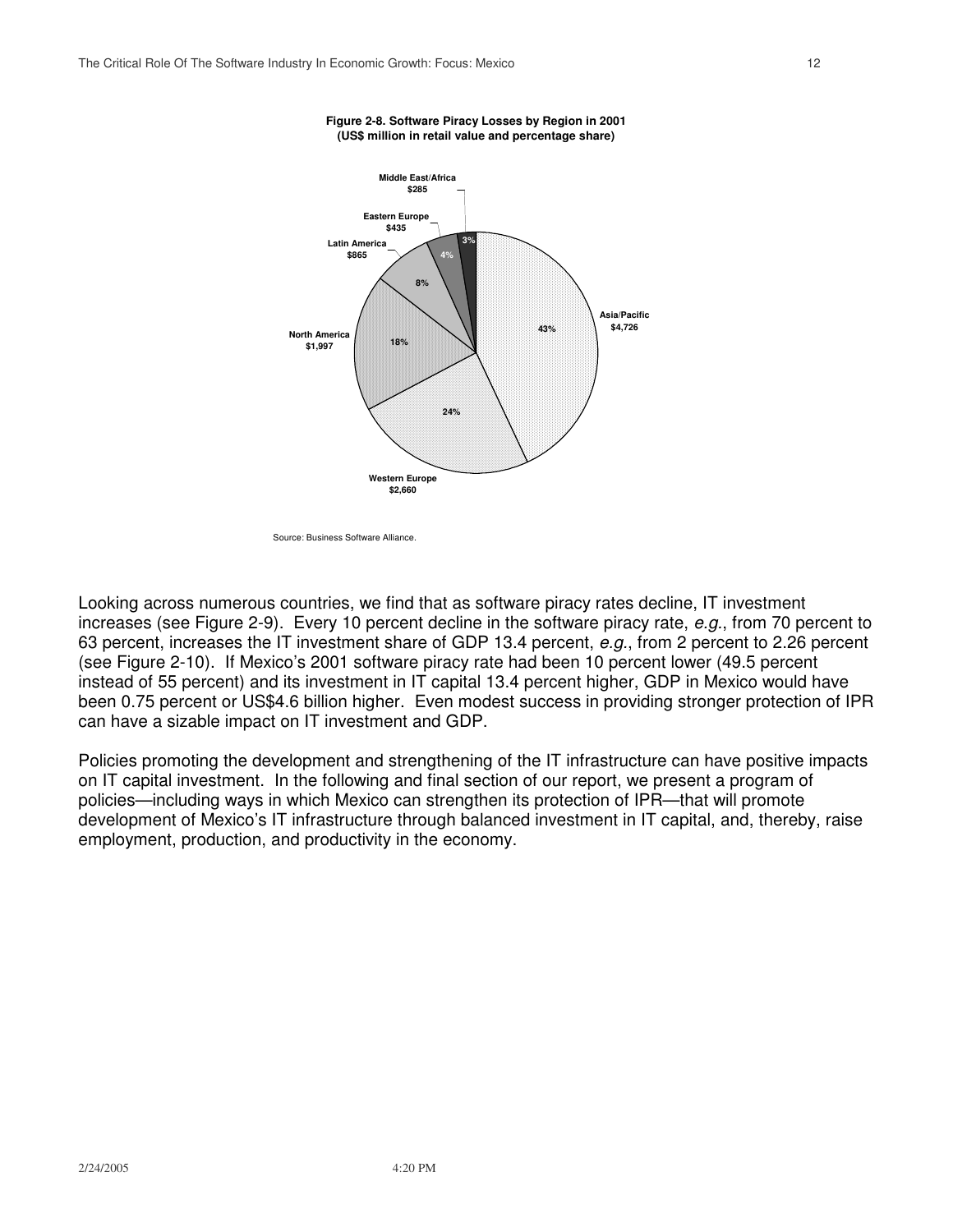**Figure 2-8. Software Piracy Losses by Region in 2001**
**(US$ million in retail value and percentage share)**

Middle East/Africa
$285
3%

Eastern Europe
$435
4%

Latin America
$865
8%

Asia/Pacific
$4,726
43%

North America
$1,997
18%

Western Europe
$2,660
24%

Source: Business Software Alliance.

Looking across numerous countries, we find that as software piracy rates decline, IT investment increases (see Figure 2-9). Every 10 percent decline in the software piracy rate, *e.g.*, from 70 percent to 63 percent, increases the IT investment share of GDP 13.4 percent, *e.g.*, from 2 percent to 2.26 percent (see Figure 2-10). If Mexico's 2001 software piracy rate had been 10 percent lower (49.5 percent instead of 55 percent) and its investment in IT capital 13.4 percent higher, GDP in Mexico would have been 0.75 percent or US$4.6 billion higher. Even modest success in providing stronger protection of IPR can have a sizable impact on IT investment and GDP.

Policies promoting the development and strengthening of the IT infrastructure can have positive impacts on IT capital investment. In the following and final section of our report, we present a program of policies—including ways in which Mexico can strengthen its protection of IPR—that will promote development of Mexico's IT infrastructure through balanced investment in IT capital, and, thereby, raise employment, production, and productivity in the economy.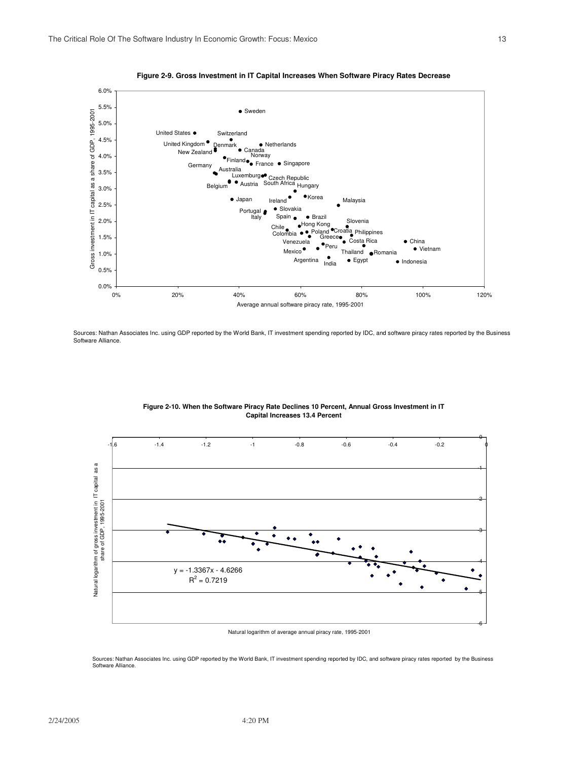**Figure 2-9. Gross Investment in IT Capital Increases When Software Piracy Rates Decrease**

Gross investment in IT capital as a share of GDP, 1995-2001

6.0%
5.5%
5.0%
4.5%
4.0%
3.5%
3.0%
2.5%
2.0%
1.5%
1.0%
0.5%
0.0%

0% 20% 40% 60% 80% 100% 120%

Average annual software piracy rate, 1995-2001

Sweden, United States, Switzerland, United Kingdom, Denmark, Netherlands, New Zealand, Canada, Norway, Finland, France, Singapore, Germany, Australia, Luxemburg, Czech Republic, South Africa, Belgium, Austria, Hungary, Japan, Ireland, Korea, Malaysia, Portugal, Slovakia, Italy, Spain, Brazil, Slovenia, Hong Kong, Chile, Croatia, Colombia, Poland, Philippines, Greece, Venezuela, Costa Rica, China, Peru, Vietnam, Mexico, Thailand, Romania, Argentina, Egypt, India, Indonesia

Sources: Nathan Associates Inc. using GDP reported by the World Bank, IT investment spending reported by IDC, and software piracy rates reported by the Business Software Alliance.

**Figure 2-10. When the Software Piracy Rate Declines 10 Percent, Annual Gross Investment in IT Capital Increases 13.4 Percent**

Natural logarithm of gross investment in IT capital as a share of GDP, 1995-2001

-1.6 -1.4 -1.2 -1 -0.8 -0.6 -0.4 -0.2 0

0
-1
-2
-3
-4
-5
-6

$y = -1.3367x - 4.6266$

$R^2 = 0.7219$

Natural logarithm of average annual piracy rate, 1995-2001

Sources: Nathan Associates Inc. using GDP reported by the World Bank, IT investment spending reported by IDC, and software piracy rates reported by the Business Software Alliance.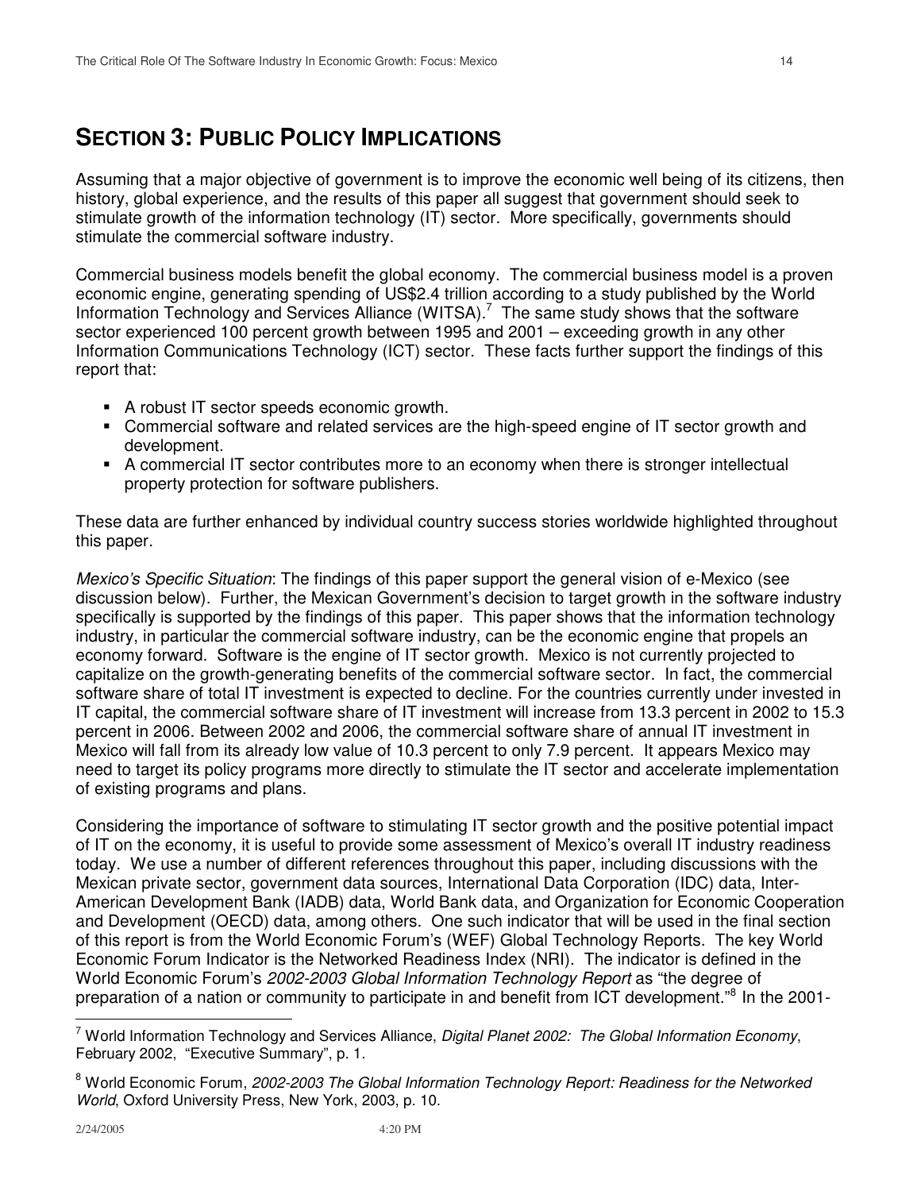# SECTION 3: PUBLIC POLICY IMPLICATIONS

Assuming that a major objective of government is to improve the economic well being of its citizens, then history, global experience, and the results of this paper all suggest that government should seek to stimulate growth of the information technology (IT) sector. More specifically, governments should stimulate the commercial software industry.

Commercial business models benefit the global economy. The commercial business model is a proven economic engine, generating spending of US$2.4 trillion according to a study published by the World Information Technology and Services Alliance (WITSA).[7] The same study shows that the software sector experienced 100 percent growth between 1995 and 2001 – exceeding growth in any other Information Communications Technology (ICT) sector. These facts further support the findings of this report that:

- A robust IT sector speeds economic growth.
- Commercial software and related services are the high-speed engine of IT sector growth and development.
- A commercial IT sector contributes more to an economy when there is stronger intellectual property protection for software publishers.

These data are further enhanced by individual country success stories worldwide highlighted throughout this paper.

*Mexico's Specific Situation*: The findings of this paper support the general vision of e-Mexico (see discussion below). Further, the Mexican Government's decision to target growth in the software industry specifically is supported by the findings of this paper. This paper shows that the information technology industry, in particular the commercial software industry, can be the economic engine that propels an economy forward. Software is the engine of IT sector growth. Mexico is not currently projected to capitalize on the growth-generating benefits of the commercial software sector. In fact, the commercial software share of total IT investment is expected to decline. For the countries currently under invested in IT capital, the commercial software share of IT investment will increase from 13.3 percent in 2002 to 15.3 percent in 2006. Between 2002 and 2006, the commercial software share of annual IT investment in Mexico will fall from its already low value of 10.3 percent to only 7.9 percent. It appears Mexico may need to target its policy programs more directly to stimulate the IT sector and accelerate implementation of existing programs and plans.

Considering the importance of software to stimulating IT sector growth and the positive potential impact of IT on the economy, it is useful to provide some assessment of Mexico's overall IT industry readiness today. We use a number of different references throughout this paper, including discussions with the Mexican private sector, government data sources, International Data Corporation (IDC) data, Inter-American Development Bank (IADB) data, World Bank data, and Organization for Economic Cooperation and Development (OECD) data, among others. One such indicator that will be used in the final section of this report is from the World Economic Forum's (WEF) Global Technology Reports. The key World Economic Forum Indicator is the Networked Readiness Index (NRI). The indicator is defined in the World Economic Forum's *2002-2003 Global Information Technology Report* as "the degree of preparation of a nation or community to participate in and benefit from ICT development."[8] In the 2001-

[7] World Information Technology and Services Alliance, *Digital Planet 2002: The Global Information Economy*, February 2002, "Executive Summary", p. 1.

[8] World Economic Forum, *2002-2003 The Global Information Technology Report: Readiness for the Networked World*, Oxford University Press, New York, 2003, p. 10.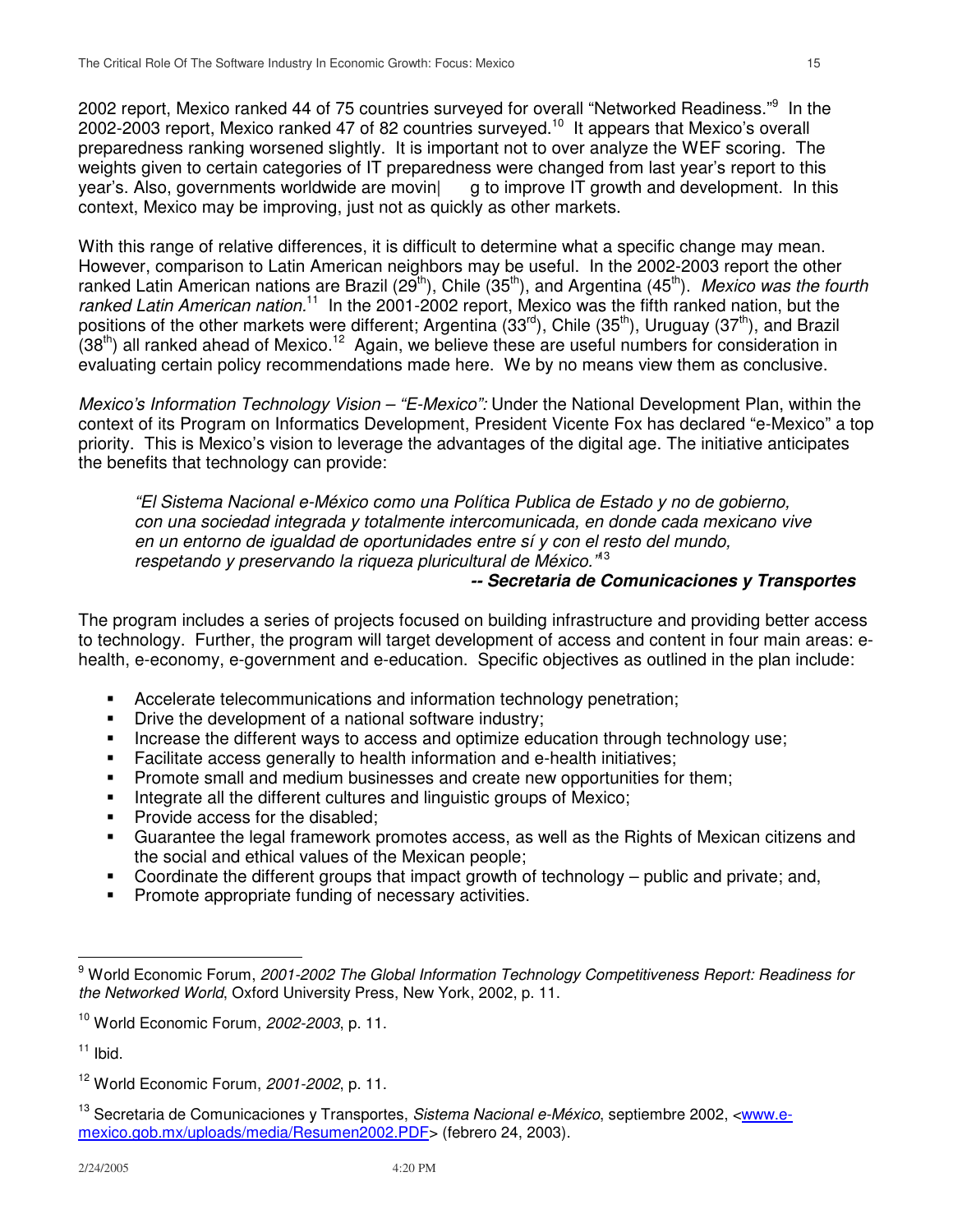2002 report, Mexico ranked 44 of 75 countries surveyed for overall "Networked Readiness."[9] In the 2002-2003 report, Mexico ranked 47 of 82 countries surveyed.[10] It appears that Mexico's overall preparedness ranking worsened slightly. It is important not to over analyze the WEF scoring. The weights given to certain categories of IT preparedness were changed from last year's report to this year's. Also, governments worldwide are movin| g to improve IT growth and development. In this context, Mexico may be improving, just not as quickly as other markets.

With this range of relative differences, it is difficult to determine what a specific change may mean. However, comparison to Latin American neighbors may be useful. In the 2002-2003 report the other ranked Latin American nations are Brazil (29th), Chile (35th), and Argentina (45th). *Mexico was the fourth ranked Latin American nation.*[11] In the 2001-2002 report, Mexico was the fifth ranked nation, but the positions of the other markets were different; Argentina (33rd), Chile (35th), Uruguay (37th), and Brazil (38th) all ranked ahead of Mexico.[12] Again, we believe these are useful numbers for consideration in evaluating certain policy recommendations made here. We by no means view them as conclusive.

*Mexico's Information Technology Vision – "E-Mexico":* Under the National Development Plan, within the context of its Program on Informatics Development, President Vicente Fox has declared "e-Mexico" a top priority. This is Mexico's vision to leverage the advantages of the digital age. The initiative anticipates the benefits that technology can provide:

> *"El Sistema Nacional e-México como una Política Publica de Estado y no de gobierno, con una sociedad integrada y totalmente intercomunicada, en donde cada mexicano vive en un entorno de igualdad de oportunidades entre sí y con el resto del mundo, respetando y preservando la riqueza pluricultural de México."*[13]
>
> ***-- Secretaria de Comunicaciones y Transportes***

The program includes a series of projects focused on building infrastructure and providing better access to technology. Further, the program will target development of access and content in four main areas: e-health, e-economy, e-government and e-education. Specific objectives as outlined in the plan include:

- Accelerate telecommunications and information technology penetration;
- Drive the development of a national software industry;
- Increase the different ways to access and optimize education through technology use;
- Facilitate access generally to health information and e-health initiatives;
- Promote small and medium businesses and create new opportunities for them;
- Integrate all the different cultures and linguistic groups of Mexico;
- Provide access for the disabled;
- Guarantee the legal framework promotes access, as well as the Rights of Mexican citizens and the social and ethical values of the Mexican people;
- Coordinate the different groups that impact growth of technology – public and private; and,
- Promote appropriate funding of necessary activities.

---

[9] World Economic Forum, *2001-2002 The Global Information Technology Competitiveness Report: Readiness for the Networked World*, Oxford University Press, New York, 2002, p. 11.

[10] World Economic Forum, *2002-2003*, p. 11.

[11] Ibid.

[12] World Economic Forum, *2001-2002*, p. 11.

[13] Secretaria de Comunicaciones y Transportes, *Sistema Nacional e-México*, septiembre 2002, <www.e-mexico.gob.mx/uploads/media/Resumen2002.PDF> (febrero 24, 2003).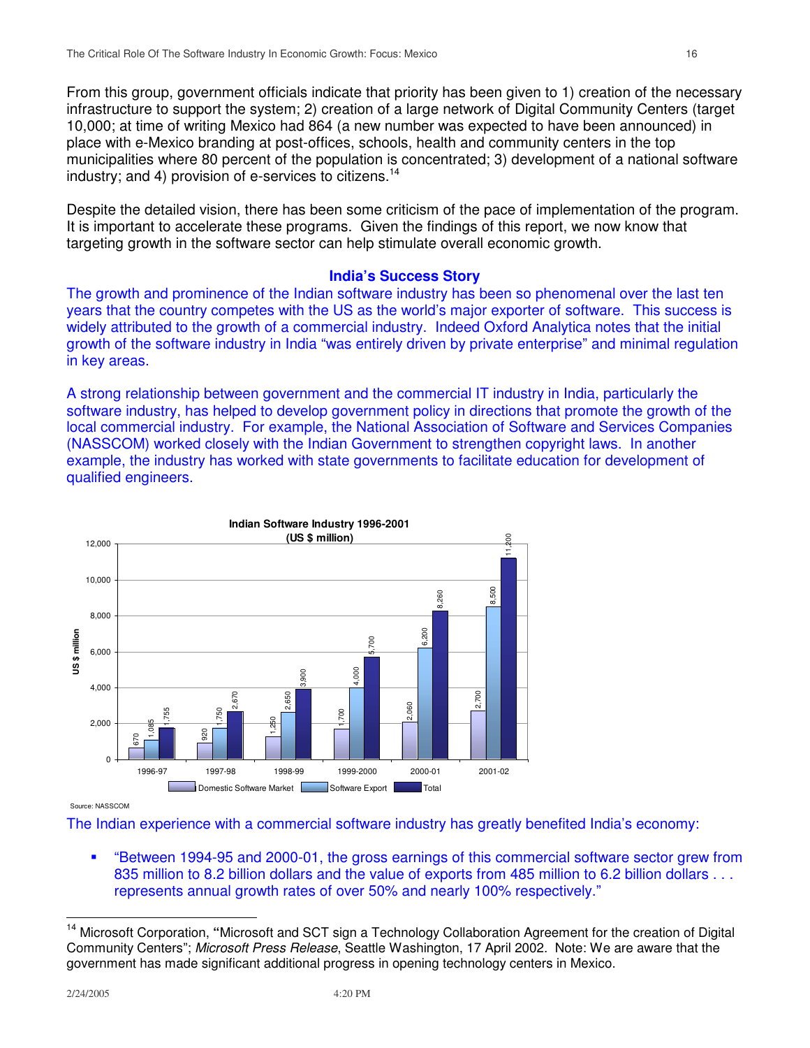From this group, government officials indicate that priority has been given to 1) creation of the necessary infrastructure to support the system; 2) creation of a large network of Digital Community Centers (target 10,000; at time of writing Mexico had 864 (a new number was expected to have been announced) in place with e-Mexico branding at post-offices, schools, health and community centers in the top municipalities where 80 percent of the population is concentrated; 3) development of a national software industry; and 4) provision of e-services to citizens.[14]

Despite the detailed vision, there has been some criticism of the pace of implementation of the program. It is important to accelerate these programs. Given the findings of this report, we now know that targeting growth in the software sector can help stimulate overall economic growth.

## India's Success Story

The growth and prominence of the Indian software industry has been so phenomenal over the last ten years that the country competes with the US as the world's major exporter of software. This success is widely attributed to the growth of a commercial industry. Indeed Oxford Analytica notes that the initial growth of the software industry in India "was entirely driven by private enterprise" and minimal regulation in key areas.

A strong relationship between government and the commercial IT industry in India, particularly the software industry, has helped to develop government policy in directions that promote the growth of the local commercial industry. For example, the National Association of Software and Services Companies (NASSCOM) worked closely with the Indian Government to strengthen copyright laws. In another example, the industry has worked with state governments to facilitate education for development of qualified engineers.

**Indian Software Industry 1996-2001**
**(US $ million)**

US $ million

0
2,000
4,000
6,000
8,000
10,000
12,000

1996-97: 670, 1,085, 1,755
1997-98: 920, 1,750, 2,670
1998-99: 1,250, 2,650, 3,900
1999-2000: 1,700, 4,000, 5,700
2000-01: 2,060, 6,200, 8,260
2001-02: 2,700, 8,500, 11,200

Domestic Software Market
Software Export
Total

Source: NASSCOM

The Indian experience with a commercial software industry has greatly benefited India's economy:

- "Between 1994-95 and 2000-01, the gross earnings of this commercial software sector grew from 835 million to 8.2 billion dollars and the value of exports from 485 million to 6.2 billion dollars . . . represents annual growth rates of over 50% and nearly 100% respectively."

---

[14] Microsoft Corporation, "Microsoft and SCT sign a Technology Collaboration Agreement for the creation of Digital Community Centers"; *Microsoft Press Release*, Seattle Washington, 17 April 2002. Note: We are aware that the government has made significant additional progress in opening technology centers in Mexico.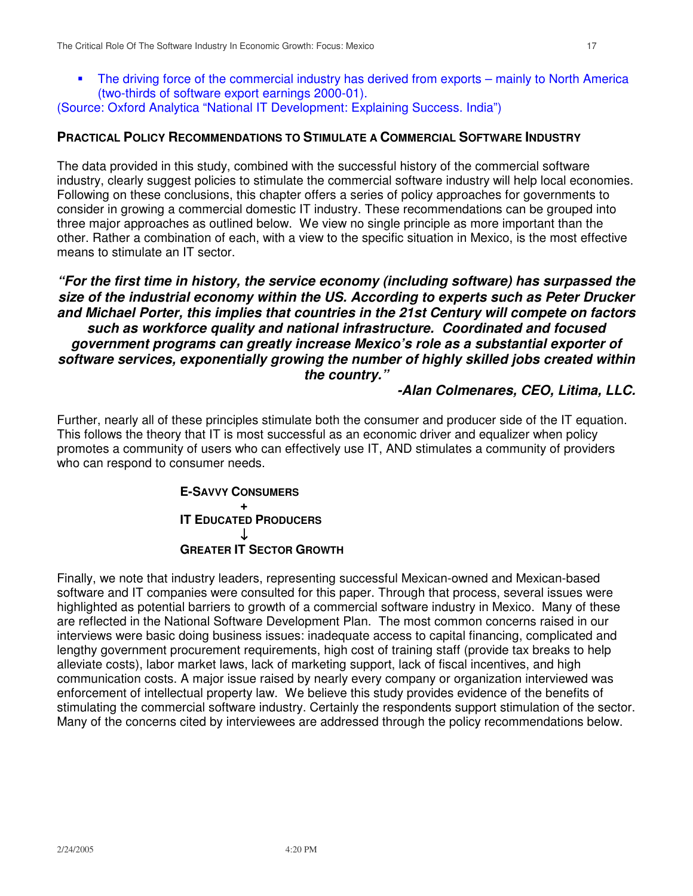- The driving force of the commercial industry has derived from exports – mainly to North America (two-thirds of software export earnings 2000-01).

(Source: Oxford Analytica "National IT Development: Explaining Success. India")

## PRACTICAL POLICY RECOMMENDATIONS TO STIMULATE A COMMERCIAL SOFTWARE INDUSTRY

The data provided in this study, combined with the successful history of the commercial software industry, clearly suggest policies to stimulate the commercial software industry will help local economies. Following on these conclusions, this chapter offers a series of policy approaches for governments to consider in growing a commercial domestic IT industry. These recommendations can be grouped into three major approaches as outlined below. We view no single principle as more important than the other. Rather a combination of each, with a view to the specific situation in Mexico, is the most effective means to stimulate an IT sector.

***"For the first time in history, the service economy (including software) has surpassed the size of the industrial economy within the US. According to experts such as Peter Drucker and Michael Porter, this implies that countries in the 21st Century will compete on factors such as workforce quality and national infrastructure. Coordinated and focused government programs can greatly increase Mexico's role as a substantial exporter of software services, exponentially growing the number of highly skilled jobs created within the country."***

***-Alan Colmenares, CEO, Litima, LLC.***

Further, nearly all of these principles stimulate both the consumer and producer side of the IT equation. This follows the theory that IT is most successful as an economic driver and equalizer when policy promotes a community of users who can effectively use IT, AND stimulates a community of providers who can respond to consumer needs.

**E-SAVVY CONSUMERS**
**+**
**IT EDUCATED PRODUCERS**
**↓**
**GREATER IT SECTOR GROWTH**

Finally, we note that industry leaders, representing successful Mexican-owned and Mexican-based software and IT companies were consulted for this paper. Through that process, several issues were highlighted as potential barriers to growth of a commercial software industry in Mexico. Many of these are reflected in the National Software Development Plan. The most common concerns raised in our interviews were basic doing business issues: inadequate access to capital financing, complicated and lengthy government procurement requirements, high cost of training staff (provide tax breaks to help alleviate costs), labor market laws, lack of marketing support, lack of fiscal incentives, and high communication costs. A major issue raised by nearly every company or organization interviewed was enforcement of intellectual property law. We believe this study provides evidence of the benefits of stimulating the commercial software industry. Certainly the respondents support stimulation of the sector. Many of the concerns cited by interviewees are addressed through the policy recommendations below.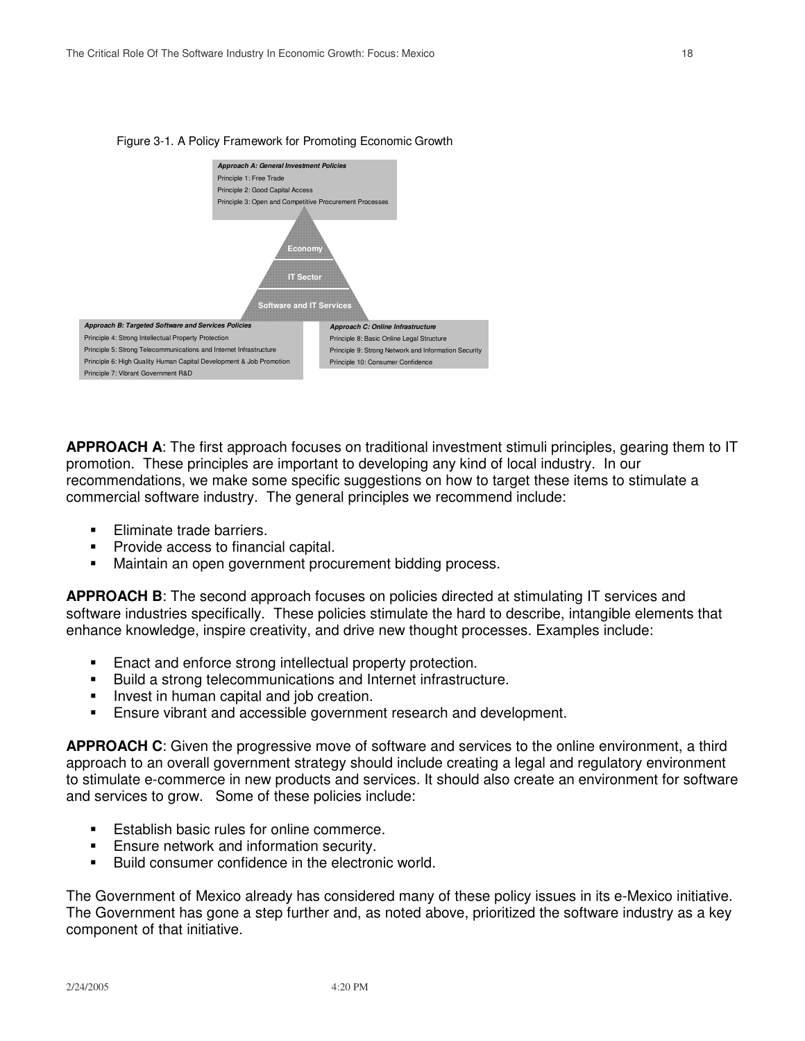Figure 3-1. A Policy Framework for Promoting Economic Growth

***Approach A: General Investment Policies***

Principle 1: Free Trade

Principle 2: Good Capital Access

Principle 3: Open and Competitive Procurement Processes

Economy

IT Sector

Software and IT Services

***Approach B: Targeted Software and Services Policies***

Principle 4: Strong Intellectual Property Protection

Principle 5: Strong Telecommunications and Internet Infrastructure

Principle 6: High Quality Human Capital Development & Job Promotion

Principle 7: Vibrant Government R&D

***Approach C: Online Infrastructure***

Principle 8: Basic Online Legal Structure

Principle 9: Strong Network and Information Security

Principle 10: Consumer Confidence

**APPROACH A**: The first approach focuses on traditional investment stimuli principles, gearing them to IT promotion. These principles are important to developing any kind of local industry. In our recommendations, we make some specific suggestions on how to target these items to stimulate a commercial software industry. The general principles we recommend include:

- Eliminate trade barriers.
- Provide access to financial capital.
- Maintain an open government procurement bidding process.

**APPROACH B**: The second approach focuses on policies directed at stimulating IT services and software industries specifically. These policies stimulate the hard to describe, intangible elements that enhance knowledge, inspire creativity, and drive new thought processes. Examples include:

- Enact and enforce strong intellectual property protection.
- Build a strong telecommunications and Internet infrastructure.
- Invest in human capital and job creation.
- Ensure vibrant and accessible government research and development.

**APPROACH C**: Given the progressive move of software and services to the online environment, a third approach to an overall government strategy should include creating a legal and regulatory environment to stimulate e-commerce in new products and services. It should also create an environment for software and services to grow. Some of these policies include:

- Establish basic rules for online commerce.
- Ensure network and information security.
- Build consumer confidence in the electronic world.

The Government of Mexico already has considered many of these policy issues in its e-Mexico initiative. The Government has gone a step further and, as noted above, prioritized the software industry as a key component of that initiative.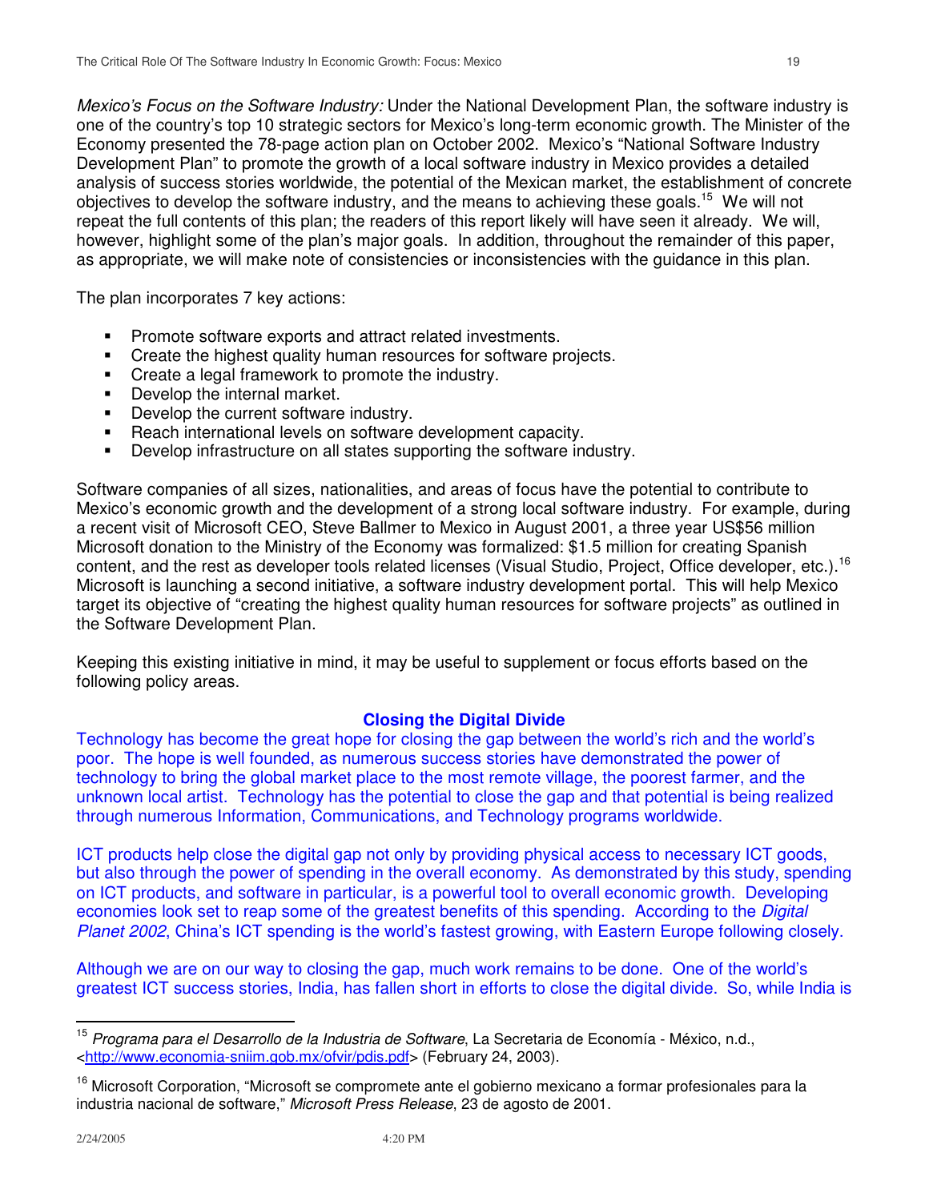*Mexico's Focus on the Software Industry:* Under the National Development Plan, the software industry is one of the country's top 10 strategic sectors for Mexico's long-term economic growth. The Minister of the Economy presented the 78-page action plan on October 2002. Mexico's "National Software Industry Development Plan" to promote the growth of a local software industry in Mexico provides a detailed analysis of success stories worldwide, the potential of the Mexican market, the establishment of concrete objectives to develop the software industry, and the means to achieving these goals.[15] We will not repeat the full contents of this plan; the readers of this report likely will have seen it already. We will, however, highlight some of the plan's major goals. In addition, throughout the remainder of this paper, as appropriate, we will make note of consistencies or inconsistencies with the guidance in this plan.

The plan incorporates 7 key actions:

- Promote software exports and attract related investments.
- Create the highest quality human resources for software projects.
- Create a legal framework to promote the industry.
- Develop the internal market.
- Develop the current software industry.
- Reach international levels on software development capacity.
- Develop infrastructure on all states supporting the software industry.

Software companies of all sizes, nationalities, and areas of focus have the potential to contribute to Mexico's economic growth and the development of a strong local software industry. For example, during a recent visit of Microsoft CEO, Steve Ballmer to Mexico in August 2001, a three year US$56 million Microsoft donation to the Ministry of the Economy was formalized: $1.5 million for creating Spanish content, and the rest as developer tools related licenses (Visual Studio, Project, Office developer, etc.).[16] Microsoft is launching a second initiative, a software industry development portal. This will help Mexico target its objective of "creating the highest quality human resources for software projects" as outlined in the Software Development Plan.

Keeping this existing initiative in mind, it may be useful to supplement or focus efforts based on the following policy areas.

## Closing the Digital Divide

Technology has become the great hope for closing the gap between the world's rich and the world's poor. The hope is well founded, as numerous success stories have demonstrated the power of technology to bring the global market place to the most remote village, the poorest farmer, and the unknown local artist. Technology has the potential to close the gap and that potential is being realized through numerous Information, Communications, and Technology programs worldwide.

ICT products help close the digital gap not only by providing physical access to necessary ICT goods, but also through the power of spending in the overall economy. As demonstrated by this study, spending on ICT products, and software in particular, is a powerful tool to overall economic growth. Developing economies look set to reap some of the greatest benefits of this spending. According to the *Digital Planet 2002*, China's ICT spending is the world's fastest growing, with Eastern Europe following closely.

Although we are on our way to closing the gap, much work remains to be done. One of the world's greatest ICT success stories, India, has fallen short in efforts to close the digital divide. So, while India is

---

[15] *Programa para el Desarrollo de la Industria de Software*, La Secretaria de Economía - México, n.d., <http://www.economia-sniim.gob.mx/ofvir/pdis.pdf> (February 24, 2003).

[16] Microsoft Corporation, "Microsoft se compromete ante el gobierno mexicano a formar profesionales para la industria nacional de software," *Microsoft Press Release*, 23 de agosto de 2001.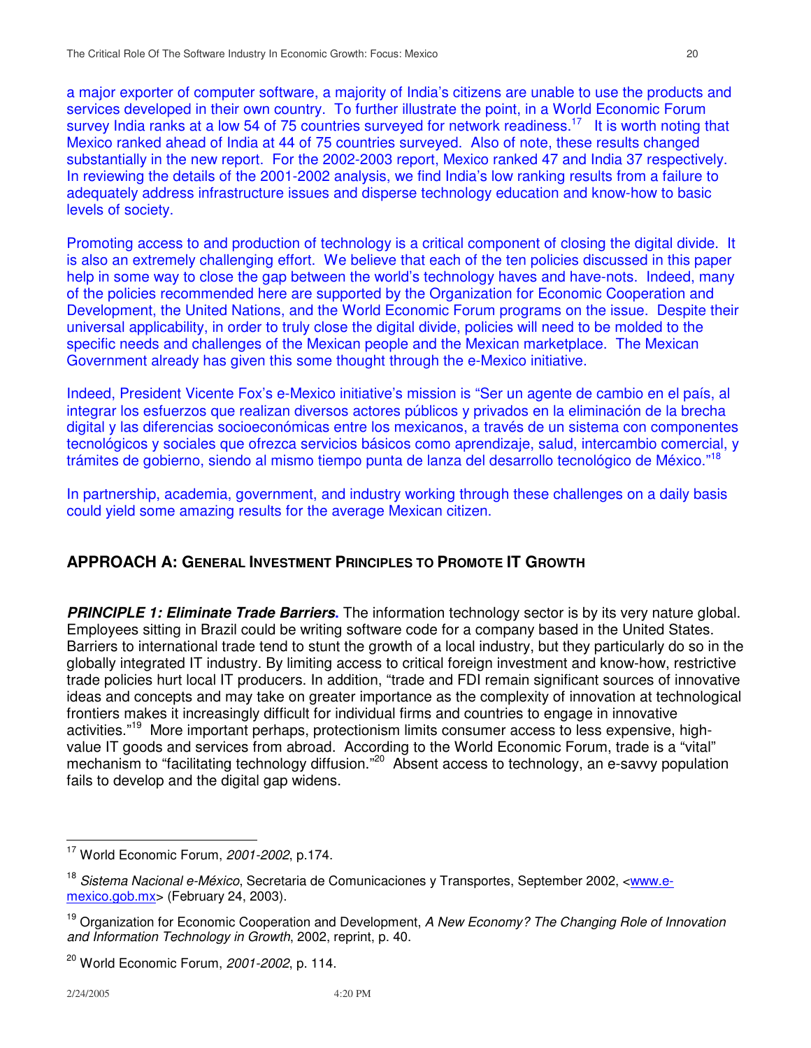a major exporter of computer software, a majority of India's citizens are unable to use the products and services developed in their own country. To further illustrate the point, in a World Economic Forum survey India ranks at a low 54 of 75 countries surveyed for network readiness.[17] It is worth noting that Mexico ranked ahead of India at 44 of 75 countries surveyed. Also of note, these results changed substantially in the new report. For the 2002-2003 report, Mexico ranked 47 and India 37 respectively. In reviewing the details of the 2001-2002 analysis, we find India's low ranking results from a failure to adequately address infrastructure issues and disperse technology education and know-how to basic levels of society.

Promoting access to and production of technology is a critical component of closing the digital divide. It is also an extremely challenging effort. We believe that each of the ten policies discussed in this paper help in some way to close the gap between the world's technology haves and have-nots. Indeed, many of the policies recommended here are supported by the Organization for Economic Cooperation and Development, the United Nations, and the World Economic Forum programs on the issue. Despite their universal applicability, in order to truly close the digital divide, policies will need to be molded to the specific needs and challenges of the Mexican people and the Mexican marketplace. The Mexican Government already has given this some thought through the e-Mexico initiative.

Indeed, President Vicente Fox's e-Mexico initiative's mission is "Ser un agente de cambio en el país, al integrar los esfuerzos que realizan diversos actores públicos y privados en la eliminación de la brecha digital y las diferencias socioeconómicas entre los mexicanos, a través de un sistema con componentes tecnológicos y sociales que ofrezca servicios básicos como aprendizaje, salud, intercambio comercial, y trámites de gobierno, siendo al mismo tiempo punta de lanza del desarrollo tecnológico de México."[18]

In partnership, academia, government, and industry working through these challenges on a daily basis could yield some amazing results for the average Mexican citizen.

## APPROACH A: GENERAL INVESTMENT PRINCIPLES TO PROMOTE IT GROWTH

***PRINCIPLE 1: Eliminate Trade Barriers.*** The information technology sector is by its very nature global. Employees sitting in Brazil could be writing software code for a company based in the United States. Barriers to international trade tend to stunt the growth of a local industry, but they particularly do so in the globally integrated IT industry. By limiting access to critical foreign investment and know-how, restrictive trade policies hurt local IT producers. In addition, "trade and FDI remain significant sources of innovative ideas and concepts and may take on greater importance as the complexity of innovation at technological frontiers makes it increasingly difficult for individual firms and countries to engage in innovative activities."[19] More important perhaps, protectionism limits consumer access to less expensive, high-value IT goods and services from abroad. According to the World Economic Forum, trade is a "vital" mechanism to "facilitating technology diffusion."[20] Absent access to technology, an e-savvy population fails to develop and the digital gap widens.

---

[17] World Economic Forum, *2001-2002*, p.174.

[18] *Sistema Nacional e-México*, Secretaria de Comunicaciones y Transportes, September 2002, <www.e-mexico.gob.mx> (February 24, 2003).

[19] Organization for Economic Cooperation and Development, *A New Economy? The Changing Role of Innovation and Information Technology in Growth*, 2002, reprint, p. 40.

[20] World Economic Forum, *2001-2002*, p. 114.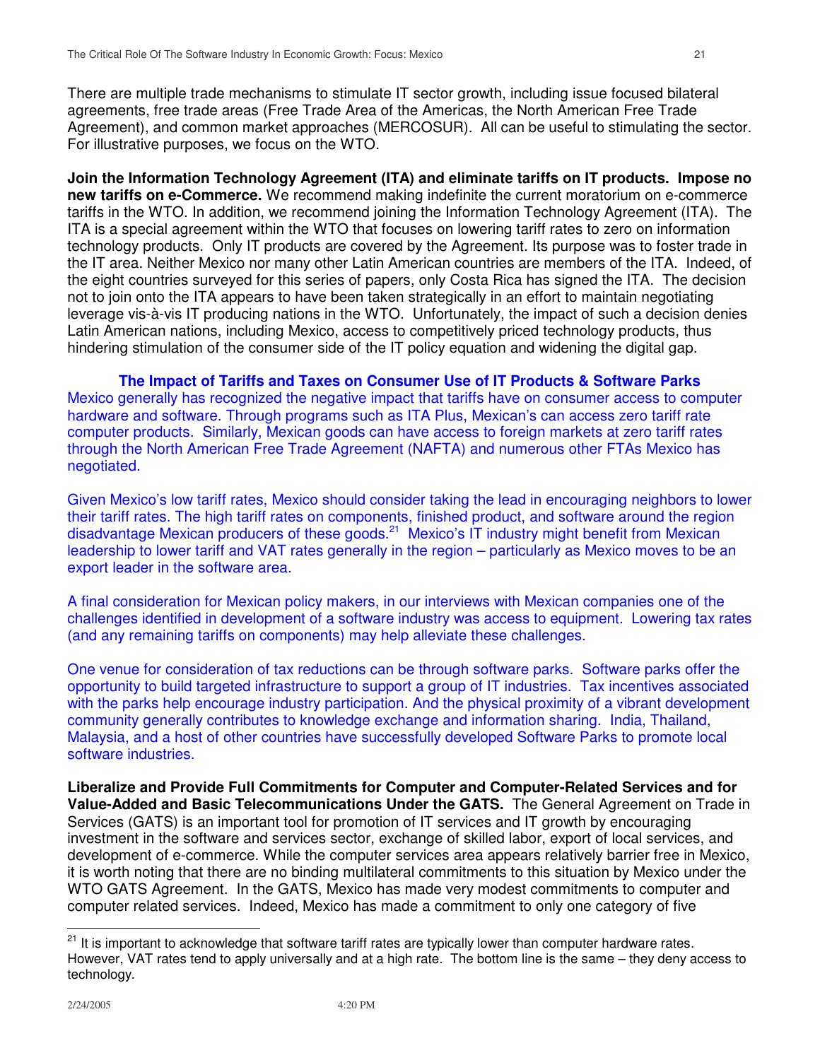There are multiple trade mechanisms to stimulate IT sector growth, including issue focused bilateral agreements, free trade areas (Free Trade Area of the Americas, the North American Free Trade Agreement), and common market approaches (MERCOSUR). All can be useful to stimulating the sector. For illustrative purposes, we focus on the WTO.

**Join the Information Technology Agreement (ITA) and eliminate tariffs on IT products. Impose no new tariffs on e-Commerce.** We recommend making indefinite the current moratorium on e-commerce tariffs in the WTO. In addition, we recommend joining the Information Technology Agreement (ITA). The ITA is a special agreement within the WTO that focuses on lowering tariff rates to zero on information technology products. Only IT products are covered by the Agreement. Its purpose was to foster trade in the IT area. Neither Mexico nor many other Latin American countries are members of the ITA. Indeed, of the eight countries surveyed for this series of papers, only Costa Rica has signed the ITA. The decision not to join onto the ITA appears to have been taken strategically in an effort to maintain negotiating leverage vis-à-vis IT producing nations in the WTO. Unfortunately, the impact of such a decision denies Latin American nations, including Mexico, access to competitively priced technology products, thus hindering stimulation of the consumer side of the IT policy equation and widening the digital gap.

### The Impact of Tariffs and Taxes on Consumer Use of IT Products & Software Parks

Mexico generally has recognized the negative impact that tariffs have on consumer access to computer hardware and software. Through programs such as ITA Plus, Mexican's can access zero tariff rate computer products. Similarly, Mexican goods can have access to foreign markets at zero tariff rates through the North American Free Trade Agreement (NAFTA) and numerous other FTAs Mexico has negotiated.

Given Mexico's low tariff rates, Mexico should consider taking the lead in encouraging neighbors to lower their tariff rates. The high tariff rates on components, finished product, and software around the region disadvantage Mexican producers of these goods.[21] Mexico's IT industry might benefit from Mexican leadership to lower tariff and VAT rates generally in the region – particularly as Mexico moves to be an export leader in the software area.

A final consideration for Mexican policy makers, in our interviews with Mexican companies one of the challenges identified in development of a software industry was access to equipment. Lowering tax rates (and any remaining tariffs on components) may help alleviate these challenges.

One venue for consideration of tax reductions can be through software parks. Software parks offer the opportunity to build targeted infrastructure to support a group of IT industries. Tax incentives associated with the parks help encourage industry participation. And the physical proximity of a vibrant development community generally contributes to knowledge exchange and information sharing. India, Thailand, Malaysia, and a host of other countries have successfully developed Software Parks to promote local software industries.

**Liberalize and Provide Full Commitments for Computer and Computer-Related Services and for Value-Added and Basic Telecommunications Under the GATS.** The General Agreement on Trade in Services (GATS) is an important tool for promotion of IT services and IT growth by encouraging investment in the software and services sector, exchange of skilled labor, export of local services, and development of e-commerce. While the computer services area appears relatively barrier free in Mexico, it is worth noting that there are no binding multilateral commitments to this situation by Mexico under the WTO GATS Agreement. In the GATS, Mexico has made very modest commitments to computer and computer related services. Indeed, Mexico has made a commitment to only one category of five

[21] It is important to acknowledge that software tariff rates are typically lower than computer hardware rates. However, VAT rates tend to apply universally and at a high rate. The bottom line is the same – they deny access to technology.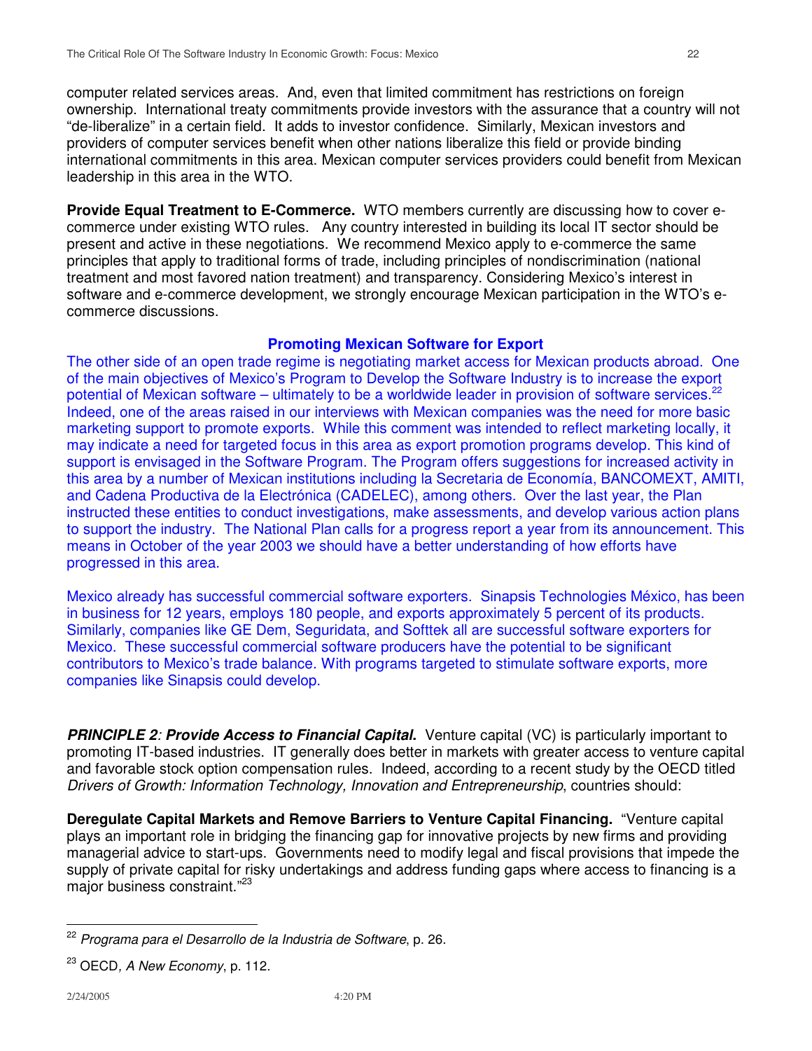computer related services areas. And, even that limited commitment has restrictions on foreign ownership. International treaty commitments provide investors with the assurance that a country will not "de-liberalize" in a certain field. It adds to investor confidence. Similarly, Mexican investors and providers of computer services benefit when other nations liberalize this field or provide binding international commitments in this area. Mexican computer services providers could benefit from Mexican leadership in this area in the WTO.

**Provide Equal Treatment to E-Commerce.** WTO members currently are discussing how to cover e-commerce under existing WTO rules. Any country interested in building its local IT sector should be present and active in these negotiations. We recommend Mexico apply to e-commerce the same principles that apply to traditional forms of trade, including principles of nondiscrimination (national treatment and most favored nation treatment) and transparency. Considering Mexico's interest in software and e-commerce development, we strongly encourage Mexican participation in the WTO's e-commerce discussions.

### Promoting Mexican Software for Export

The other side of an open trade regime is negotiating market access for Mexican products abroad. One of the main objectives of Mexico's Program to Develop the Software Industry is to increase the export potential of Mexican software – ultimately to be a worldwide leader in provision of software services.[22] Indeed, one of the areas raised in our interviews with Mexican companies was the need for more basic marketing support to promote exports. While this comment was intended to reflect marketing locally, it may indicate a need for targeted focus in this area as export promotion programs develop. This kind of support is envisaged in the Software Program. The Program offers suggestions for increased activity in this area by a number of Mexican institutions including la Secretaria de Economía, BANCOMEXT, AMITI, and Cadena Productiva de la Electrónica (CADELEC), among others. Over the last year, the Plan instructed these entities to conduct investigations, make assessments, and develop various action plans to support the industry. The National Plan calls for a progress report a year from its announcement. This means in October of the year 2003 we should have a better understanding of how efforts have progressed in this area.

Mexico already has successful commercial software exporters. Sinapsis Technologies México, has been in business for 12 years, employs 180 people, and exports approximately 5 percent of its products. Similarly, companies like GE Dem, Seguridata, and Softtek all are successful software exporters for Mexico. These successful commercial software producers have the potential to be significant contributors to Mexico's trade balance. With programs targeted to stimulate software exports, more companies like Sinapsis could develop.

***PRINCIPLE 2*: *Provide Access to Financial Capital*.** Venture capital (VC) is particularly important to promoting IT-based industries. IT generally does better in markets with greater access to venture capital and favorable stock option compensation rules. Indeed, according to a recent study by the OECD titled *Drivers of Growth: Information Technology, Innovation and Entrepreneurship*, countries should:

**Deregulate Capital Markets and Remove Barriers to Venture Capital Financing.** "Venture capital plays an important role in bridging the financing gap for innovative projects by new firms and providing managerial advice to start-ups. Governments need to modify legal and fiscal provisions that impede the supply of private capital for risky undertakings and address funding gaps where access to financing is a major business constraint."[23]

---

[22] *Programa para el Desarrollo de la Industria de Software*, p. 26.

[23] OECD, *A New Economy*, p. 112.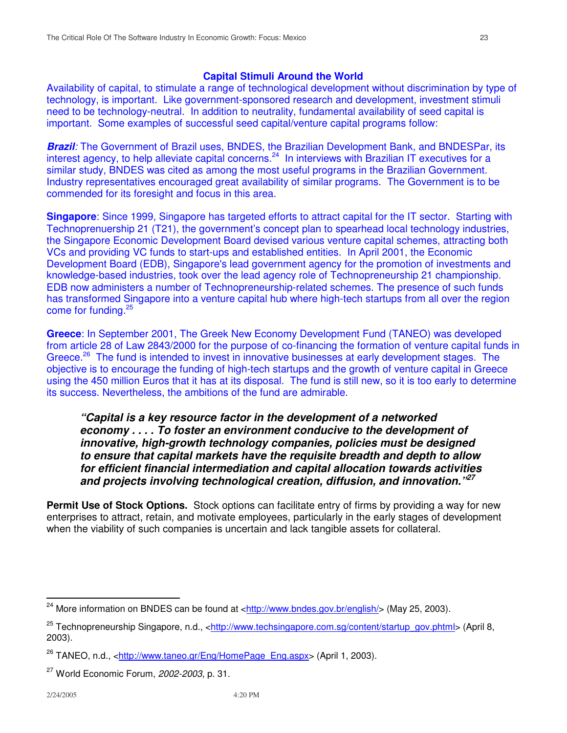## Capital Stimuli Around the World

Availability of capital, to stimulate a range of technological development without discrimination by type of technology, is important. Like government-sponsored research and development, investment stimuli need to be technology-neutral. In addition to neutrality, fundamental availability of seed capital is important. Some examples of successful seed capital/venture capital programs follow:

***Brazil**:* The Government of Brazil uses, BNDES, the Brazilian Development Bank, and BNDESPar, its interest agency, to help alleviate capital concerns.[24] In interviews with Brazilian IT executives for a similar study, BNDES was cited as among the most useful programs in the Brazilian Government. Industry representatives encouraged great availability of similar programs. The Government is to be commended for its foresight and focus in this area.

**Singapore**: Since 1999, Singapore has targeted efforts to attract capital for the IT sector. Starting with Technoprenuership 21 (T21), the government's concept plan to spearhead local technology industries, the Singapore Economic Development Board devised various venture capital schemes, attracting both VCs and providing VC funds to start-ups and established entities. In April 2001, the Economic Development Board (EDB), Singapore's lead government agency for the promotion of investments and knowledge-based industries, took over the lead agency role of Technopreneurship 21 championship. EDB now administers a number of Technopreneurship-related schemes. The presence of such funds has transformed Singapore into a venture capital hub where high-tech startups from all over the region come for funding.[25]

**Greece**: In September 2001, The Greek New Economy Development Fund (TANEO) was developed from article 28 of Law 2843/2000 for the purpose of co-financing the formation of venture capital funds in Greece.[26] The fund is intended to invest in innovative businesses at early development stages. The objective is to encourage the funding of high-tech startups and the growth of venture capital in Greece using the 450 million Euros that it has at its disposal. The fund is still new, so it is too early to determine its success. Nevertheless, the ambitions of the fund are admirable.

> ***"Capital is a key resource factor in the development of a networked economy . . . . To foster an environment conducive to the development of innovative, high-growth technology companies, policies must be designed to ensure that capital markets have the requisite breadth and depth to allow for efficient financial intermediation and capital allocation towards activities and projects involving technological creation, diffusion, and innovation."***[27]

**Permit Use of Stock Options.** Stock options can facilitate entry of firms by providing a way for new enterprises to attract, retain, and motivate employees, particularly in the early stages of development when the viability of such companies is uncertain and lack tangible assets for collateral.

---

[24] More information on BNDES can be found at <http://www.bndes.gov.br/english/> (May 25, 2003).

[25] Technopreneurship Singapore, n.d., <http://www.techsingapore.com.sg/content/startup_gov.phtml> (April 8, 2003).

[26] TANEO, n.d., <http://www.taneo.gr/Eng/HomePage_Eng.aspx> (April 1, 2003).

[27] World Economic Forum, *2002-2003*, p. 31.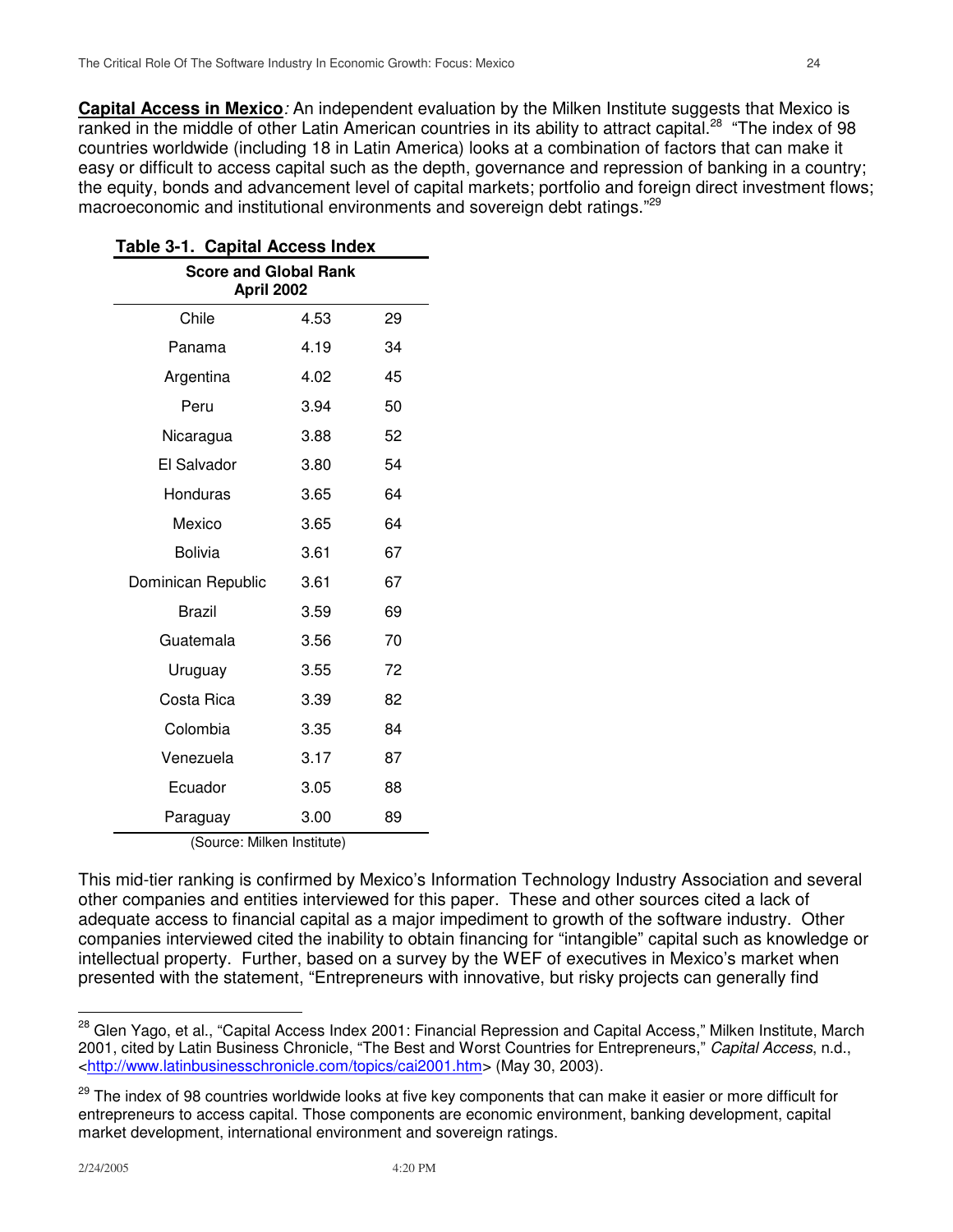**Capital Access in Mexico**: An independent evaluation by the Milken Institute suggests that Mexico is ranked in the middle of other Latin American countries in its ability to attract capital.[28] "The index of 98 countries worldwide (including 18 in Latin America) looks at a combination of factors that can make it easy or difficult to access capital such as the depth, governance and repression of banking in a country; the equity, bonds and advancement level of capital markets; portfolio and foreign direct investment flows; macroeconomic and institutional environments and sovereign debt ratings."[29]

**Table 3-1. Capital Access Index**

| Score and Global Rank April 2002 | | |
|---|---|---|
| Chile | 4.53 | 29 |
| Panama | 4.19 | 34 |
| Argentina | 4.02 | 45 |
| Peru | 3.94 | 50 |
| Nicaragua | 3.88 | 52 |
| El Salvador | 3.80 | 54 |
| Honduras | 3.65 | 64 |
| Mexico | 3.65 | 64 |
| Bolivia | 3.61 | 67 |
| Dominican Republic | 3.61 | 67 |
| Brazil | 3.59 | 69 |
| Guatemala | 3.56 | 70 |
| Uruguay | 3.55 | 72 |
| Costa Rica | 3.39 | 82 |
| Colombia | 3.35 | 84 |
| Venezuela | 3.17 | 87 |
| Ecuador | 3.05 | 88 |
| Paraguay | 3.00 | 89 |

(Source: Milken Institute)

This mid-tier ranking is confirmed by Mexico's Information Technology Industry Association and several other companies and entities interviewed for this paper. These and other sources cited a lack of adequate access to financial capital as a major impediment to growth of the software industry. Other companies interviewed cited the inability to obtain financing for "intangible" capital such as knowledge or intellectual property. Further, based on a survey by the WEF of executives in Mexico's market when presented with the statement, "Entrepreneurs with innovative, but risky projects can generally find

---

[28] Glen Yago, et al., "Capital Access Index 2001: Financial Repression and Capital Access," Milken Institute, March 2001, cited by Latin Business Chronicle, "The Best and Worst Countries for Entrepreneurs," *Capital Access*, n.d., <http://www.latinbusinesschronicle.com/topics/cai2001.htm> (May 30, 2003).

[29] The index of 98 countries worldwide looks at five key components that can make it easier or more difficult for entrepreneurs to access capital. Those components are economic environment, banking development, capital market development, international environment and sovereign ratings.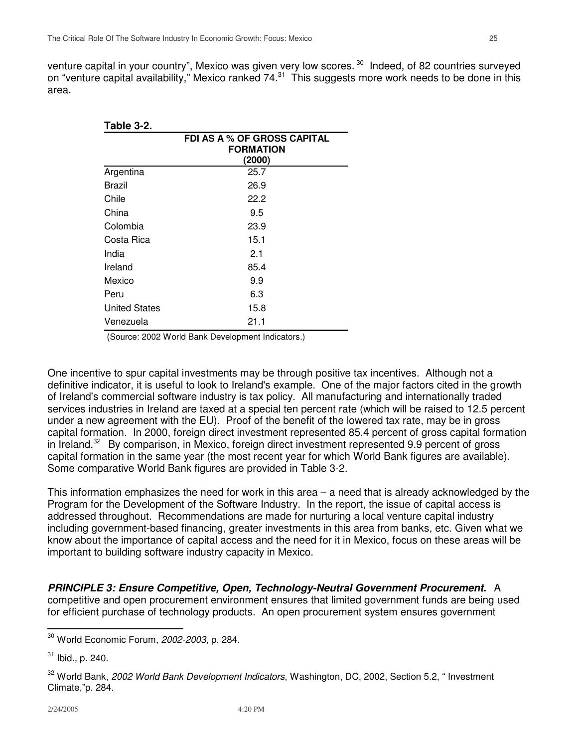venture capital in your country", Mexico was given very low scores.[30] Indeed, of 82 countries surveyed on "venture capital availability," Mexico ranked 74.[31] This suggests more work needs to be done in this area.

**Table 3-2.**

| | FDI AS A % OF GROSS CAPITAL FORMATION (2000) |
|---|---|
| Argentina | 25.7 |
| Brazil | 26.9 |
| Chile | 22.2 |
| China | 9.5 |
| Colombia | 23.9 |
| Costa Rica | 15.1 |
| India | 2.1 |
| Ireland | 85.4 |
| Mexico | 9.9 |
| Peru | 6.3 |
| United States | 15.8 |
| Venezuela | 21.1 |

(Source: 2002 World Bank Development Indicators.)

One incentive to spur capital investments may be through positive tax incentives. Although not a definitive indicator, it is useful to look to Ireland's example. One of the major factors cited in the growth of Ireland's commercial software industry is tax policy. All manufacturing and internationally traded services industries in Ireland are taxed at a special ten percent rate (which will be raised to 12.5 percent under a new agreement with the EU). Proof of the benefit of the lowered tax rate, may be in gross capital formation. In 2000, foreign direct investment represented 85.4 percent of gross capital formation in Ireland.[32] By comparison, in Mexico, foreign direct investment represented 9.9 percent of gross capital formation in the same year (the most recent year for which World Bank figures are available). Some comparative World Bank figures are provided in Table 3-2.

This information emphasizes the need for work in this area – a need that is already acknowledged by the Program for the Development of the Software Industry. In the report, the issue of capital access is addressed throughout. Recommendations are made for nurturing a local venture capital industry including government-based financing, greater investments in this area from banks, etc. Given what we know about the importance of capital access and the need for it in Mexico, focus on these areas will be important to building software industry capacity in Mexico.

***PRINCIPLE 3: Ensure Competitive, Open, Technology-Neutral Government Procurement.*** A competitive and open procurement environment ensures that limited government funds are being used for efficient purchase of technology products. An open procurement system ensures government

[30] World Economic Forum, *2002-2003*, p. 284.

[31] Ibid., p. 240.

[32] World Bank, *2002 World Bank Development Indicators*, Washington, DC, 2002, Section 5.2, " Investment Climate,"p. 284.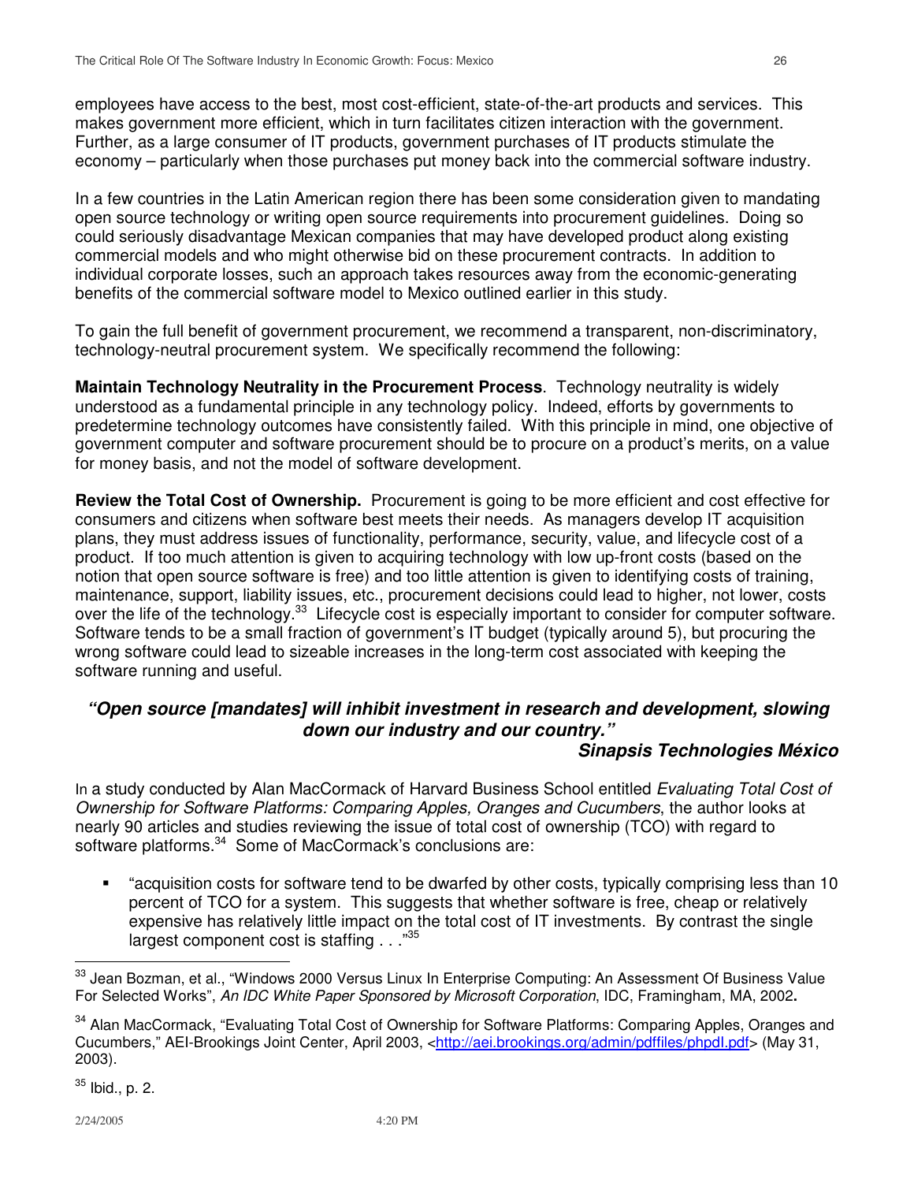employees have access to the best, most cost-efficient, state-of-the-art products and services. This makes government more efficient, which in turn facilitates citizen interaction with the government. Further, as a large consumer of IT products, government purchases of IT products stimulate the economy – particularly when those purchases put money back into the commercial software industry.

In a few countries in the Latin American region there has been some consideration given to mandating open source technology or writing open source requirements into procurement guidelines. Doing so could seriously disadvantage Mexican companies that may have developed product along existing commercial models and who might otherwise bid on these procurement contracts. In addition to individual corporate losses, such an approach takes resources away from the economic-generating benefits of the commercial software model to Mexico outlined earlier in this study.

To gain the full benefit of government procurement, we recommend a transparent, non-discriminatory, technology-neutral procurement system. We specifically recommend the following:

**Maintain Technology Neutrality in the Procurement Process**. Technology neutrality is widely understood as a fundamental principle in any technology policy. Indeed, efforts by governments to predetermine technology outcomes have consistently failed. With this principle in mind, one objective of government computer and software procurement should be to procure on a product's merits, on a value for money basis, and not the model of software development.

**Review the Total Cost of Ownership.** Procurement is going to be more efficient and cost effective for consumers and citizens when software best meets their needs. As managers develop IT acquisition plans, they must address issues of functionality, performance, security, value, and lifecycle cost of a product. If too much attention is given to acquiring technology with low up-front costs (based on the notion that open source software is free) and too little attention is given to identifying costs of training, maintenance, support, liability issues, etc., procurement decisions could lead to higher, not lower, costs over the life of the technology.[33] Lifecycle cost is especially important to consider for computer software. Software tends to be a small fraction of government's IT budget (typically around 5), but procuring the wrong software could lead to sizeable increases in the long-term cost associated with keeping the software running and useful.

***"Open source [mandates] will inhibit investment in research and development, slowing down our industry and our country."***

***Sinapsis Technologies México***

In a study conducted by Alan MacCormack of Harvard Business School entitled *Evaluating Total Cost of Ownership for Software Platforms: Comparing Apples, Oranges and Cucumbers*, the author looks at nearly 90 articles and studies reviewing the issue of total cost of ownership (TCO) with regard to software platforms.[34] Some of MacCormack's conclusions are:

- "acquisition costs for software tend to be dwarfed by other costs, typically comprising less than 10 percent of TCO for a system. This suggests that whether software is free, cheap or relatively expensive has relatively little impact on the total cost of IT investments. By contrast the single largest component cost is staffing . . ."[35]

[33] Jean Bozman, et al., "Windows 2000 Versus Linux In Enterprise Computing: An Assessment Of Business Value For Selected Works", *An IDC White Paper Sponsored by Microsoft Corporation*, IDC, Framingham, MA, 2002**.**

[34] Alan MacCormack, "Evaluating Total Cost of Ownership for Software Platforms: Comparing Apples, Oranges and Cucumbers," AEI-Brookings Joint Center, April 2003, <http://aei.brookings.org/admin/pdffiles/phpdl.pdf> (May 31, 2003).

[35] Ibid., p. 2.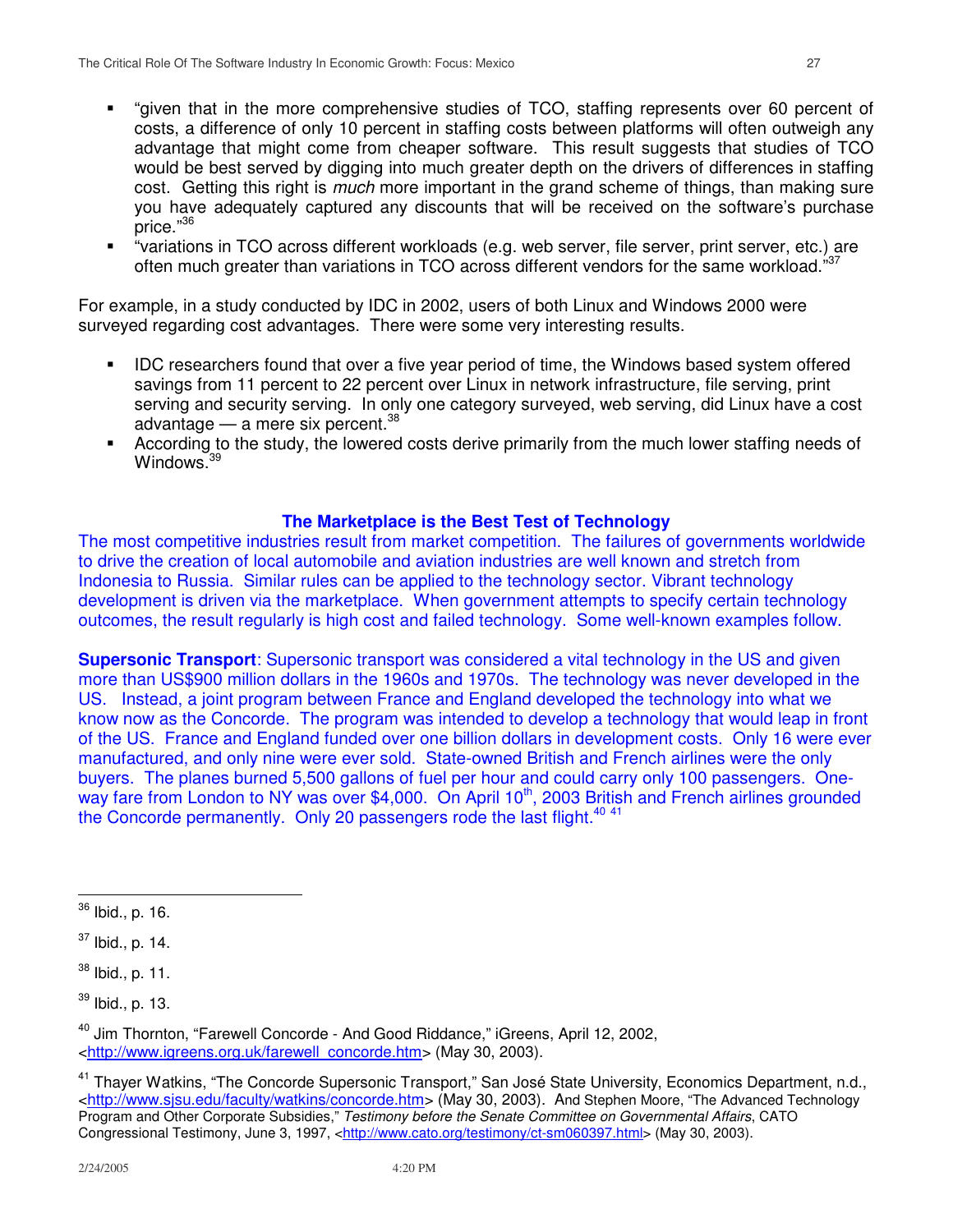- "given that in the more comprehensive studies of TCO, staffing represents over 60 percent of costs, a difference of only 10 percent in staffing costs between platforms will often outweigh any advantage that might come from cheaper software. This result suggests that studies of TCO would be best served by digging into much greater depth on the drivers of differences in staffing cost. Getting this right is *much* more important in the grand scheme of things, than making sure you have adequately captured any discounts that will be received on the software's purchase price."[36]
- "variations in TCO across different workloads (e.g. web server, file server, print server, etc.) are often much greater than variations in TCO across different vendors for the same workload."[37]

For example, in a study conducted by IDC in 2002, users of both Linux and Windows 2000 were surveyed regarding cost advantages. There were some very interesting results.

- IDC researchers found that over a five year period of time, the Windows based system offered savings from 11 percent to 22 percent over Linux in network infrastructure, file serving, print serving and security serving. In only one category surveyed, web serving, did Linux have a cost advantage — a mere six percent.[38]
- According to the study, the lowered costs derive primarily from the much lower staffing needs of Windows.[39]

## The Marketplace is the Best Test of Technology

The most competitive industries result from market competition. The failures of governments worldwide to drive the creation of local automobile and aviation industries are well known and stretch from Indonesia to Russia. Similar rules can be applied to the technology sector. Vibrant technology development is driven via the marketplace. When government attempts to specify certain technology outcomes, the result regularly is high cost and failed technology. Some well-known examples follow.

**Supersonic Transport**: Supersonic transport was considered a vital technology in the US and given more than US$900 million dollars in the 1960s and 1970s. The technology was never developed in the US. Instead, a joint program between France and England developed the technology into what we know now as the Concorde. The program was intended to develop a technology that would leap in front of the US. France and England funded over one billion dollars in development costs. Only 16 were ever manufactured, and only nine were ever sold. State-owned British and French airlines were the only buyers. The planes burned 5,500 gallons of fuel per hour and could carry only 100 passengers. One-way fare from London to NY was over $4,000. On April 10th, 2003 British and French airlines grounded the Concorde permanently. Only 20 passengers rode the last flight.[40] [41]

---

[36] Ibid., p. 16.

[37] Ibid., p. 14.

[38] Ibid., p. 11.

[39] Ibid., p. 13.

[40] Jim Thornton, "Farewell Concorde - And Good Riddance," iGreens, April 12, 2002, <http://www.igreens.org.uk/farewell_concorde.htm> (May 30, 2003).

[41] Thayer Watkins, "The Concorde Supersonic Transport," San José State University, Economics Department, n.d., <http://www.sjsu.edu/faculty/watkins/concorde.htm> (May 30, 2003). And Stephen Moore, "The Advanced Technology Program and Other Corporate Subsidies," *Testimony before the Senate Committee on Governmental Affairs*, CATO Congressional Testimony, June 3, 1997, <http://www.cato.org/testimony/ct-sm060397.html> (May 30, 2003).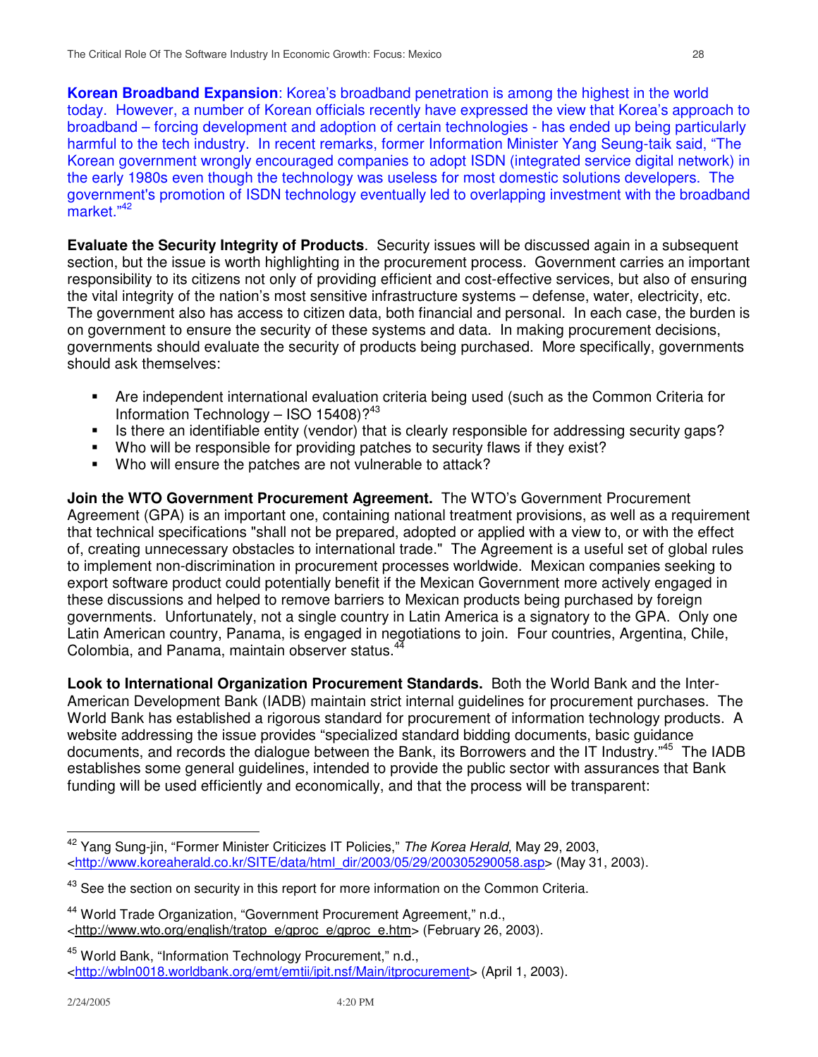**Korean Broadband Expansion**: Korea's broadband penetration is among the highest in the world today. However, a number of Korean officials recently have expressed the view that Korea's approach to broadband – forcing development and adoption of certain technologies - has ended up being particularly harmful to the tech industry. In recent remarks, former Information Minister Yang Seung-taik said, "The Korean government wrongly encouraged companies to adopt ISDN (integrated service digital network) in the early 1980s even though the technology was useless for most domestic solutions developers. The government's promotion of ISDN technology eventually led to overlapping investment with the broadband market."[42]

**Evaluate the Security Integrity of Products**. Security issues will be discussed again in a subsequent section, but the issue is worth highlighting in the procurement process. Government carries an important responsibility to its citizens not only of providing efficient and cost-effective services, but also of ensuring the vital integrity of the nation's most sensitive infrastructure systems – defense, water, electricity, etc. The government also has access to citizen data, both financial and personal. In each case, the burden is on government to ensure the security of these systems and data. In making procurement decisions, governments should evaluate the security of products being purchased. More specifically, governments should ask themselves:

- Are independent international evaluation criteria being used (such as the Common Criteria for Information Technology – ISO 15408)?[43]
- Is there an identifiable entity (vendor) that is clearly responsible for addressing security gaps?
- Who will be responsible for providing patches to security flaws if they exist?
- Who will ensure the patches are not vulnerable to attack?

**Join the WTO Government Procurement Agreement.** The WTO's Government Procurement Agreement (GPA) is an important one, containing national treatment provisions, as well as a requirement that technical specifications "shall not be prepared, adopted or applied with a view to, or with the effect of, creating unnecessary obstacles to international trade." The Agreement is a useful set of global rules to implement non-discrimination in procurement processes worldwide. Mexican companies seeking to export software product could potentially benefit if the Mexican Government more actively engaged in these discussions and helped to remove barriers to Mexican products being purchased by foreign governments. Unfortunately, not a single country in Latin America is a signatory to the GPA. Only one Latin American country, Panama, is engaged in negotiations to join. Four countries, Argentina, Chile, Colombia, and Panama, maintain observer status.[44]

**Look to International Organization Procurement Standards.** Both the World Bank and the Inter-American Development Bank (IADB) maintain strict internal guidelines for procurement purchases. The World Bank has established a rigorous standard for procurement of information technology products. A website addressing the issue provides "specialized standard bidding documents, basic guidance documents, and records the dialogue between the Bank, its Borrowers and the IT Industry."[45] The IADB establishes some general guidelines, intended to provide the public sector with assurances that Bank funding will be used efficiently and economically, and that the process will be transparent:

---

[42] Yang Sung-jin, "Former Minister Criticizes IT Policies," *The Korea Herald*, May 29, 2003, <http://www.koreaherald.co.kr/SITE/data/html_dir/2003/05/29/200305290058.asp> (May 31, 2003).

[43] See the section on security in this report for more information on the Common Criteria.

[44] World Trade Organization, "Government Procurement Agreement," n.d., <http://www.wto.org/english/tratop_e/gproc_e/gproc_e.htm> (February 26, 2003).

[45] World Bank, "Information Technology Procurement," n.d., <http://wbln0018.worldbank.org/emt/emtii/ipit.nsf/Main/itprocurement> (April 1, 2003).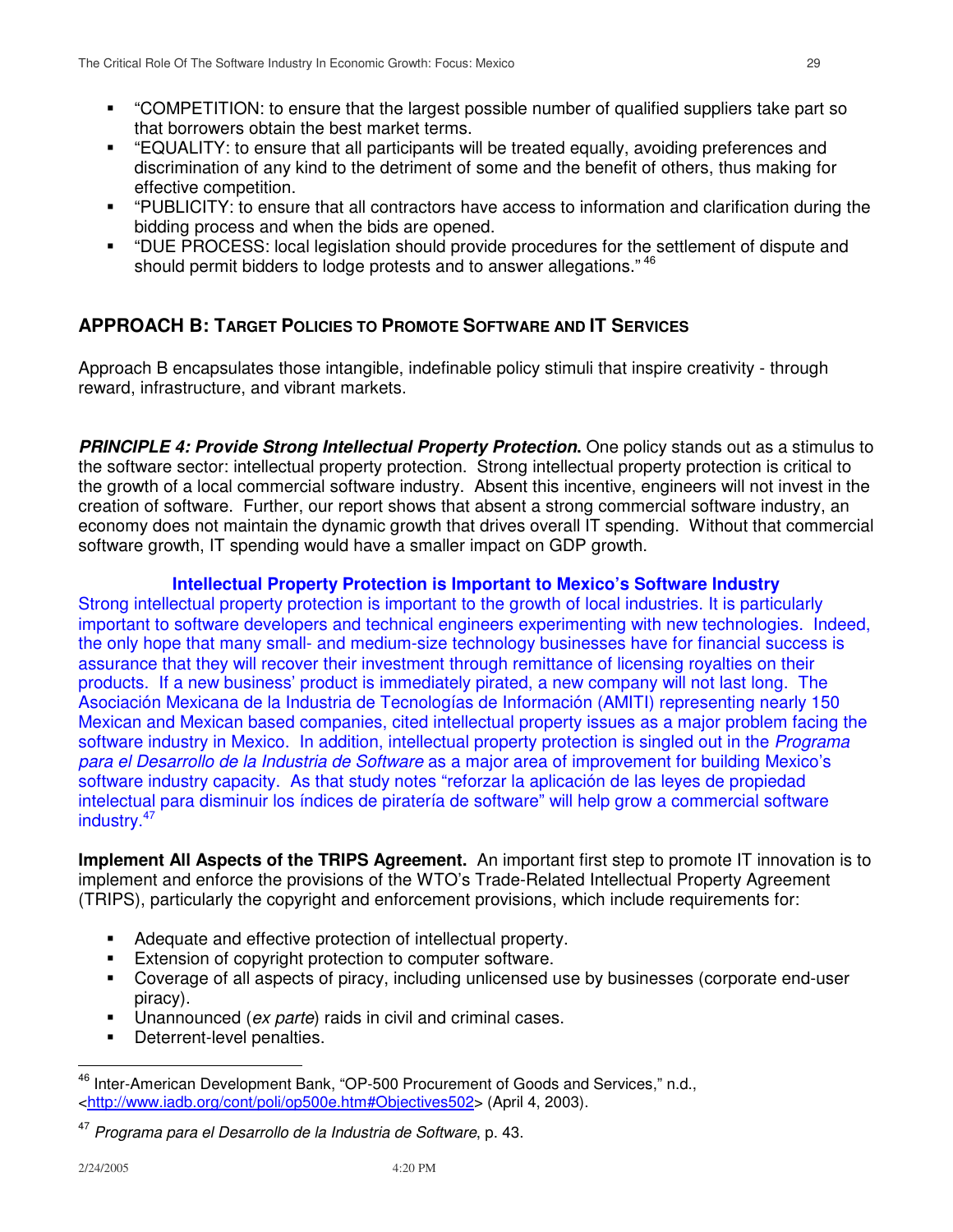- "COMPETITION: to ensure that the largest possible number of qualified suppliers take part so that borrowers obtain the best market terms.
- "EQUALITY: to ensure that all participants will be treated equally, avoiding preferences and discrimination of any kind to the detriment of some and the benefit of others, thus making for effective competition.
- "PUBLICITY: to ensure that all contractors have access to information and clarification during the bidding process and when the bids are opened.
- "DUE PROCESS: local legislation should provide procedures for the settlement of dispute and should permit bidders to lodge protests and to answer allegations."[46]

## APPROACH B: TARGET POLICIES TO PROMOTE SOFTWARE AND IT SERVICES

Approach B encapsulates those intangible, indefinable policy stimuli that inspire creativity - through reward, infrastructure, and vibrant markets.

***PRINCIPLE 4: Provide Strong Intellectual Property Protection.*** One policy stands out as a stimulus to the software sector: intellectual property protection. Strong intellectual property protection is critical to the growth of a local commercial software industry. Absent this incentive, engineers will not invest in the creation of software. Further, our report shows that absent a strong commercial software industry, an economy does not maintain the dynamic growth that drives overall IT spending. Without that commercial software growth, IT spending would have a smaller impact on GDP growth.

**Intellectual Property Protection is Important to Mexico's Software Industry**

Strong intellectual property protection is important to the growth of local industries. It is particularly important to software developers and technical engineers experimenting with new technologies. Indeed, the only hope that many small- and medium-size technology businesses have for financial success is assurance that they will recover their investment through remittance of licensing royalties on their products. If a new business' product is immediately pirated, a new company will not last long. The Asociación Mexicana de la Industria de Tecnologías de Información (AMITI) representing nearly 150 Mexican and Mexican based companies, cited intellectual property issues as a major problem facing the software industry in Mexico. In addition, intellectual property protection is singled out in the *Programa para el Desarrollo de la Industria de Software* as a major area of improvement for building Mexico's software industry capacity. As that study notes "reforzar la aplicación de las leyes de propiedad intelectual para disminuir los índices de piratería de software" will help grow a commercial software industry.[47]

**Implement All Aspects of the TRIPS Agreement.** An important first step to promote IT innovation is to implement and enforce the provisions of the WTO's Trade-Related Intellectual Property Agreement (TRIPS), particularly the copyright and enforcement provisions, which include requirements for:

- Adequate and effective protection of intellectual property.
- Extension of copyright protection to computer software.
- Coverage of all aspects of piracy, including unlicensed use by businesses (corporate end-user piracy).
- Unannounced (*ex parte*) raids in civil and criminal cases.
- Deterrent-level penalties.

---

[46] Inter-American Development Bank, "OP-500 Procurement of Goods and Services," n.d., <http://www.iadb.org/cont/poli/op500e.htm#Objectives502> (April 4, 2003).

[47] *Programa para el Desarrollo de la Industria de Software*, p. 43.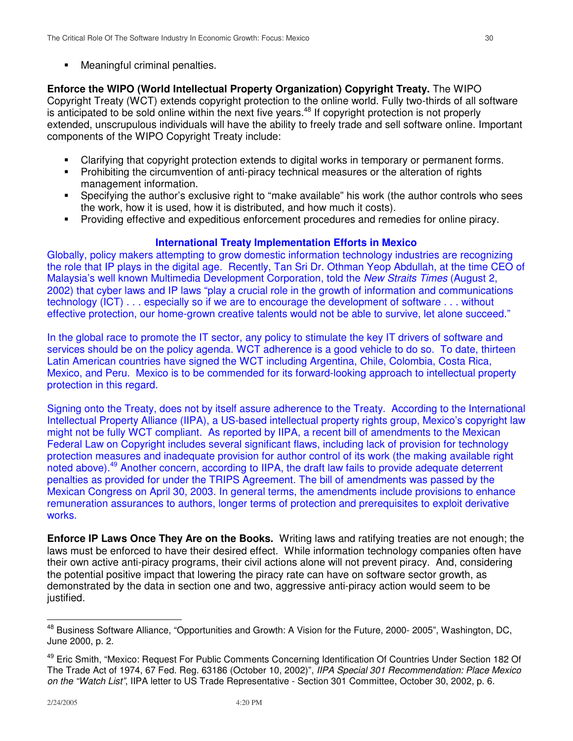- Meaningful criminal penalties.

**Enforce the WIPO (World Intellectual Property Organization) Copyright Treaty.** The WIPO Copyright Treaty (WCT) extends copyright protection to the online world. Fully two-thirds of all software is anticipated to be sold online within the next five years.[48] If copyright protection is not properly extended, unscrupulous individuals will have the ability to freely trade and sell software online. Important components of the WIPO Copyright Treaty include:

- Clarifying that copyright protection extends to digital works in temporary or permanent forms.
- Prohibiting the circumvention of anti-piracy technical measures or the alteration of rights management information.
- Specifying the author's exclusive right to "make available" his work (the author controls who sees the work, how it is used, how it is distributed, and how much it costs).
- Providing effective and expeditious enforcement procedures and remedies for online piracy.

**International Treaty Implementation Efforts in Mexico**

Globally, policy makers attempting to grow domestic information technology industries are recognizing the role that IP plays in the digital age. Recently, Tan Sri Dr. Othman Yeop Abdullah, at the time CEO of Malaysia's well known Multimedia Development Corporation, told the *New Straits Times* (August 2, 2002) that cyber laws and IP laws "play a crucial role in the growth of information and communications technology (ICT) . . . especially so if we are to encourage the development of software . . . without effective protection, our home-grown creative talents would not be able to survive, let alone succeed."

In the global race to promote the IT sector, any policy to stimulate the key IT drivers of software and services should be on the policy agenda. WCT adherence is a good vehicle to do so. To date, thirteen Latin American countries have signed the WCT including Argentina, Chile, Colombia, Costa Rica, Mexico, and Peru. Mexico is to be commended for its forward-looking approach to intellectual property protection in this regard.

Signing onto the Treaty, does not by itself assure adherence to the Treaty. According to the International Intellectual Property Alliance (IIPA), a US-based intellectual property rights group, Mexico's copyright law might not be fully WCT compliant. As reported by IIPA, a recent bill of amendments to the Mexican Federal Law on Copyright includes several significant flaws, including lack of provision for technology protection measures and inadequate provision for author control of its work (the making available right noted above).[49] Another concern, according to IIPA, the draft law fails to provide adequate deterrent penalties as provided for under the TRIPS Agreement. The bill of amendments was passed by the Mexican Congress on April 30, 2003. In general terms, the amendments include provisions to enhance remuneration assurances to authors, longer terms of protection and prerequisites to exploit derivative works.

**Enforce IP Laws Once They Are on the Books.** Writing laws and ratifying treaties are not enough; the laws must be enforced to have their desired effect. While information technology companies often have their own active anti-piracy programs, their civil actions alone will not prevent piracy. And, considering the potential positive impact that lowering the piracy rate can have on software sector growth, as demonstrated by the data in section one and two, aggressive anti-piracy action would seem to be justified.

---

[48] Business Software Alliance, "Opportunities and Growth: A Vision for the Future, 2000- 2005", Washington, DC, June 2000, p. 2.

[49] Eric Smith, "Mexico: Request For Public Comments Concerning Identification Of Countries Under Section 182 Of The Trade Act of 1974, 67 Fed. Reg. 63186 (October 10, 2002)", *IIPA Special 301 Recommendation: Place Mexico on the "Watch List"*, IIPA letter to US Trade Representative - Section 301 Committee, October 30, 2002, p. 6.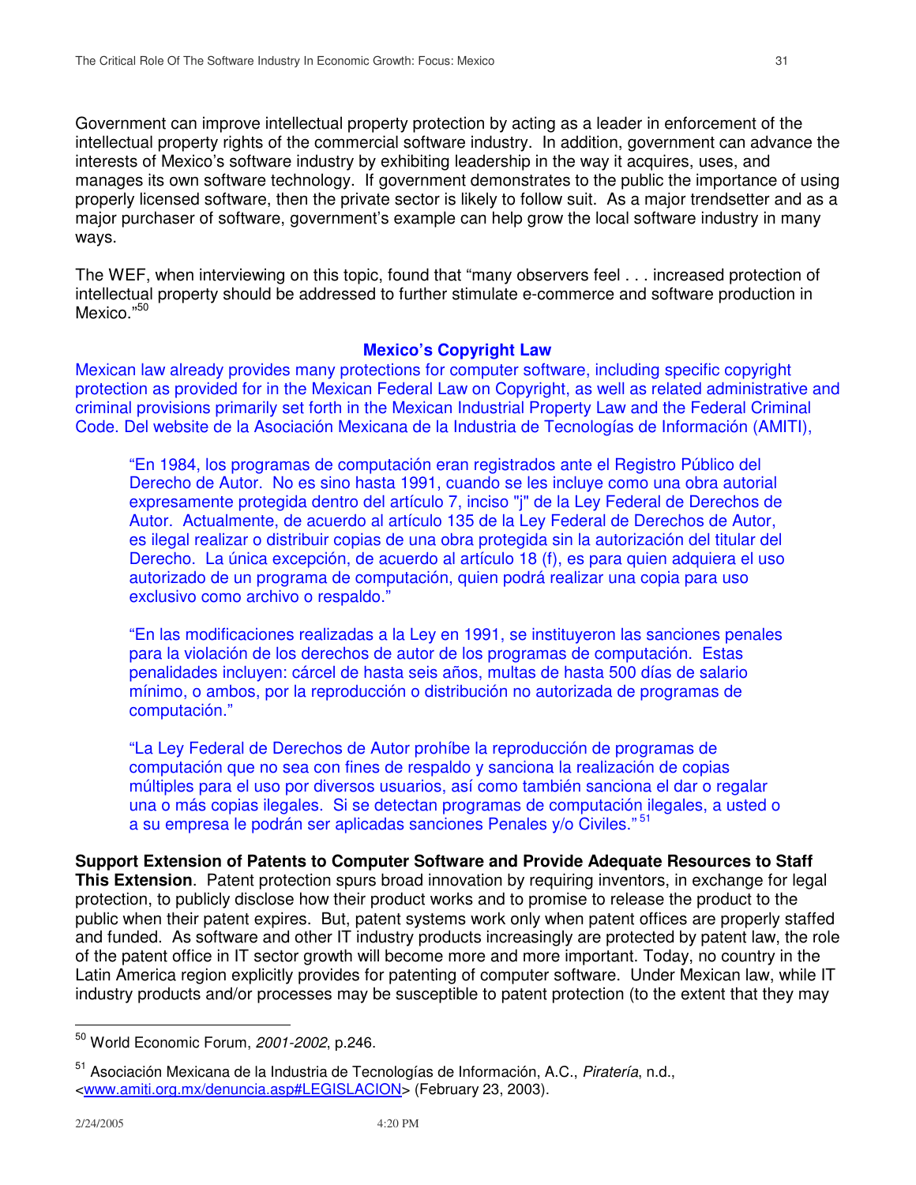Government can improve intellectual property protection by acting as a leader in enforcement of the intellectual property rights of the commercial software industry. In addition, government can advance the interests of Mexico's software industry by exhibiting leadership in the way it acquires, uses, and manages its own software technology. If government demonstrates to the public the importance of using properly licensed software, then the private sector is likely to follow suit. As a major trendsetter and as a major purchaser of software, government's example can help grow the local software industry in many ways.

The WEF, when interviewing on this topic, found that "many observers feel . . . increased protection of intellectual property should be addressed to further stimulate e-commerce and software production in Mexico."[50]

### Mexico's Copyright Law

Mexican law already provides many protections for computer software, including specific copyright protection as provided for in the Mexican Federal Law on Copyright, as well as related administrative and criminal provisions primarily set forth in the Mexican Industrial Property Law and the Federal Criminal Code. Del website de la Asociación Mexicana de la Industria de Tecnologías de Información (AMITI),

> "En 1984, los programas de computación eran registrados ante el Registro Público del Derecho de Autor. No es sino hasta 1991, cuando se les incluye como una obra autorial expresamente protegida dentro del artículo 7, inciso "j" de la Ley Federal de Derechos de Autor. Actualmente, de acuerdo al artículo 135 de la Ley Federal de Derechos de Autor, es ilegal realizar o distribuir copias de una obra protegida sin la autorización del titular del Derecho. La única excepción, de acuerdo al artículo 18 (f), es para quien adquiera el uso autorizado de un programa de computación, quien podrá realizar una copia para uso exclusivo como archivo o respaldo."
>
> "En las modificaciones realizadas a la Ley en 1991, se instituyeron las sanciones penales para la violación de los derechos de autor de los programas de computación. Estas penalidades incluyen: cárcel de hasta seis años, multas de hasta 500 días de salario mínimo, o ambos, por la reproducción o distribución no autorizada de programas de computación."
>
> "La Ley Federal de Derechos de Autor prohíbe la reproducción de programas de computación que no sea con fines de respaldo y sanciona la realización de copias múltiples para el uso por diversos usuarios, así como también sanciona el dar o regalar una o más copias ilegales. Si se detectan programas de computación ilegales, a usted o a su empresa le podrán ser aplicadas sanciones Penales y/o Civiles."[51]

**Support Extension of Patents to Computer Software and Provide Adequate Resources to Staff This Extension**. Patent protection spurs broad innovation by requiring inventors, in exchange for legal protection, to publicly disclose how their product works and to promise to release the product to the public when their patent expires. But, patent systems work only when patent offices are properly staffed and funded. As software and other IT industry products increasingly are protected by patent law, the role of the patent office in IT sector growth will become more and more important. Today, no country in the Latin America region explicitly provides for patenting of computer software. Under Mexican law, while IT industry products and/or processes may be susceptible to patent protection (to the extent that they may

---

[50] World Economic Forum, *2001-2002*, p.246.

[51] Asociación Mexicana de la Industria de Tecnologías de Información, A.C., *Piratería*, n.d., <www.amiti.org.mx/denuncia.asp#LEGISLACION> (February 23, 2003).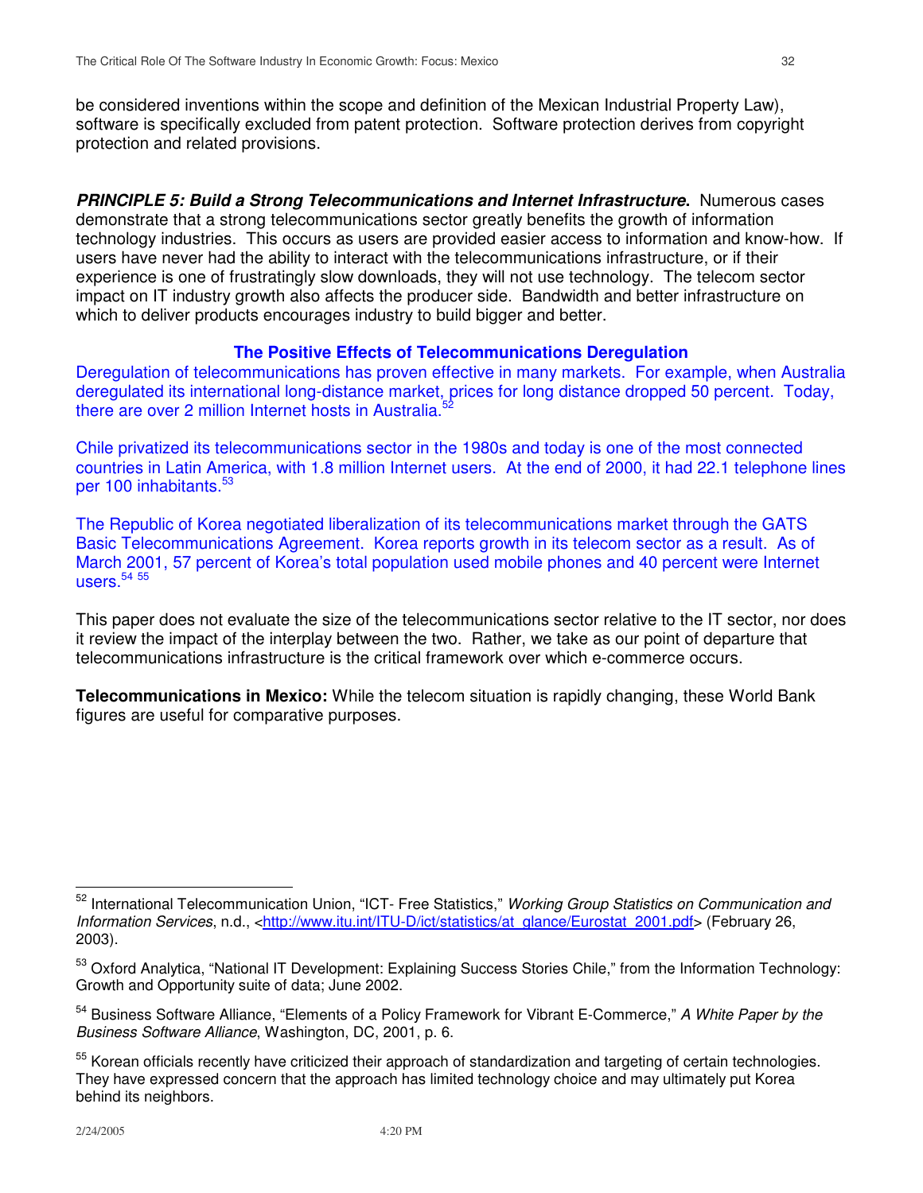be considered inventions within the scope and definition of the Mexican Industrial Property Law), software is specifically excluded from patent protection. Software protection derives from copyright protection and related provisions.

***PRINCIPLE 5: Build a Strong Telecommunications and Internet Infrastructure*.** Numerous cases demonstrate that a strong telecommunications sector greatly benefits the growth of information technology industries. This occurs as users are provided easier access to information and know-how. If users have never had the ability to interact with the telecommunications infrastructure, or if their experience is one of frustratingly slow downloads, they will not use technology. The telecom sector impact on IT industry growth also affects the producer side. Bandwidth and better infrastructure on which to deliver products encourages industry to build bigger and better.

**The Positive Effects of Telecommunications Deregulation**

Deregulation of telecommunications has proven effective in many markets. For example, when Australia deregulated its international long-distance market, prices for long distance dropped 50 percent. Today, there are over 2 million Internet hosts in Australia.[52]

Chile privatized its telecommunications sector in the 1980s and today is one of the most connected countries in Latin America, with 1.8 million Internet users. At the end of 2000, it had 22.1 telephone lines per 100 inhabitants.[53]

The Republic of Korea negotiated liberalization of its telecommunications market through the GATS Basic Telecommunications Agreement. Korea reports growth in its telecom sector as a result. As of March 2001, 57 percent of Korea's total population used mobile phones and 40 percent were Internet users.[54] [55]

This paper does not evaluate the size of the telecommunications sector relative to the IT sector, nor does it review the impact of the interplay between the two. Rather, we take as our point of departure that telecommunications infrastructure is the critical framework over which e-commerce occurs.

**Telecommunications in Mexico:** While the telecom situation is rapidly changing, these World Bank figures are useful for comparative purposes.

---

[52] International Telecommunication Union, "ICT- Free Statistics," *Working Group Statistics on Communication and Information Services*, n.d., <http://www.itu.int/ITU-D/ict/statistics/at_glance/Eurostat_2001.pdf> (February 26, 2003).

[53] Oxford Analytica, "National IT Development: Explaining Success Stories Chile," from the Information Technology: Growth and Opportunity suite of data; June 2002.

[54] Business Software Alliance, "Elements of a Policy Framework for Vibrant E-Commerce," *A White Paper by the Business Software Alliance*, Washington, DC, 2001, p. 6.

[55] Korean officials recently have criticized their approach of standardization and targeting of certain technologies. They have expressed concern that the approach has limited technology choice and may ultimately put Korea behind its neighbors.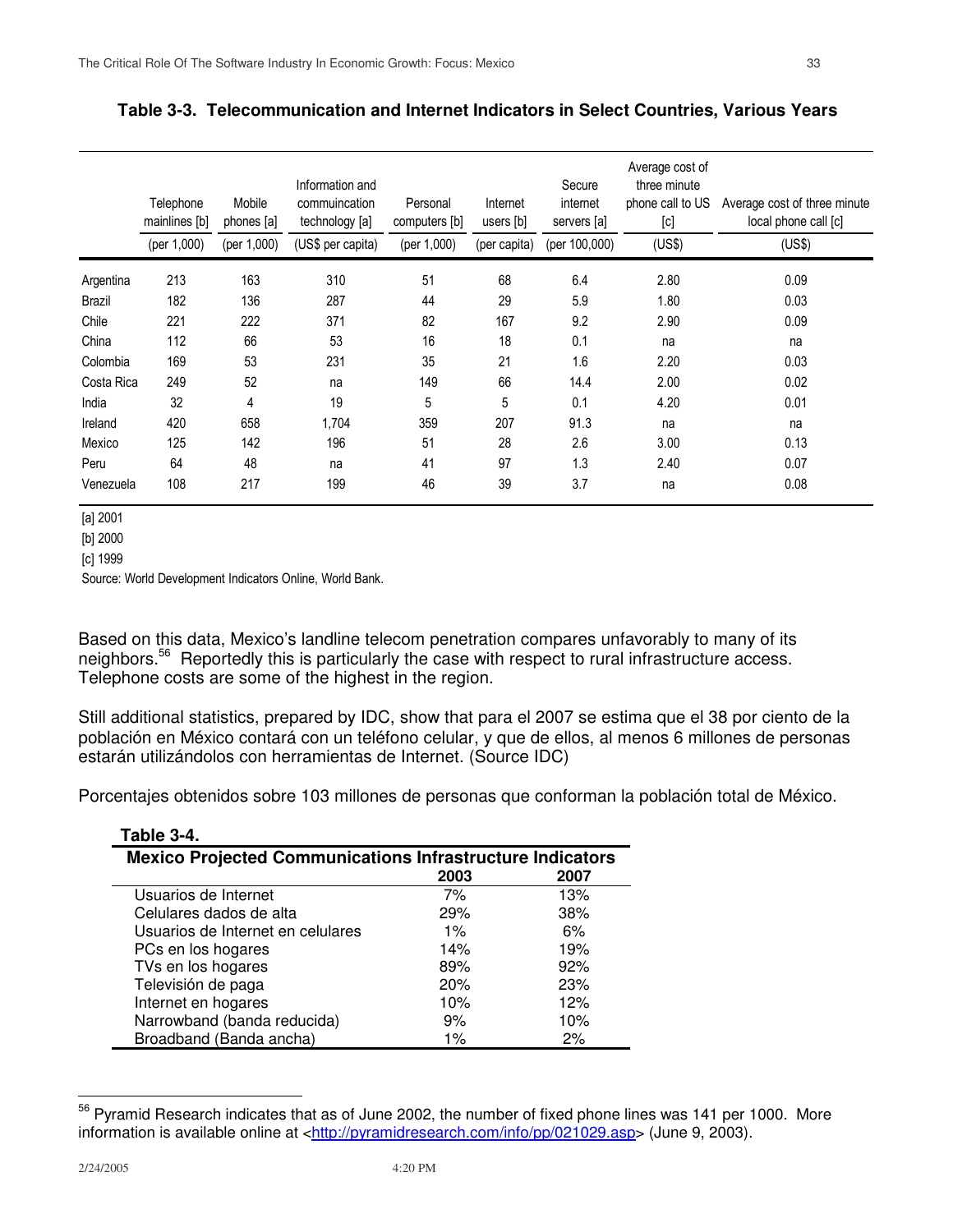**Table 3-3. Telecommunication and Internet Indicators in Select Countries, Various Years**

| | Telephone mainlines [b] | Mobile phones [a] | Information and commuincation technology [a] | Personal computers [b] | Internet users [b] | Secure internet servers [a] | Average cost of three minute phone call to US [c] | Average cost of three minute local phone call [c] |
|---|---|---|---|---|---|---|---|---|
| | (per 1,000) | (per 1,000) | (US$ per capita) | (per 1,000) | (per capita) | (per 100,000) | (US$) | (US$) |
| Argentina | 213 | 163 | 310 | 51 | 68 | 6.4 | 2.80 | 0.09 |
| Brazil | 182 | 136 | 287 | 44 | 29 | 5.9 | 1.80 | 0.03 |
| Chile | 221 | 222 | 371 | 82 | 167 | 9.2 | 2.90 | 0.09 |
| China | 112 | 66 | 53 | 16 | 18 | 0.1 | na | na |
| Colombia | 169 | 53 | 231 | 35 | 21 | 1.6 | 2.20 | 0.03 |
| Costa Rica | 249 | 52 | na | 149 | 66 | 14.4 | 2.00 | 0.02 |
| India | 32 | 4 | 19 | 5 | 5 | 0.1 | 4.20 | 0.01 |
| Ireland | 420 | 658 | 1,704 | 359 | 207 | 91.3 | na | na |
| Mexico | 125 | 142 | 196 | 51 | 28 | 2.6 | 3.00 | 0.13 |
| Peru | 64 | 48 | na | 41 | 97 | 1.3 | 2.40 | 0.07 |
| Venezuela | 108 | 217 | 199 | 46 | 39 | 3.7 | na | 0.08 |

[a] 2001

[b] 2000

[c] 1999

Source: World Development Indicators Online, World Bank.

Based on this data, Mexico's landline telecom penetration compares unfavorably to many of its neighbors.[56] Reportedly this is particularly the case with respect to rural infrastructure access. Telephone costs are some of the highest in the region.

Still additional statistics, prepared by IDC, show that para el 2007 se estima que el 38 por ciento de la población en México contará con un teléfono celular, y que de ellos, al menos 6 millones de personas estarán utilizándolos con herramientas de Internet. (Source IDC)

Porcentajes obtenidos sobre 103 millones de personas que conforman la población total de México.

**Table 3-4.**

**Mexico Projected Communications Infrastructure Indicators**

| | 2003 | 2007 |
|---|---|---|
| Usuarios de Internet | 7% | 13% |
| Celulares dados de alta | 29% | 38% |
| Usuarios de Internet en celulares | 1% | 6% |
| PCs en los hogares | 14% | 19% |
| TVs en los hogares | 89% | 92% |
| Televisión de paga | 20% | 23% |
| Internet en hogares | 10% | 12% |
| Narrowband (banda reducida) | 9% | 10% |
| Broadband (Banda ancha) | 1% | 2% |

[56] Pyramid Research indicates that as of June 2002, the number of fixed phone lines was 141 per 1000. More information is available online at <http://pyramidresearch.com/info/pp/021029.asp> (June 9, 2003).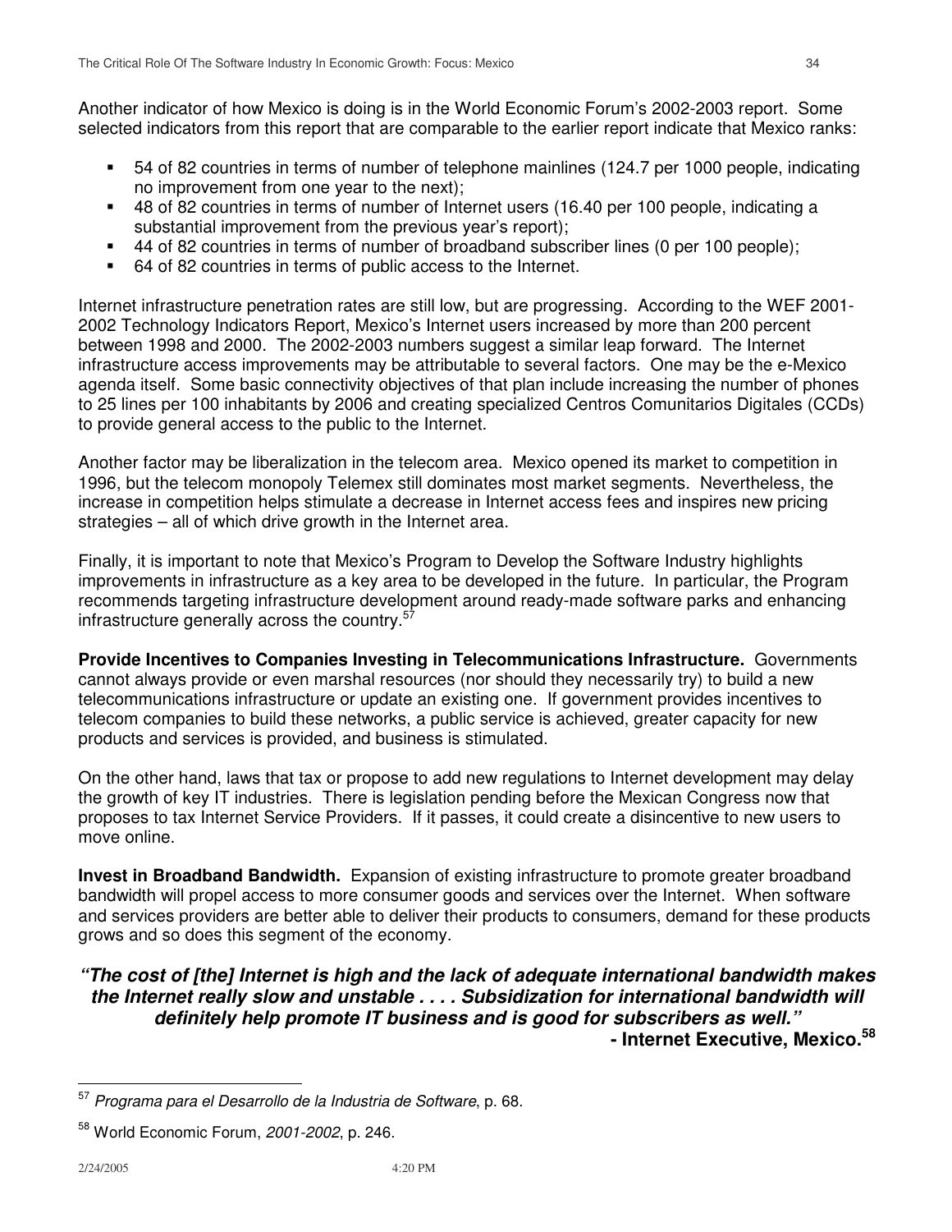Another indicator of how Mexico is doing is in the World Economic Forum's 2002-2003 report. Some selected indicators from this report that are comparable to the earlier report indicate that Mexico ranks:

- 54 of 82 countries in terms of number of telephone mainlines (124.7 per 1000 people, indicating no improvement from one year to the next);
- 48 of 82 countries in terms of number of Internet users (16.40 per 100 people, indicating a substantial improvement from the previous year's report);
- 44 of 82 countries in terms of number of broadband subscriber lines (0 per 100 people);
- 64 of 82 countries in terms of public access to the Internet.

Internet infrastructure penetration rates are still low, but are progressing. According to the WEF 2001-2002 Technology Indicators Report, Mexico's Internet users increased by more than 200 percent between 1998 and 2000. The 2002-2003 numbers suggest a similar leap forward. The Internet infrastructure access improvements may be attributable to several factors. One may be the e-Mexico agenda itself. Some basic connectivity objectives of that plan include increasing the number of phones to 25 lines per 100 inhabitants by 2006 and creating specialized Centros Comunitarios Digitales (CCDs) to provide general access to the public to the Internet.

Another factor may be liberalization in the telecom area. Mexico opened its market to competition in 1996, but the telecom monopoly Telemex still dominates most market segments. Nevertheless, the increase in competition helps stimulate a decrease in Internet access fees and inspires new pricing strategies – all of which drive growth in the Internet area.

Finally, it is important to note that Mexico's Program to Develop the Software Industry highlights improvements in infrastructure as a key area to be developed in the future. In particular, the Program recommends targeting infrastructure development around ready-made software parks and enhancing infrastructure generally across the country.[57]

**Provide Incentives to Companies Investing in Telecommunications Infrastructure.** Governments cannot always provide or even marshal resources (nor should they necessarily try) to build a new telecommunications infrastructure or update an existing one. If government provides incentives to telecom companies to build these networks, a public service is achieved, greater capacity for new products and services is provided, and business is stimulated.

On the other hand, laws that tax or propose to add new regulations to Internet development may delay the growth of key IT industries. There is legislation pending before the Mexican Congress now that proposes to tax Internet Service Providers. If it passes, it could create a disincentive to new users to move online.

**Invest in Broadband Bandwidth.** Expansion of existing infrastructure to promote greater broadband bandwidth will propel access to more consumer goods and services over the Internet. When software and services providers are better able to deliver their products to consumers, demand for these products grows and so does this segment of the economy.

***"The cost of [the] Internet is high and the lack of adequate international bandwidth makes the Internet really slow and unstable . . . . Subsidization for international bandwidth will definitely help promote IT business and is good for subscribers as well."***

**- Internet Executive, Mexico.[58]**

---

[57] *Programa para el Desarrollo de la Industria de Software*, p. 68.

[58] World Economic Forum, *2001-2002*, p. 246.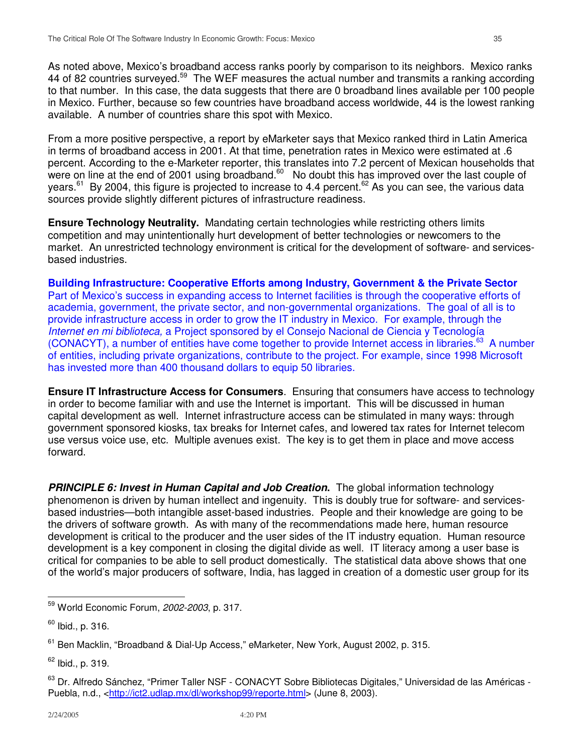As noted above, Mexico's broadband access ranks poorly by comparison to its neighbors. Mexico ranks 44 of 82 countries surveyed.[59] The WEF measures the actual number and transmits a ranking according to that number. In this case, the data suggests that there are 0 broadband lines available per 100 people in Mexico. Further, because so few countries have broadband access worldwide, 44 is the lowest ranking available. A number of countries share this spot with Mexico.

From a more positive perspective, a report by eMarketer says that Mexico ranked third in Latin America in terms of broadband access in 2001. At that time, penetration rates in Mexico were estimated at .6 percent. According to the e-Marketer reporter, this translates into 7.2 percent of Mexican households that were on line at the end of 2001 using broadband.[60] No doubt this has improved over the last couple of years.[61] By 2004, this figure is projected to increase to 4.4 percent.[62] As you can see, the various data sources provide slightly different pictures of infrastructure readiness.

**Ensure Technology Neutrality.** Mandating certain technologies while restricting others limits competition and may unintentionally hurt development of better technologies or newcomers to the market. An unrestricted technology environment is critical for the development of software- and services-based industries.

**Building Infrastructure: Cooperative Efforts among Industry, Government & the Private Sector**
Part of Mexico's success in expanding access to Internet facilities is through the cooperative efforts of academia, government, the private sector, and non-governmental organizations. The goal of all is to provide infrastructure access in order to grow the IT industry in Mexico. For example, through the *Internet en mi biblioteca,* a Project sponsored by el Consejo Nacional de Ciencia y Tecnología (CONACYT), a number of entities have come together to provide Internet access in libraries.[63] A number of entities, including private organizations, contribute to the project. For example, since 1998 Microsoft has invested more than 400 thousand dollars to equip 50 libraries.

**Ensure IT Infrastructure Access for Consumers**. Ensuring that consumers have access to technology in order to become familiar with and use the Internet is important. This will be discussed in human capital development as well. Internet infrastructure access can be stimulated in many ways: through government sponsored kiosks, tax breaks for Internet cafes, and lowered tax rates for Internet telecom use versus voice use, etc. Multiple avenues exist. The key is to get them in place and move access forward.

***PRINCIPLE 6: Invest in Human Capital and Job Creation*.** The global information technology phenomenon is driven by human intellect and ingenuity. This is doubly true for software- and services-based industries—both intangible asset-based industries. People and their knowledge are going to be the drivers of software growth. As with many of the recommendations made here, human resource development is critical to the producer and the user sides of the IT industry equation. Human resource development is a key component in closing the digital divide as well. IT literacy among a user base is critical for companies to be able to sell product domestically. The statistical data above shows that one of the world's major producers of software, India, has lagged in creation of a domestic user group for its

---

[59] World Economic Forum, *2002-2003*, p. 317.

[60] Ibid., p. 316.

[61] Ben Macklin, "Broadband & Dial-Up Access," eMarketer, New York, August 2002, p. 315.

[62] Ibid., p. 319.

[63] Dr. Alfredo Sánchez, "Primer Taller NSF - CONACYT Sobre Bibliotecas Digitales," Universidad de las Américas - Puebla, n.d., <http://ict2.udlap.mx/dl/workshop99/reporte.html> (June 8, 2003).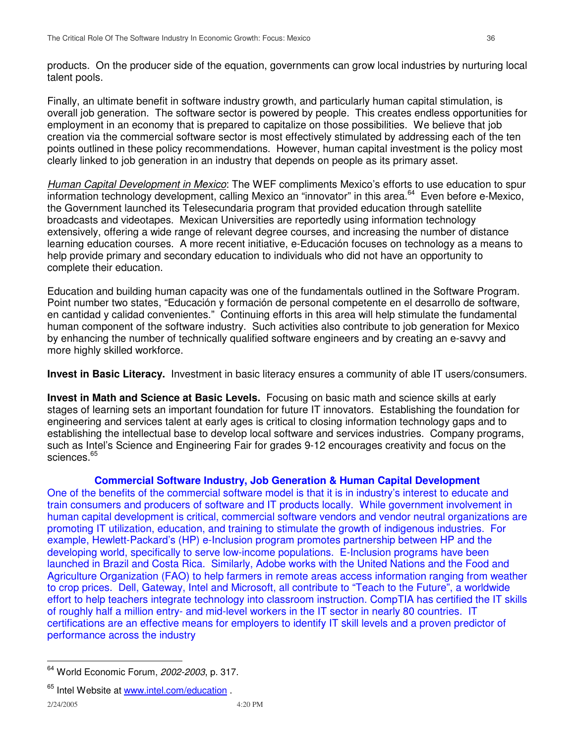products. On the producer side of the equation, governments can grow local industries by nurturing local talent pools.

Finally, an ultimate benefit in software industry growth, and particularly human capital stimulation, is overall job generation. The software sector is powered by people. This creates endless opportunities for employment in an economy that is prepared to capitalize on those possibilities. We believe that job creation via the commercial software sector is most effectively stimulated by addressing each of the ten points outlined in these policy recommendations. However, human capital investment is the policy most clearly linked to job generation in an industry that depends on people as its primary asset.

*Human Capital Development in Mexico*: The WEF compliments Mexico's efforts to use education to spur information technology development, calling Mexico an "innovator" in this area.[64] Even before e-Mexico, the Government launched its Telesecundaria program that provided education through satellite broadcasts and videotapes. Mexican Universities are reportedly using information technology extensively, offering a wide range of relevant degree courses, and increasing the number of distance learning education courses. A more recent initiative, e-Educación focuses on technology as a means to help provide primary and secondary education to individuals who did not have an opportunity to complete their education.

Education and building human capacity was one of the fundamentals outlined in the Software Program. Point number two states, "Educación y formación de personal competente en el desarrollo de software, en cantidad y calidad convenientes." Continuing efforts in this area will help stimulate the fundamental human component of the software industry. Such activities also contribute to job generation for Mexico by enhancing the number of technically qualified software engineers and by creating an e-savvy and more highly skilled workforce.

**Invest in Basic Literacy.** Investment in basic literacy ensures a community of able IT users/consumers.

**Invest in Math and Science at Basic Levels.** Focusing on basic math and science skills at early stages of learning sets an important foundation for future IT innovators. Establishing the foundation for engineering and services talent at early ages is critical to closing information technology gaps and to establishing the intellectual base to develop local software and services industries. Company programs, such as Intel's Science and Engineering Fair for grades 9-12 encourages creativity and focus on the sciences.[65]

**Commercial Software Industry, Job Generation & Human Capital Development**

One of the benefits of the commercial software model is that it is in industry's interest to educate and train consumers and producers of software and IT products locally. While government involvement in human capital development is critical, commercial software vendors and vendor neutral organizations are promoting IT utilization, education, and training to stimulate the growth of indigenous industries. For example, Hewlett-Packard's (HP) e-Inclusion program promotes partnership between HP and the developing world, specifically to serve low-income populations. E-Inclusion programs have been launched in Brazil and Costa Rica. Similarly, Adobe works with the United Nations and the Food and Agriculture Organization (FAO) to help farmers in remote areas access information ranging from weather to crop prices. Dell, Gateway, Intel and Microsoft, all contribute to "Teach to the Future", a worldwide effort to help teachers integrate technology into classroom instruction. CompTIA has certified the IT skills of roughly half a million entry- and mid-level workers in the IT sector in nearly 80 countries. IT certifications are an effective means for employers to identify IT skill levels and a proven predictor of performance across the industry

---

[64] World Economic Forum, *2002-2003*, p. 317.

[65] Intel Website at www.intel.com/education .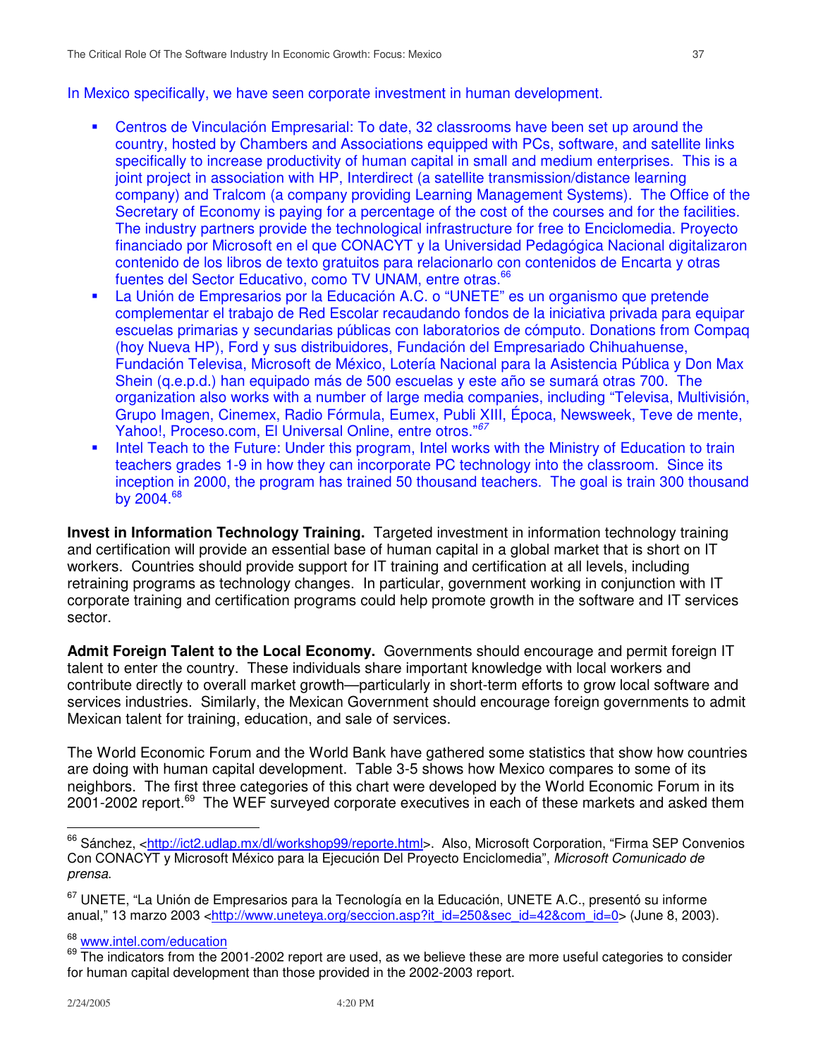In Mexico specifically, we have seen corporate investment in human development.

- Centros de Vinculación Empresarial: To date, 32 classrooms have been set up around the country, hosted by Chambers and Associations equipped with PCs, software, and satellite links specifically to increase productivity of human capital in small and medium enterprises. This is a joint project in association with HP, Interdirect (a satellite transmission/distance learning company) and Tralcom (a company providing Learning Management Systems). The Office of the Secretary of Economy is paying for a percentage of the cost of the courses and for the facilities. The industry partners provide the technological infrastructure for free to Enciclomedia. Proyecto financiado por Microsoft en el que CONACYT y la Universidad Pedagógica Nacional digitalizaron contenido de los libros de texto gratuitos para relacionarlo con contenidos de Encarta y otras fuentes del Sector Educativo, como TV UNAM, entre otras.[66]
- La Unión de Empresarios por la Educación A.C. o "UNETE" es un organismo que pretende complementar el trabajo de Red Escolar recaudando fondos de la iniciativa privada para equipar escuelas primarias y secundarias públicas con laboratorios de cómputo. Donations from Compaq (hoy Nueva HP), Ford y sus distribuidores, Fundación del Empresariado Chihuahuense, Fundación Televisa, Microsoft de México, Lotería Nacional para la Asistencia Pública y Don Max Shein (q.e.p.d.) han equipado más de 500 escuelas y este año se sumará otras 700. The organization also works with a number of large media companies, including "Televisa, Multivisión, Grupo Imagen, Cinemex, Radio Fórmula, Eumex, Publi XIII, Época, Newsweek, Teve de mente, Yahoo!, Proceso.com, El Universal Online, entre otros."[67]
- Intel Teach to the Future: Under this program, Intel works with the Ministry of Education to train teachers grades 1-9 in how they can incorporate PC technology into the classroom. Since its inception in 2000, the program has trained 50 thousand teachers. The goal is train 300 thousand by 2004.[68]

**Invest in Information Technology Training.** Targeted investment in information technology training and certification will provide an essential base of human capital in a global market that is short on IT workers. Countries should provide support for IT training and certification at all levels, including retraining programs as technology changes. In particular, government working in conjunction with IT corporate training and certification programs could help promote growth in the software and IT services sector.

**Admit Foreign Talent to the Local Economy.** Governments should encourage and permit foreign IT talent to enter the country. These individuals share important knowledge with local workers and contribute directly to overall market growth—particularly in short-term efforts to grow local software and services industries. Similarly, the Mexican Government should encourage foreign governments to admit Mexican talent for training, education, and sale of services.

The World Economic Forum and the World Bank have gathered some statistics that show how countries are doing with human capital development. Table 3-5 shows how Mexico compares to some of its neighbors. The first three categories of this chart were developed by the World Economic Forum in its 2001-2002 report.[69] The WEF surveyed corporate executives in each of these markets and asked them

---

[66] Sánchez, <http://ict2.udlap.mx/dl/workshop99/reporte.html>. Also, Microsoft Corporation, "Firma SEP Convenios Con CONACYT y Microsoft México para la Ejecución Del Proyecto Enciclomedia", *Microsoft Comunicado de prensa*.

[67] UNETE, "La Unión de Empresarios para la Tecnología en la Educación, UNETE A.C., presentó su informe anual," 13 marzo 2003 <http://www.uneteya.org/seccion.asp?it_id=250&sec_id=42&com_id=0> (June 8, 2003).

[68] www.intel.com/education

[69] The indicators from the 2001-2002 report are used, as we believe these are more useful categories to consider for human capital development than those provided in the 2002-2003 report.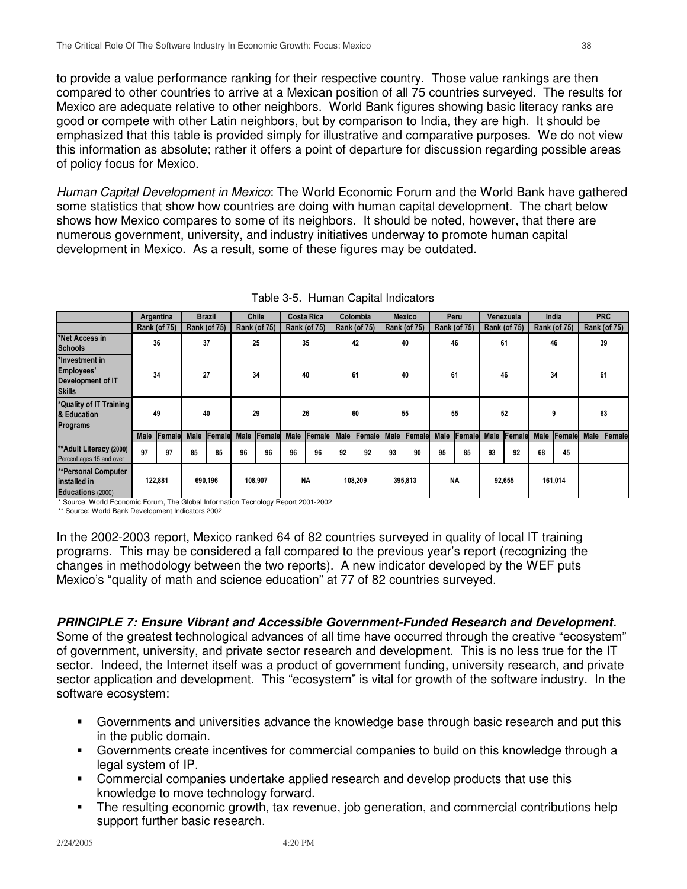to provide a value performance ranking for their respective country. Those value rankings are then compared to other countries to arrive at a Mexican position of all 75 countries surveyed. The results for Mexico are adequate relative to other neighbors. World Bank figures showing basic literacy ranks are good or compete with other Latin neighbors, but by comparison to India, they are high. It should be emphasized that this table is provided simply for illustrative and comparative purposes. We do not view this information as absolute; rather it offers a point of departure for discussion regarding possible areas of policy focus for Mexico.

*Human Capital Development in Mexico*: The World Economic Forum and the World Bank have gathered some statistics that show how countries are doing with human capital development. The chart below shows how Mexico compares to some of its neighbors. It should be noted, however, that there are numerous government, university, and industry initiatives underway to promote human capital development in Mexico. As a result, some of these figures may be outdated.

Table 3-5. Human Capital Indicators

| | Argentina | | Brazil | | Chile | | Costa Rica | | Colombia | | Mexico | | Peru | | Venezuela | | India | | PRC | |
|---|---|---|---|---|---|---|---|---|---|---|---|---|---|---|---|---|---|---|---|---|
| | Rank (of 75) | | Rank (of 75) | | Rank (of 75) | | Rank (of 75) | | Rank (of 75) | | Rank (of 75) | | Rank (of 75) | | Rank (of 75) | | Rank (of 75) | | Rank (of 75) | |
| *Net Access in Schools | 36 | | 37 | | 25 | | 35 | | 42 | | 40 | | 46 | | 61 | | 46 | | 39 | |
| *Investment in Employees' Development of IT Skills | 34 | | 27 | | 34 | | 40 | | 61 | | 40 | | 61 | | 46 | | 34 | | 61 | |
| *Quality of IT Training & Education Programs | 49 | | 40 | | 29 | | 26 | | 60 | | 55 | | 55 | | 52 | | 9 | | 63 | |
| | Male | Female | Male | Female | Male | Female | Male | Female | Male | Female | Male | Female | Male | Female | Male | Female | Male | Female | Male | Female |
| **Adult Literacy (2000) Percent ages 15 and over | 97 | 97 | 85 | 85 | 96 | 96 | 96 | 96 | 92 | 92 | 93 | 90 | 95 | 85 | 93 | 92 | 68 | 45 | | |
| **Personal Computer installed in Educations (2000) | 122,881 | | 690,196 | | 108,907 | | NA | | 108,209 | | 395,813 | | NA | | 92,655 | | 161,014 | | | |

\* Source: World Economic Forum, The Global Information Tecnology Report 2001-2002

\*\* Source: World Bank Development Indicators 2002

In the 2002-2003 report, Mexico ranked 64 of 82 countries surveyed in quality of local IT training programs. This may be considered a fall compared to the previous year's report (recognizing the changes in methodology between the two reports). A new indicator developed by the WEF puts Mexico's "quality of math and science education" at 77 of 82 countries surveyed.

***PRINCIPLE 7: Ensure Vibrant and Accessible Government-Funded Research and Development.***

Some of the greatest technological advances of all time have occurred through the creative "ecosystem" of government, university, and private sector research and development. This is no less true for the IT sector. Indeed, the Internet itself was a product of government funding, university research, and private sector application and development. This "ecosystem" is vital for growth of the software industry. In the software ecosystem:

- Governments and universities advance the knowledge base through basic research and put this in the public domain.
- Governments create incentives for commercial companies to build on this knowledge through a legal system of IP.
- Commercial companies undertake applied research and develop products that use this knowledge to move technology forward.
- The resulting economic growth, tax revenue, job generation, and commercial contributions help support further basic research.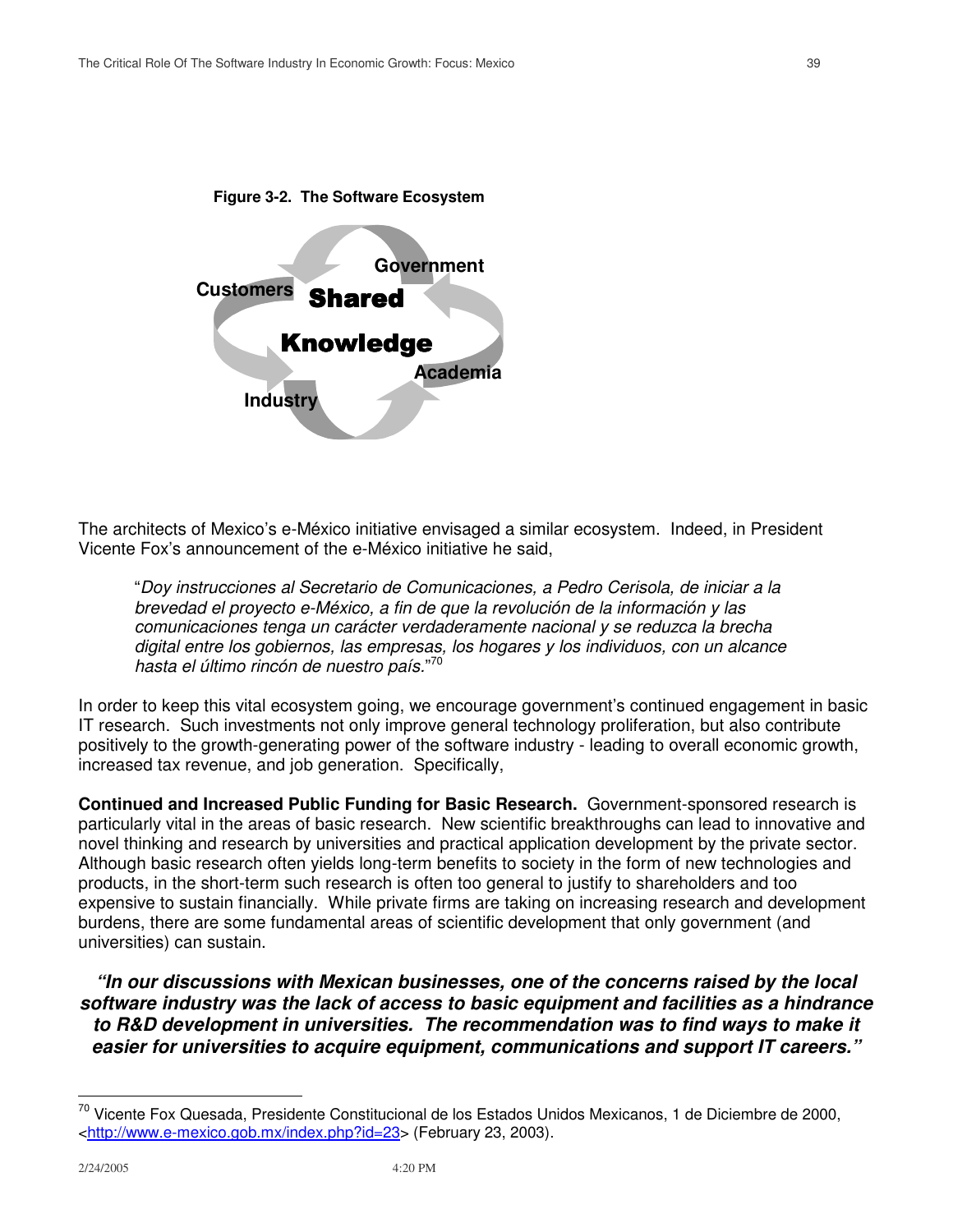**Figure 3-2. The Software Ecosystem**

Government

Customers

Shared

Knowledge

Academia

Industry

The architects of Mexico's e-México initiative envisaged a similar ecosystem. Indeed, in President Vicente Fox's announcement of the e-México initiative he said,

> "*Doy instrucciones al Secretario de Comunicaciones, a Pedro Cerisola, de iniciar a la brevedad el proyecto e-México, a fin de que la revolución de la información y las comunicaciones tenga un carácter verdaderamente nacional y se reduzca la brecha digital entre los gobiernos, las empresas, los hogares y los individuos, con un alcance hasta el último rincón de nuestro país.*"[70]

In order to keep this vital ecosystem going, we encourage government's continued engagement in basic IT research. Such investments not only improve general technology proliferation, but also contribute positively to the growth-generating power of the software industry - leading to overall economic growth, increased tax revenue, and job generation. Specifically,

**Continued and Increased Public Funding for Basic Research.** Government-sponsored research is particularly vital in the areas of basic research. New scientific breakthroughs can lead to innovative and novel thinking and research by universities and practical application development by the private sector. Although basic research often yields long-term benefits to society in the form of new technologies and products, in the short-term such research is often too general to justify to shareholders and too expensive to sustain financially. While private firms are taking on increasing research and development burdens, there are some fundamental areas of scientific development that only government (and universities) can sustain.

***"In our discussions with Mexican businesses, one of the concerns raised by the local software industry was the lack of access to basic equipment and facilities as a hindrance to R&D development in universities. The recommendation was to find ways to make it easier for universities to acquire equipment, communications and support IT careers."***

---

[70] Vicente Fox Quesada, Presidente Constitucional de los Estados Unidos Mexicanos, 1 de Diciembre de 2000, <http://www.e-mexico.gob.mx/index.php?id=23> (February 23, 2003).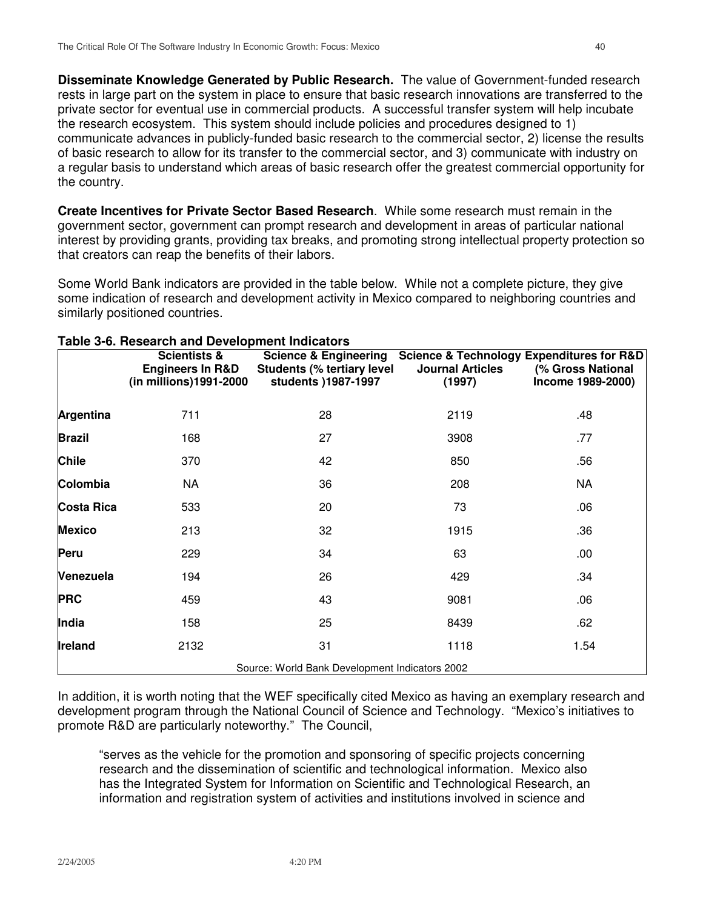**Disseminate Knowledge Generated by Public Research.** The value of Government-funded research rests in large part on the system in place to ensure that basic research innovations are transferred to the private sector for eventual use in commercial products. A successful transfer system will help incubate the research ecosystem. This system should include policies and procedures designed to 1) communicate advances in publicly-funded basic research to the commercial sector, 2) license the results of basic research to allow for its transfer to the commercial sector, and 3) communicate with industry on a regular basis to understand which areas of basic research offer the greatest commercial opportunity for the country.

**Create Incentives for Private Sector Based Research**. While some research must remain in the government sector, government can prompt research and development in areas of particular national interest by providing grants, providing tax breaks, and promoting strong intellectual property protection so that creators can reap the benefits of their labors.

Some World Bank indicators are provided in the table below. While not a complete picture, they give some indication of research and development activity in Mexico compared to neighboring countries and similarly positioned countries.

**Table 3-6. Research and Development Indicators**

| | Scientists & Engineers In R&D (in millions)1991-2000 | Science & Engineering Students (% tertiary level students )1987-1997 | Science & Technology Journal Articles (1997) | Expenditures for R&D (% Gross National Income 1989-2000) |
|---|---|---|---|---|
| **Argentina** | 711 | 28 | 2119 | .48 |
| **Brazil** | 168 | 27 | 3908 | .77 |
| **Chile** | 370 | 42 | 850 | .56 |
| **Colombia** | NA | 36 | 208 | NA |
| **Costa Rica** | 533 | 20 | 73 | .06 |
| **Mexico** | 213 | 32 | 1915 | .36 |
| **Peru** | 229 | 34 | 63 | .00 |
| **Venezuela** | 194 | 26 | 429 | .34 |
| **PRC** | 459 | 43 | 9081 | .06 |
| **India** | 158 | 25 | 8439 | .62 |
| **Ireland** | 2132 | 31 | 1118 | 1.54 |

Source: World Bank Development Indicators 2002

In addition, it is worth noting that the WEF specifically cited Mexico as having an exemplary research and development program through the National Council of Science and Technology. "Mexico's initiatives to promote R&D are particularly noteworthy." The Council,

> "serves as the vehicle for the promotion and sponsoring of specific projects concerning research and the dissemination of scientific and technological information. Mexico also has the Integrated System for Information on Scientific and Technological Research, an information and registration system of activities and institutions involved in science and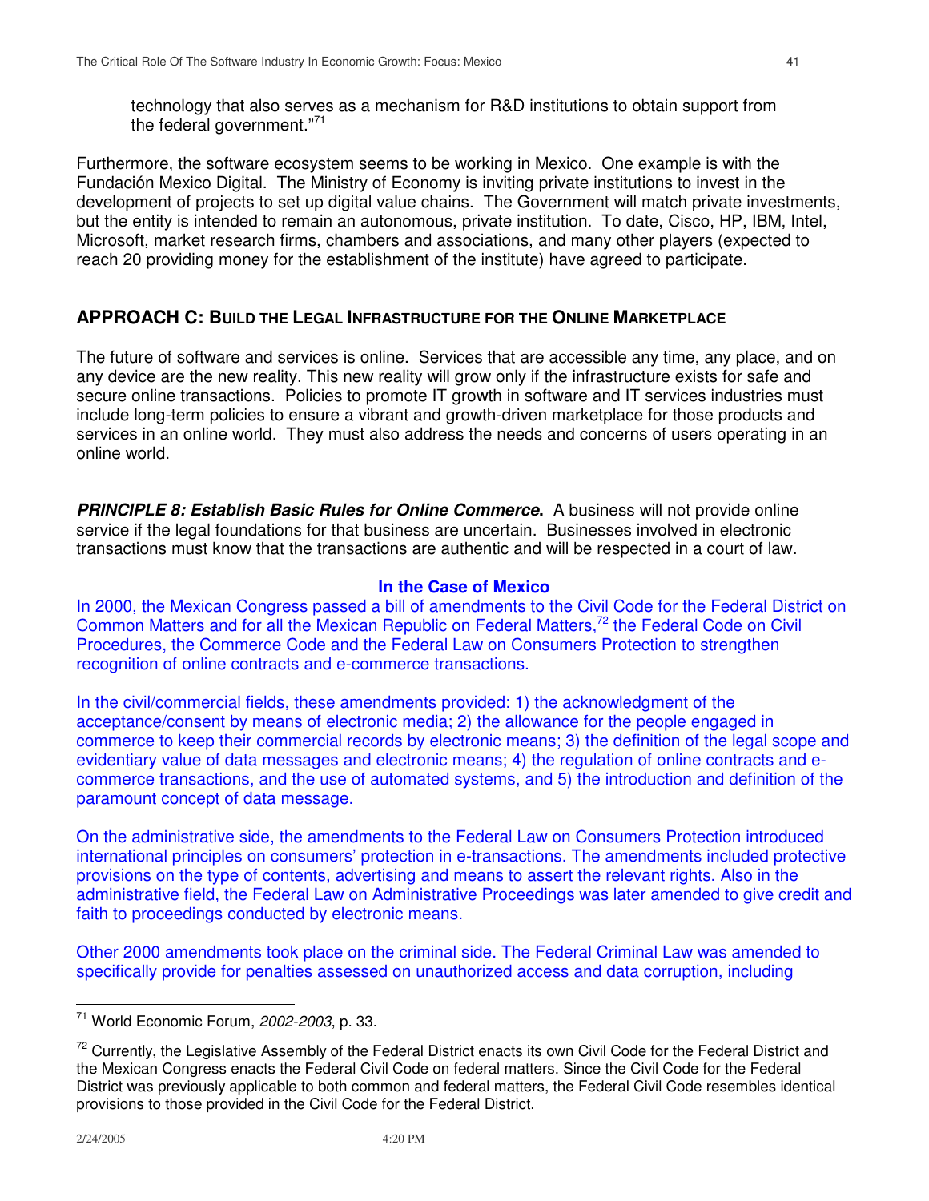technology that also serves as a mechanism for R&D institutions to obtain support from the federal government."[71]

Furthermore, the software ecosystem seems to be working in Mexico. One example is with the Fundación Mexico Digital. The Ministry of Economy is inviting private institutions to invest in the development of projects to set up digital value chains. The Government will match private investments, but the entity is intended to remain an autonomous, private institution. To date, Cisco, HP, IBM, Intel, Microsoft, market research firms, chambers and associations, and many other players (expected to reach 20 providing money for the establishment of the institute) have agreed to participate.

## APPROACH C: BUILD THE LEGAL INFRASTRUCTURE FOR THE ONLINE MARKETPLACE

The future of software and services is online. Services that are accessible any time, any place, and on any device are the new reality. This new reality will grow only if the infrastructure exists for safe and secure online transactions. Policies to promote IT growth in software and IT services industries must include long-term policies to ensure a vibrant and growth-driven marketplace for those products and services in an online world. They must also address the needs and concerns of users operating in an online world.

***PRINCIPLE 8: Establish Basic Rules for Online Commerce*.** A business will not provide online service if the legal foundations for that business are uncertain. Businesses involved in electronic transactions must know that the transactions are authentic and will be respected in a court of law.

**In the Case of Mexico**

In 2000, the Mexican Congress passed a bill of amendments to the Civil Code for the Federal District on Common Matters and for all the Mexican Republic on Federal Matters,[72] the Federal Code on Civil Procedures, the Commerce Code and the Federal Law on Consumers Protection to strengthen recognition of online contracts and e-commerce transactions.

In the civil/commercial fields, these amendments provided: 1) the acknowledgment of the acceptance/consent by means of electronic media; 2) the allowance for the people engaged in commerce to keep their commercial records by electronic means; 3) the definition of the legal scope and evidentiary value of data messages and electronic means; 4) the regulation of online contracts and e-commerce transactions, and the use of automated systems, and 5) the introduction and definition of the paramount concept of data message.

On the administrative side, the amendments to the Federal Law on Consumers Protection introduced international principles on consumers' protection in e-transactions. The amendments included protective provisions on the type of contents, advertising and means to assert the relevant rights. Also in the administrative field, the Federal Law on Administrative Proceedings was later amended to give credit and faith to proceedings conducted by electronic means.

Other 2000 amendments took place on the criminal side. The Federal Criminal Law was amended to specifically provide for penalties assessed on unauthorized access and data corruption, including

---

[71] World Economic Forum, *2002-2003*, p. 33.

[72] Currently, the Legislative Assembly of the Federal District enacts its own Civil Code for the Federal District and the Mexican Congress enacts the Federal Civil Code on federal matters. Since the Civil Code for the Federal District was previously applicable to both common and federal matters, the Federal Civil Code resembles identical provisions to those provided in the Civil Code for the Federal District.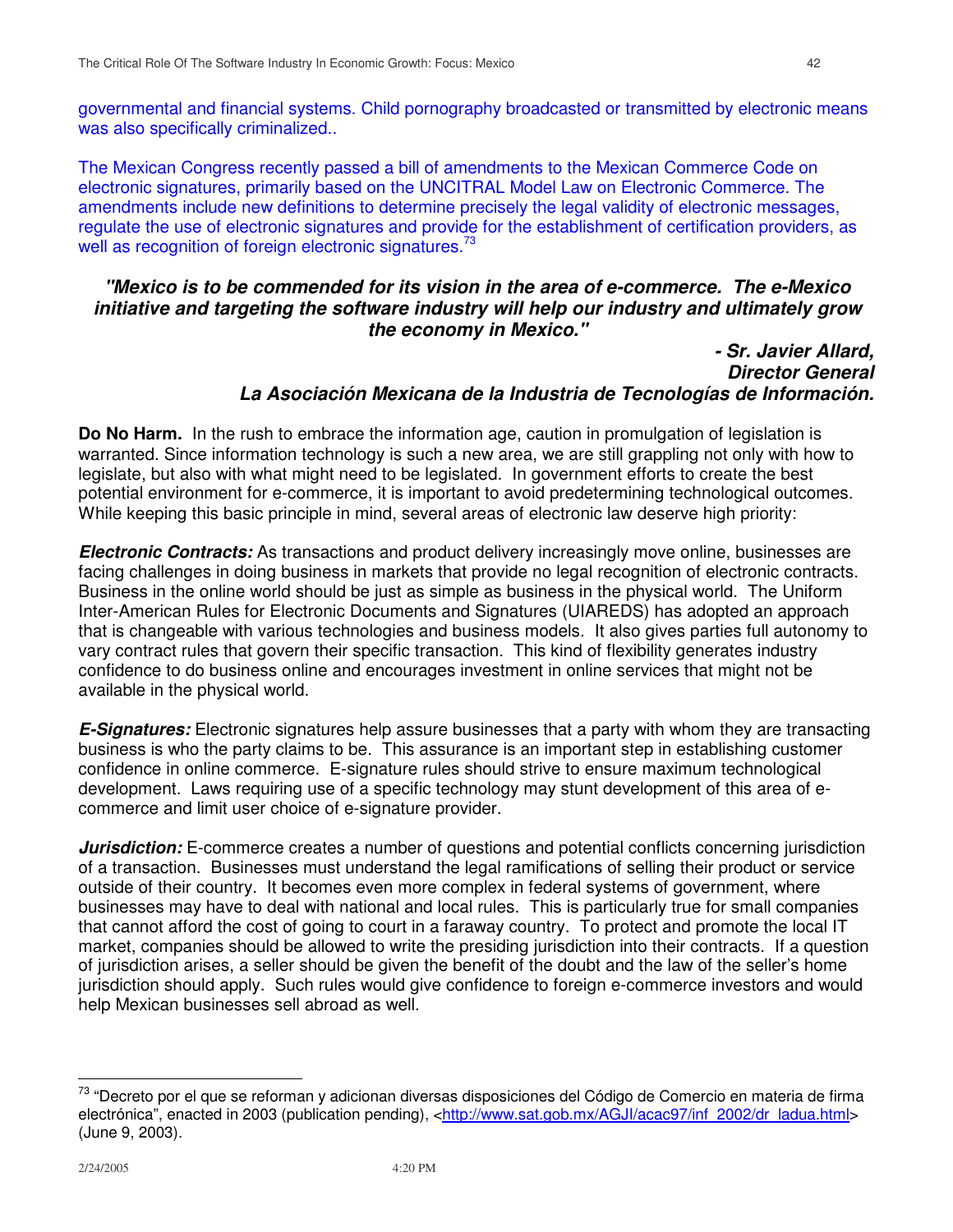governmental and financial systems. Child pornography broadcasted or transmitted by electronic means was also specifically criminalized..

The Mexican Congress recently passed a bill of amendments to the Mexican Commerce Code on electronic signatures, primarily based on the UNCITRAL Model Law on Electronic Commerce. The amendments include new definitions to determine precisely the legal validity of electronic messages, regulate the use of electronic signatures and provide for the establishment of certification providers, as well as recognition of foreign electronic signatures.[73]

***"Mexico is to be commended for its vision in the area of e-commerce. The e-Mexico initiative and targeting the software industry will help our industry and ultimately grow the economy in Mexico."***

***- Sr. Javier Allard, Director General***
***La Asociación Mexicana de la Industria de Tecnologías de Información.***

**Do No Harm.** In the rush to embrace the information age, caution in promulgation of legislation is warranted. Since information technology is such a new area, we are still grappling not only with how to legislate, but also with what might need to be legislated. In government efforts to create the best potential environment for e-commerce, it is important to avoid predetermining technological outcomes. While keeping this basic principle in mind, several areas of electronic law deserve high priority:

***Electronic Contracts:*** As transactions and product delivery increasingly move online, businesses are facing challenges in doing business in markets that provide no legal recognition of electronic contracts. Business in the online world should be just as simple as business in the physical world. The Uniform Inter-American Rules for Electronic Documents and Signatures (UIAREDS) has adopted an approach that is changeable with various technologies and business models. It also gives parties full autonomy to vary contract rules that govern their specific transaction. This kind of flexibility generates industry confidence to do business online and encourages investment in online services that might not be available in the physical world.

***E-Signatures:*** Electronic signatures help assure businesses that a party with whom they are transacting business is who the party claims to be. This assurance is an important step in establishing customer confidence in online commerce. E-signature rules should strive to ensure maximum technological development. Laws requiring use of a specific technology may stunt development of this area of e-commerce and limit user choice of e-signature provider.

***Jurisdiction:*** E-commerce creates a number of questions and potential conflicts concerning jurisdiction of a transaction. Businesses must understand the legal ramifications of selling their product or service outside of their country. It becomes even more complex in federal systems of government, where businesses may have to deal with national and local rules. This is particularly true for small companies that cannot afford the cost of going to court in a faraway country. To protect and promote the local IT market, companies should be allowed to write the presiding jurisdiction into their contracts. If a question of jurisdiction arises, a seller should be given the benefit of the doubt and the law of the seller's home jurisdiction should apply. Such rules would give confidence to foreign e-commerce investors and would help Mexican businesses sell abroad as well.

---

[73] "Decreto por el que se reforman y adicionan diversas disposiciones del Código de Comercio en materia de firma electrónica", enacted in 2003 (publication pending), <http://www.sat.gob.mx/AGJI/acac97/inf_2002/dr_ladua.html> (June 9, 2003).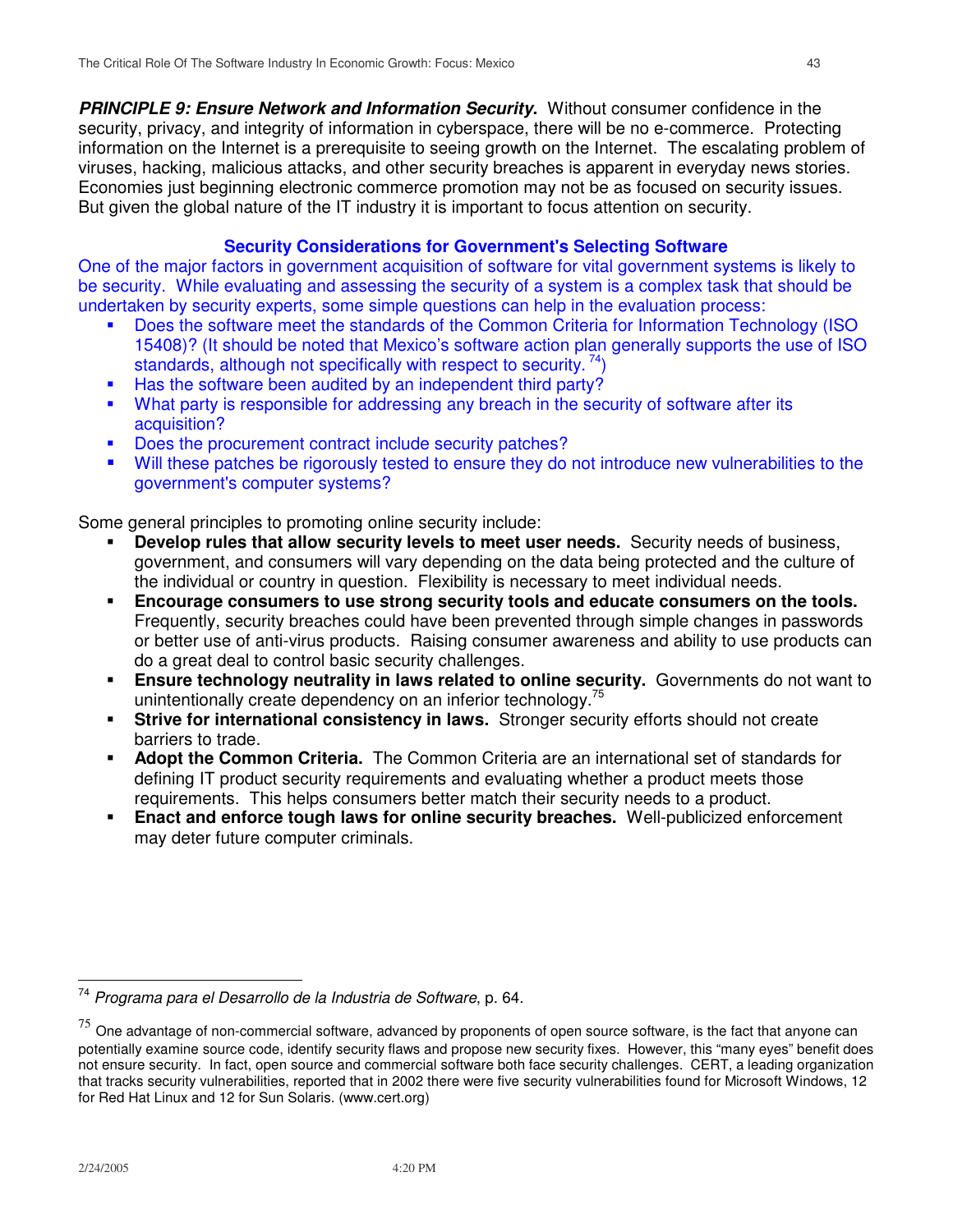***PRINCIPLE 9: Ensure Network and Information Security.*** Without consumer confidence in the security, privacy, and integrity of information in cyberspace, there will be no e-commerce. Protecting information on the Internet is a prerequisite to seeing growth on the Internet. The escalating problem of viruses, hacking, malicious attacks, and other security breaches is apparent in everyday news stories. Economies just beginning electronic commerce promotion may not be as focused on security issues. But given the global nature of the IT industry it is important to focus attention on security.

### Security Considerations for Government's Selecting Software

One of the major factors in government acquisition of software for vital government systems is likely to be security. While evaluating and assessing the security of a system is a complex task that should be undertaken by security experts, some simple questions can help in the evaluation process:

- Does the software meet the standards of the Common Criteria for Information Technology (ISO 15408)? (It should be noted that Mexico's software action plan generally supports the use of ISO standards, although not specifically with respect to security.[74])
- Has the software been audited by an independent third party?
- What party is responsible for addressing any breach in the security of software after its acquisition?
- Does the procurement contract include security patches?
- Will these patches be rigorously tested to ensure they do not introduce new vulnerabilities to the government's computer systems?

Some general principles to promoting online security include:

- **Develop rules that allow security levels to meet user needs.** Security needs of business, government, and consumers will vary depending on the data being protected and the culture of the individual or country in question. Flexibility is necessary to meet individual needs.
- **Encourage consumers to use strong security tools and educate consumers on the tools.** Frequently, security breaches could have been prevented through simple changes in passwords or better use of anti-virus products. Raising consumer awareness and ability to use products can do a great deal to control basic security challenges.
- **Ensure technology neutrality in laws related to online security.** Governments do not want to unintentionally create dependency on an inferior technology.[75]
- **Strive for international consistency in laws.** Stronger security efforts should not create barriers to trade.
- **Adopt the Common Criteria.** The Common Criteria are an international set of standards for defining IT product security requirements and evaluating whether a product meets those requirements. This helps consumers better match their security needs to a product.
- **Enact and enforce tough laws for online security breaches.** Well-publicized enforcement may deter future computer criminals.

---

[74] *Programa para el Desarrollo de la Industria de Software*, p. 64.

[75] One advantage of non-commercial software, advanced by proponents of open source software, is the fact that anyone can potentially examine source code, identify security flaws and propose new security fixes. However, this "many eyes" benefit does not ensure security. In fact, open source and commercial software both face security challenges. CERT, a leading organization that tracks security vulnerabilities, reported that in 2002 there were five security vulnerabilities found for Microsoft Windows, 12 for Red Hat Linux and 12 for Sun Solaris. (www.cert.org)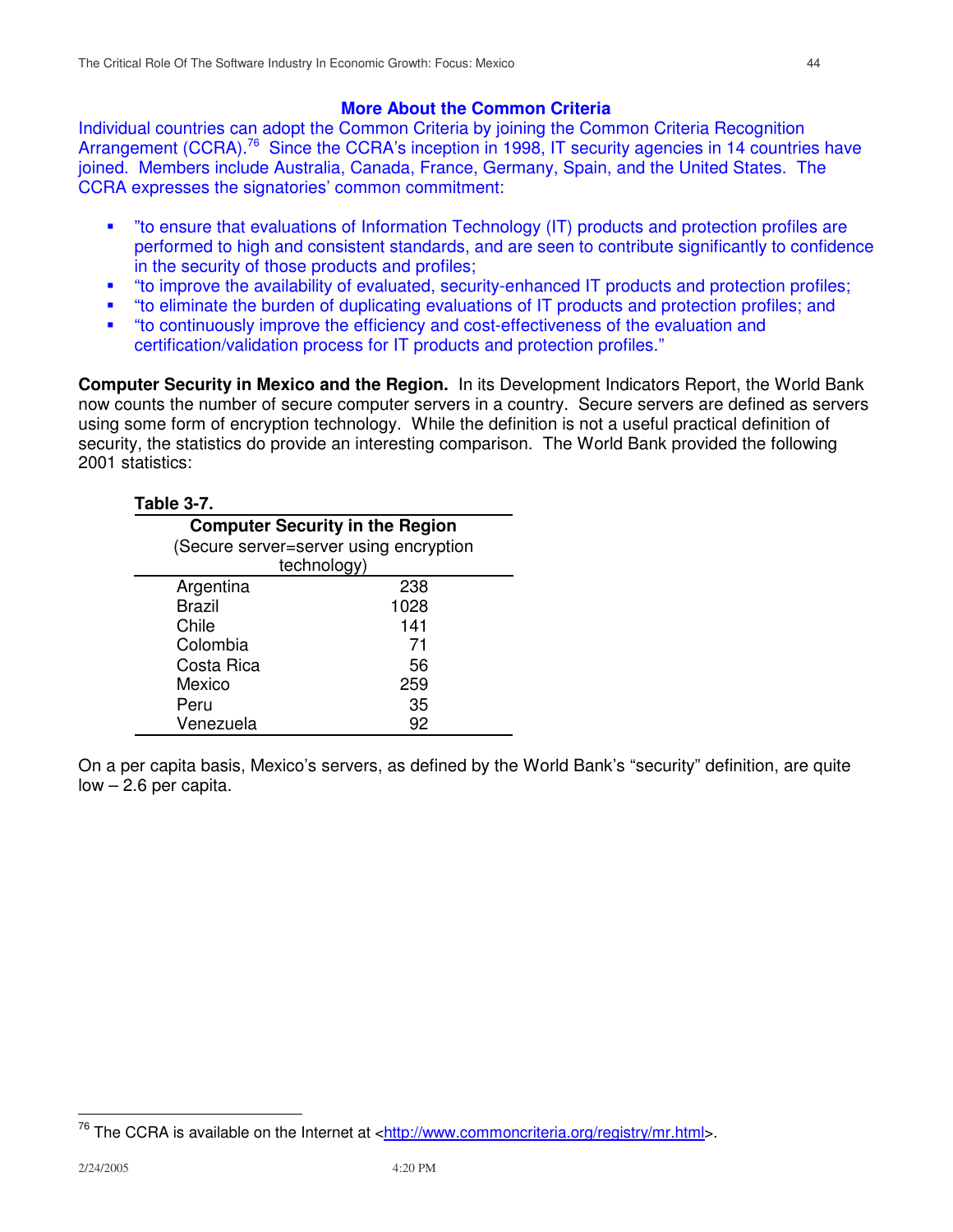### More About the Common Criteria

Individual countries can adopt the Common Criteria by joining the Common Criteria Recognition Arrangement (CCRA).[76] Since the CCRA's inception in 1998, IT security agencies in 14 countries have joined. Members include Australia, Canada, France, Germany, Spain, and the United States. The CCRA expresses the signatories' common commitment:

- "to ensure that evaluations of Information Technology (IT) products and protection profiles are performed to high and consistent standards, and are seen to contribute significantly to confidence in the security of those products and profiles;
- "to improve the availability of evaluated, security-enhanced IT products and protection profiles;
- "to eliminate the burden of duplicating evaluations of IT products and protection profiles; and
- "to continuously improve the efficiency and cost-effectiveness of the evaluation and certification/validation process for IT products and protection profiles."

**Computer Security in Mexico and the Region.** In its Development Indicators Report, the World Bank now counts the number of secure computer servers in a country. Secure servers are defined as servers using some form of encryption technology. While the definition is not a useful practical definition of security, the statistics do provide an interesting comparison. The World Bank provided the following 2001 statistics:

**Table 3-7.**

| Computer Security in the Region (Secure server=server using encryption technology) | |
|---|---|
| Argentina | 238 |
| Brazil | 1028 |
| Chile | 141 |
| Colombia | 71 |
| Costa Rica | 56 |
| Mexico | 259 |
| Peru | 35 |
| Venezuela | 92 |

On a per capita basis, Mexico's servers, as defined by the World Bank's "security" definition, are quite low – 2.6 per capita.

[76] The CCRA is available on the Internet at <http://www.commoncriteria.org/registry/mr.html>.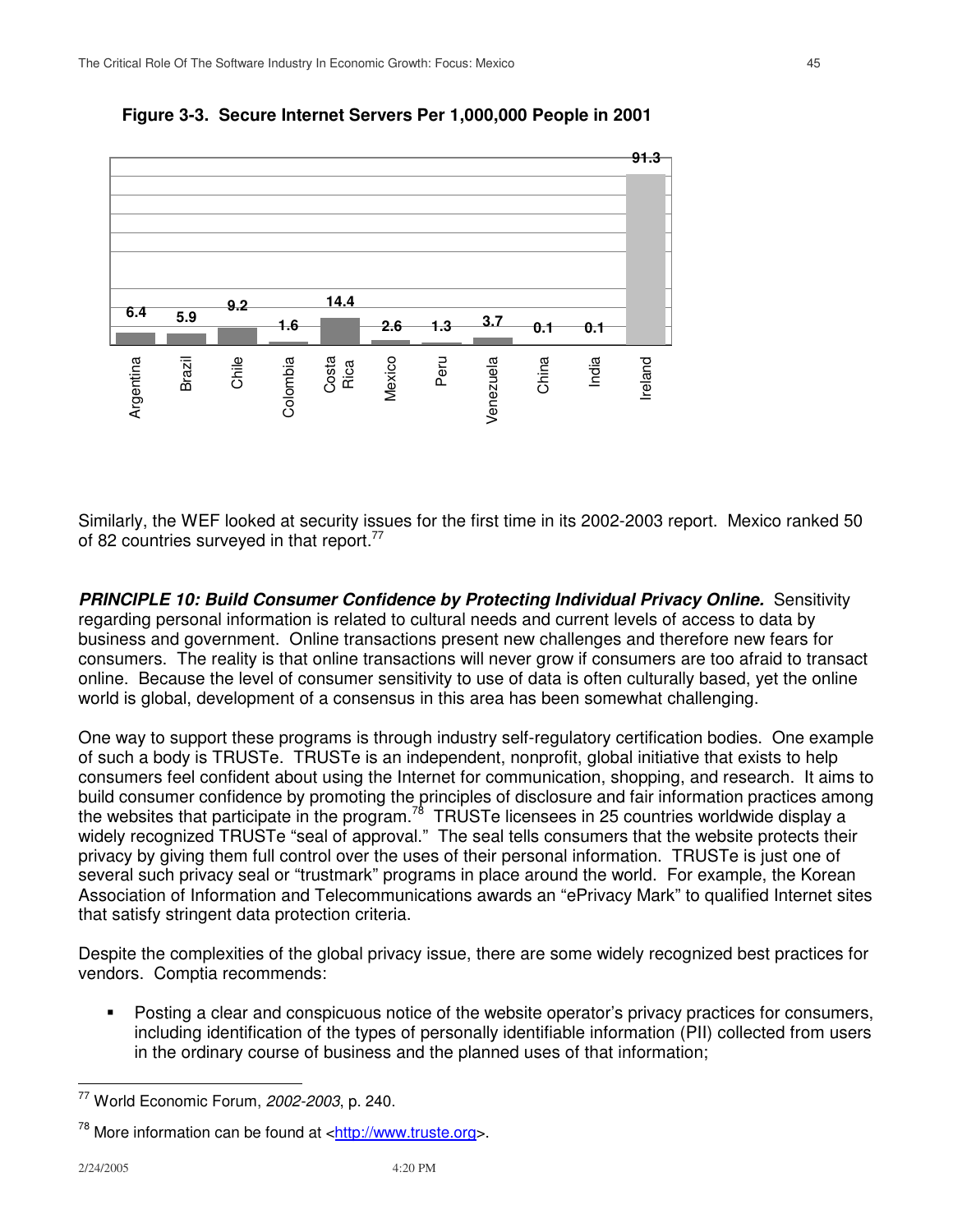**Figure 3-3. Secure Internet Servers Per 1,000,000 People in 2001**

6.4
5.9
9.2
1.6
14.4
2.6
1.3
3.7
0.1
0.1
91.3

Argentina
Brazil
Chile
Colombia
Costa Rica
Mexico
Peru
Venezuela
China
India
Ireland

Similarly, the WEF looked at security issues for the first time in its 2002-2003 report. Mexico ranked 50 of 82 countries surveyed in that report.[77]

***PRINCIPLE 10: Build Consumer Confidence by Protecting Individual Privacy Online.*** Sensitivity regarding personal information is related to cultural needs and current levels of access to data by business and government. Online transactions present new challenges and therefore new fears for consumers. The reality is that online transactions will never grow if consumers are too afraid to transact online. Because the level of consumer sensitivity to use of data is often culturally based, yet the online world is global, development of a consensus in this area has been somewhat challenging.

One way to support these programs is through industry self-regulatory certification bodies. One example of such a body is TRUSTe. TRUSTe is an independent, nonprofit, global initiative that exists to help consumers feel confident about using the Internet for communication, shopping, and research. It aims to build consumer confidence by promoting the principles of disclosure and fair information practices among the websites that participate in the program.[78] TRUSTe licensees in 25 countries worldwide display a widely recognized TRUSTe "seal of approval." The seal tells consumers that the website protects their privacy by giving them full control over the uses of their personal information. TRUSTe is just one of several such privacy seal or "trustmark" programs in place around the world. For example, the Korean Association of Information and Telecommunications awards an "ePrivacy Mark" to qualified Internet sites that satisfy stringent data protection criteria.

Despite the complexities of the global privacy issue, there are some widely recognized best practices for vendors. Comptia recommends:

- Posting a clear and conspicuous notice of the website operator's privacy practices for consumers, including identification of the types of personally identifiable information (PII) collected from users in the ordinary course of business and the planned uses of that information;

---

[77] World Economic Forum, *2002-2003*, p. 240.

[78] More information can be found at <http://www.truste.org>.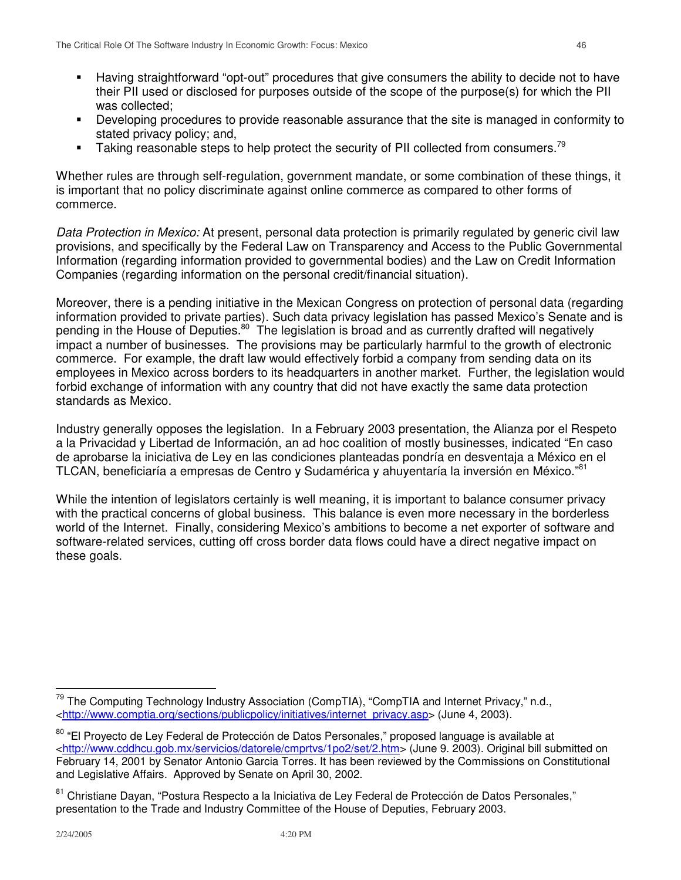- Having straightforward "opt-out" procedures that give consumers the ability to decide not to have their PII used or disclosed for purposes outside of the scope of the purpose(s) for which the PII was collected;
- Developing procedures to provide reasonable assurance that the site is managed in conformity to stated privacy policy; and,
- Taking reasonable steps to help protect the security of PII collected from consumers.[79]

Whether rules are through self-regulation, government mandate, or some combination of these things, it is important that no policy discriminate against online commerce as compared to other forms of commerce.

*Data Protection in Mexico:* At present, personal data protection is primarily regulated by generic civil law provisions, and specifically by the Federal Law on Transparency and Access to the Public Governmental Information (regarding information provided to governmental bodies) and the Law on Credit Information Companies (regarding information on the personal credit/financial situation).

Moreover, there is a pending initiative in the Mexican Congress on protection of personal data (regarding information provided to private parties). Such data privacy legislation has passed Mexico's Senate and is pending in the House of Deputies.[80] The legislation is broad and as currently drafted will negatively impact a number of businesses. The provisions may be particularly harmful to the growth of electronic commerce. For example, the draft law would effectively forbid a company from sending data on its employees in Mexico across borders to its headquarters in another market. Further, the legislation would forbid exchange of information with any country that did not have exactly the same data protection standards as Mexico.

Industry generally opposes the legislation. In a February 2003 presentation, the Alianza por el Respeto a la Privacidad y Libertad de Información, an ad hoc coalition of mostly businesses, indicated "En caso de aprobarse la iniciativa de Ley en las condiciones planteadas pondría en desventaja a México en el TLCAN, beneficiaría a empresas de Centro y Sudamérica y ahuyentaría la inversión en México."[81]

While the intention of legislators certainly is well meaning, it is important to balance consumer privacy with the practical concerns of global business. This balance is even more necessary in the borderless world of the Internet. Finally, considering Mexico's ambitions to become a net exporter of software and software-related services, cutting off cross border data flows could have a direct negative impact on these goals.

---

[79] The Computing Technology Industry Association (CompTIA), "CompTIA and Internet Privacy," n.d., <http://www.comptia.org/sections/publicpolicy/initiatives/internet_privacy.asp> (June 4, 2003).

[80] "El Proyecto de Ley Federal de Protección de Datos Personales," proposed language is available at <http://www.cddhcu.gob.mx/servicios/datorele/cmprtvs/1po2/set/2.htm> (June 9. 2003). Original bill submitted on February 14, 2001 by Senator Antonio Garcia Torres. It has been reviewed by the Commissions on Constitutional and Legislative Affairs. Approved by Senate on April 30, 2002.

[81] Christiane Dayan, "Postura Respecto a la Iniciativa de Ley Federal de Protección de Datos Personales," presentation to the Trade and Industry Committee of the House of Deputies, February 2003.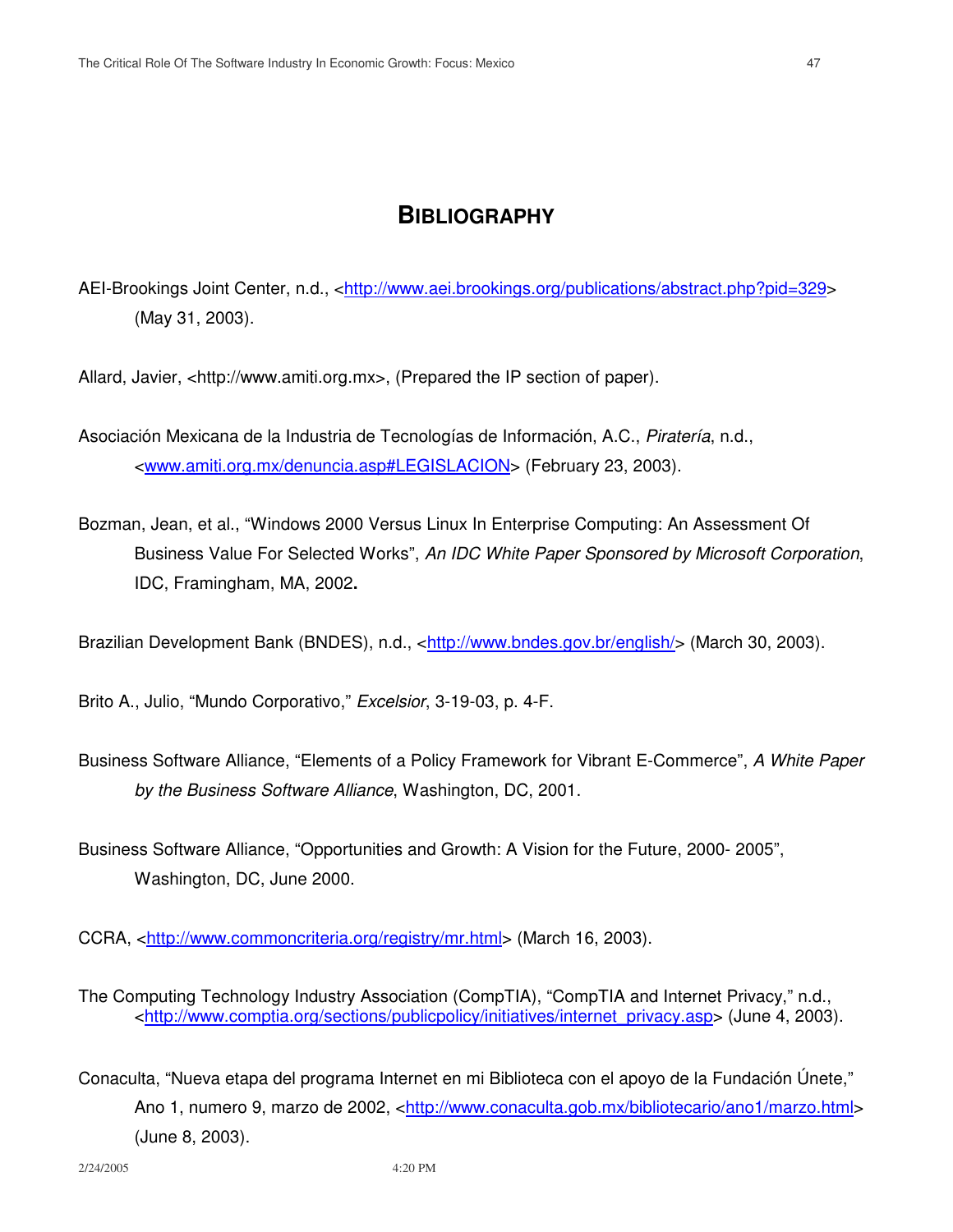# BIBLIOGRAPHY

AEI-Brookings Joint Center, n.d., <http://www.aei.brookings.org/publications/abstract.php?pid=329> (May 31, 2003).

Allard, Javier, <http://www.amiti.org.mx>, (Prepared the IP section of paper).

Asociación Mexicana de la Industria de Tecnologías de Información, A.C., *Piratería*, n.d., <www.amiti.org.mx/denuncia.asp#LEGISLACION> (February 23, 2003).

Bozman, Jean, et al., "Windows 2000 Versus Linux In Enterprise Computing: An Assessment Of Business Value For Selected Works", *An IDC White Paper Sponsored by Microsoft Corporation*, IDC, Framingham, MA, 2002**.**

Brazilian Development Bank (BNDES), n.d., <http://www.bndes.gov.br/english/> (March 30, 2003).

Brito A., Julio, "Mundo Corporativo," *Excelsior*, 3-19-03, p. 4-F.

Business Software Alliance, "Elements of a Policy Framework for Vibrant E-Commerce", *A White Paper by the Business Software Alliance*, Washington, DC, 2001.

Business Software Alliance, "Opportunities and Growth: A Vision for the Future, 2000- 2005", Washington, DC, June 2000.

CCRA, <http://www.commoncriteria.org/registry/mr.html> (March 16, 2003).

The Computing Technology Industry Association (CompTIA), "CompTIA and Internet Privacy," n.d., <http://www.comptia.org/sections/publicpolicy/initiatives/internet_privacy.asp> (June 4, 2003).

Conaculta, "Nueva etapa del programa Internet en mi Biblioteca con el apoyo de la Fundación Únete," Ano 1, numero 9, marzo de 2002, <http://www.conaculta.gob.mx/bibliotecario/ano1/marzo.html> (June 8, 2003).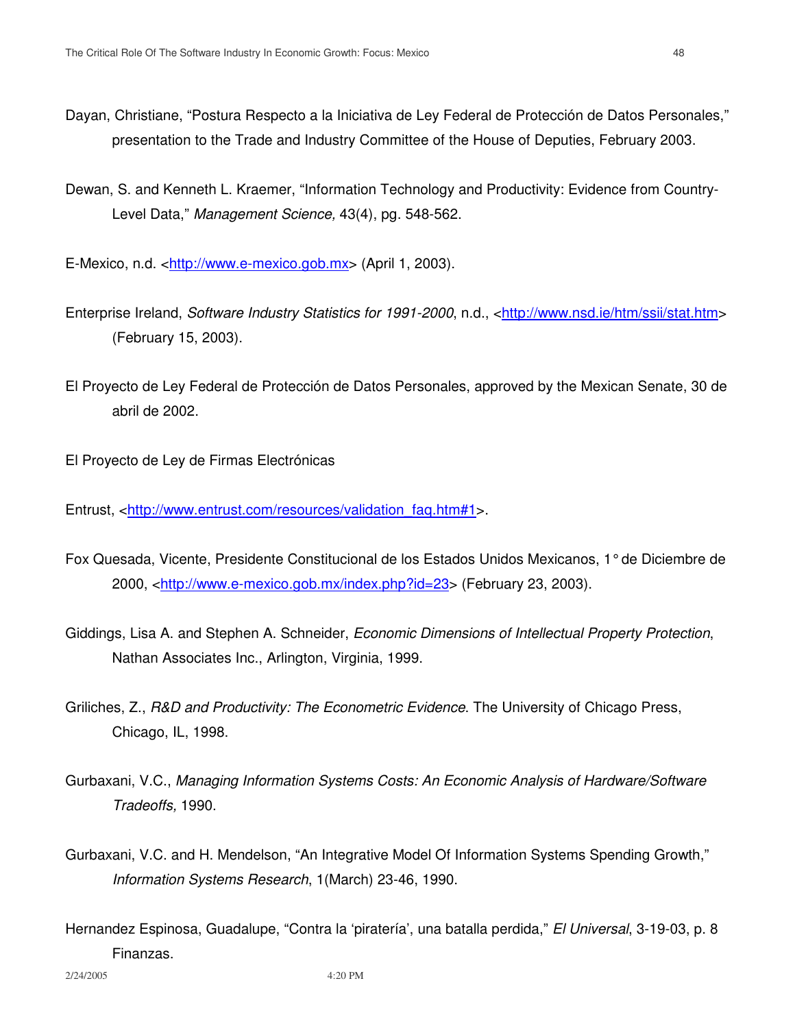Dayan, Christiane, “Postura Respecto a la Iniciativa de Ley Federal de Protección de Datos Personales,” presentation to the Trade and Industry Committee of the House of Deputies, February 2003.

Dewan, S. and Kenneth L. Kraemer, “Information Technology and Productivity: Evidence from Country-Level Data,” *Management Science,* 43(4), pg. 548-562.

E-Mexico, n.d. <http://www.e-mexico.gob.mx> (April 1, 2003).

Enterprise Ireland, *Software Industry Statistics for 1991-2000*, n.d., <http://www.nsd.ie/htm/ssii/stat.htm> (February 15, 2003).

El Proyecto de Ley Federal de Protección de Datos Personales, approved by the Mexican Senate, 30 de abril de 2002.

El Proyecto de Ley de Firmas Electrónicas

Entrust, <http://www.entrust.com/resources/validation_faq.htm#1>.

Fox Quesada, Vicente, Presidente Constitucional de los Estados Unidos Mexicanos, 1° de Diciembre de 2000, <http://www.e-mexico.gob.mx/index.php?id=23> (February 23, 2003).

Giddings, Lisa A. and Stephen A. Schneider, *Economic Dimensions of Intellectual Property Protection*, Nathan Associates Inc., Arlington, Virginia, 1999.

Griliches, Z., *R&D and Productivity: The Econometric Evidence*. The University of Chicago Press, Chicago, IL, 1998.

Gurbaxani, V.C., *Managing Information Systems Costs: An Economic Analysis of Hardware/Software Tradeoffs,* 1990.

Gurbaxani, V.C. and H. Mendelson, “An Integrative Model Of Information Systems Spending Growth,” *Information Systems Research*, 1(March) 23-46, 1990.

Hernandez Espinosa, Guadalupe, “Contra la ‘piratería’, una batalla perdida,” *El Universal*, 3-19-03, p. 8 Finanzas.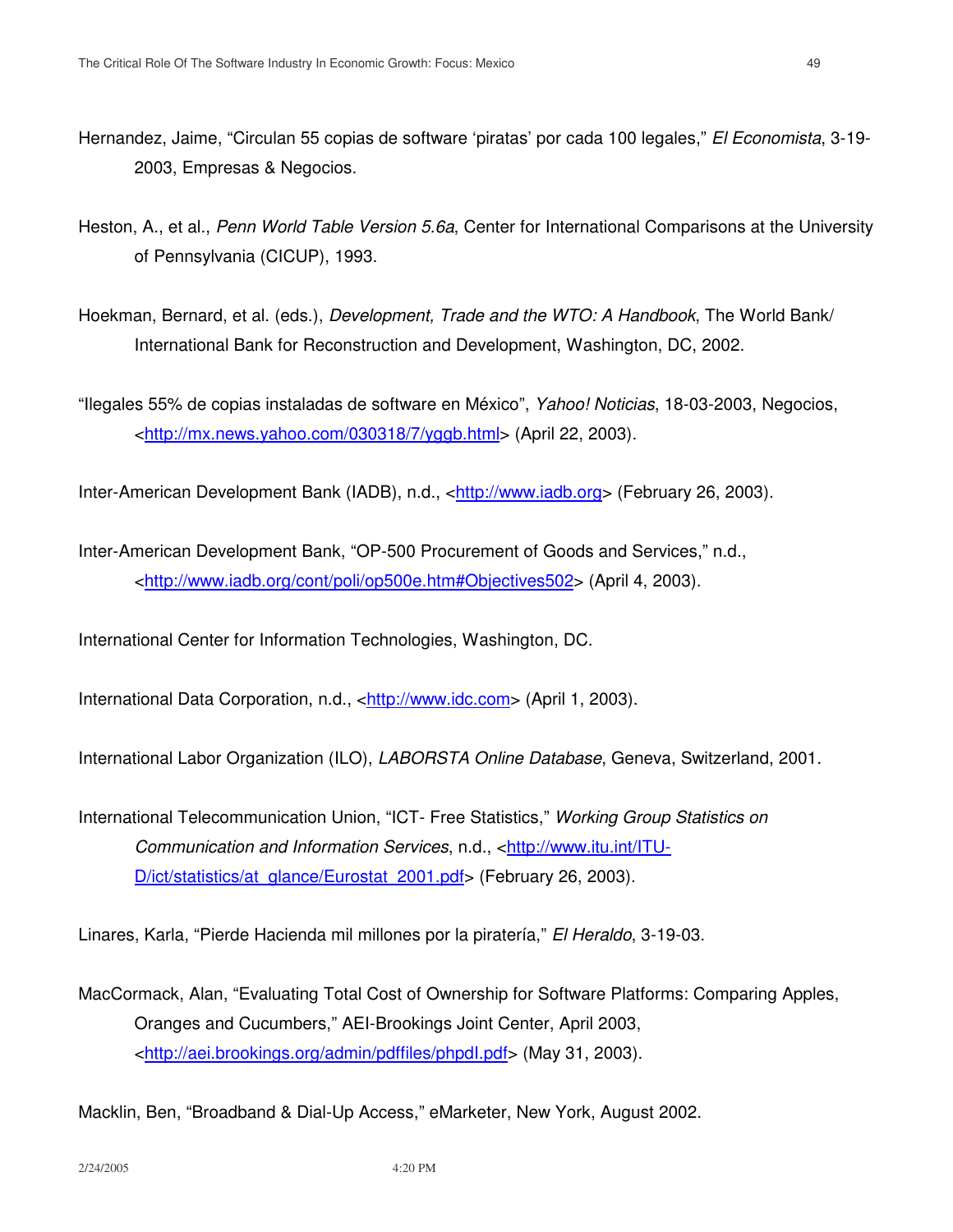Hernandez, Jaime, "Circulan 55 copias de software 'piratas' por cada 100 legales," *El Economista*, 3-19-2003, Empresas & Negocios.

Heston, A., et al., *Penn World Table Version 5.6a*, Center for International Comparisons at the University of Pennsylvania (CICUP), 1993.

Hoekman, Bernard, et al. (eds.), *Development, Trade and the WTO: A Handbook*, The World Bank/ International Bank for Reconstruction and Development, Washington, DC, 2002.

"Ilegales 55% de copias instaladas de software en México", *Yahoo! Noticias*, 18-03-2003, Negocios, <http://mx.news.yahoo.com/030318/7/yggb.html> (April 22, 2003).

Inter-American Development Bank (IADB), n.d., <http://www.iadb.org> (February 26, 2003).

Inter-American Development Bank, "OP-500 Procurement of Goods and Services," n.d., <http://www.iadb.org/cont/poli/op500e.htm#Objectives502> (April 4, 2003).

International Center for Information Technologies, Washington, DC.

International Data Corporation, n.d., <http://www.idc.com> (April 1, 2003).

International Labor Organization (ILO), *LABORSTA Online Database*, Geneva, Switzerland, 2001.

International Telecommunication Union, "ICT- Free Statistics," *Working Group Statistics on Communication and Information Services*, n.d., <http://www.itu.int/ITU-D/ict/statistics/at_glance/Eurostat_2001.pdf> (February 26, 2003).

Linares, Karla, "Pierde Hacienda mil millones por la piratería," *El Heraldo*, 3-19-03.

MacCormack, Alan, "Evaluating Total Cost of Ownership for Software Platforms: Comparing Apples, Oranges and Cucumbers," AEI-Brookings Joint Center, April 2003, <http://aei.brookings.org/admin/pdffiles/phpdI.pdf> (May 31, 2003).

Macklin, Ben, "Broadband & Dial-Up Access," eMarketer, New York, August 2002.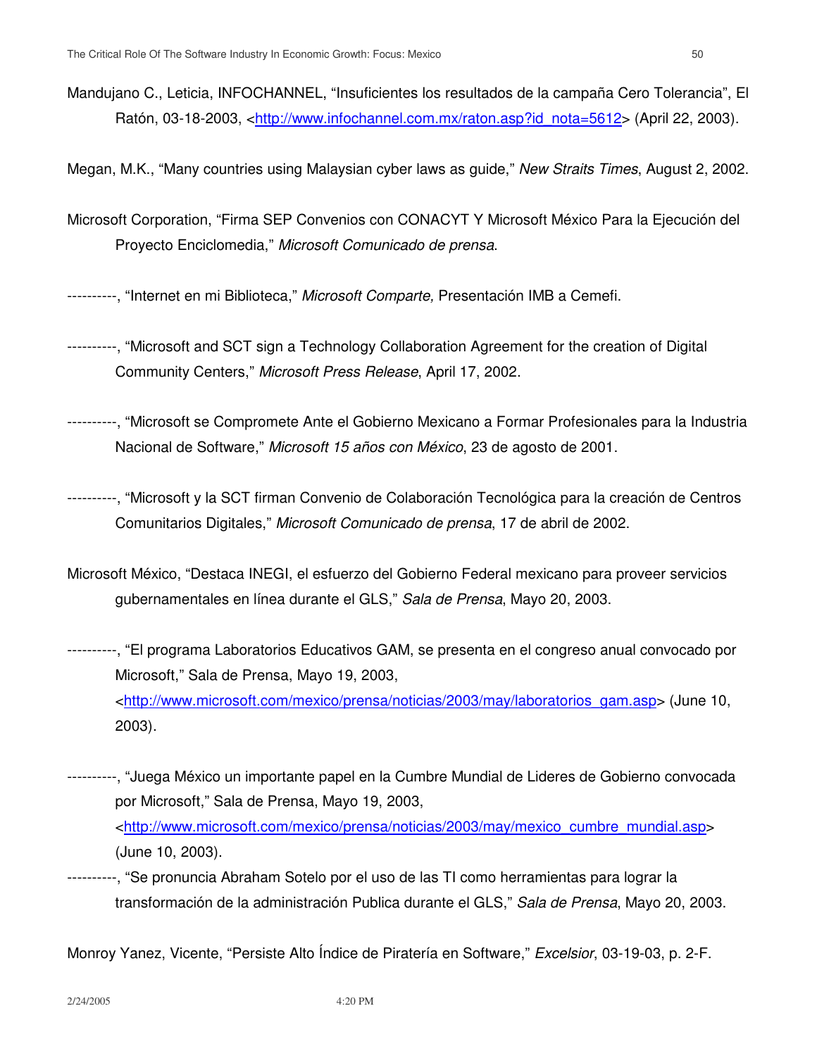Mandujano C., Leticia, INFOCHANNEL, “Insuficientes los resultados de la campaña Cero Tolerancia”, El Ratón, 03-18-2003, <http://www.infochannel.com.mx/raton.asp?id_nota=5612> (April 22, 2003).

Megan, M.K., “Many countries using Malaysian cyber laws as guide,” *New Straits Times*, August 2, 2002.

Microsoft Corporation, “Firma SEP Convenios con CONACYT Y Microsoft México Para la Ejecución del Proyecto Enciclomedia,” *Microsoft Comunicado de prensa*.

----------, “Internet en mi Biblioteca,” *Microsoft Comparte,* Presentación IMB a Cemefi.

----------, “Microsoft and SCT sign a Technology Collaboration Agreement for the creation of Digital Community Centers,” *Microsoft Press Release*, April 17, 2002.

----------, “Microsoft se Compromete Ante el Gobierno Mexicano a Formar Profesionales para la Industria Nacional de Software,” *Microsoft 15 años con México*, 23 de agosto de 2001.

----------, “Microsoft y la SCT firman Convenio de Colaboración Tecnológica para la creación de Centros Comunitarios Digitales,” *Microsoft Comunicado de prensa*, 17 de abril de 2002.

Microsoft México, “Destaca INEGI, el esfuerzo del Gobierno Federal mexicano para proveer servicios gubernamentales en línea durante el GLS,” *Sala de Prensa*, Mayo 20, 2003.

----------, “El programa Laboratorios Educativos GAM, se presenta en el congreso anual convocado por Microsoft,” Sala de Prensa, Mayo 19, 2003, <http://www.microsoft.com/mexico/prensa/noticias/2003/may/laboratorios_gam.asp> (June 10, 2003).

----------, “Juega México un importante papel en la Cumbre Mundial de Lideres de Gobierno convocada por Microsoft,” Sala de Prensa, Mayo 19, 2003, <http://www.microsoft.com/mexico/prensa/noticias/2003/may/mexico_cumbre_mundial.asp> (June 10, 2003).

----------, “Se pronuncia Abraham Sotelo por el uso de las TI como herramientas para lograr la transformación de la administración Publica durante el GLS,” *Sala de Prensa*, Mayo 20, 2003.

Monroy Yanez, Vicente, “Persiste Alto Índice de Piratería en Software,” *Excelsior*, 03-19-03, p. 2-F.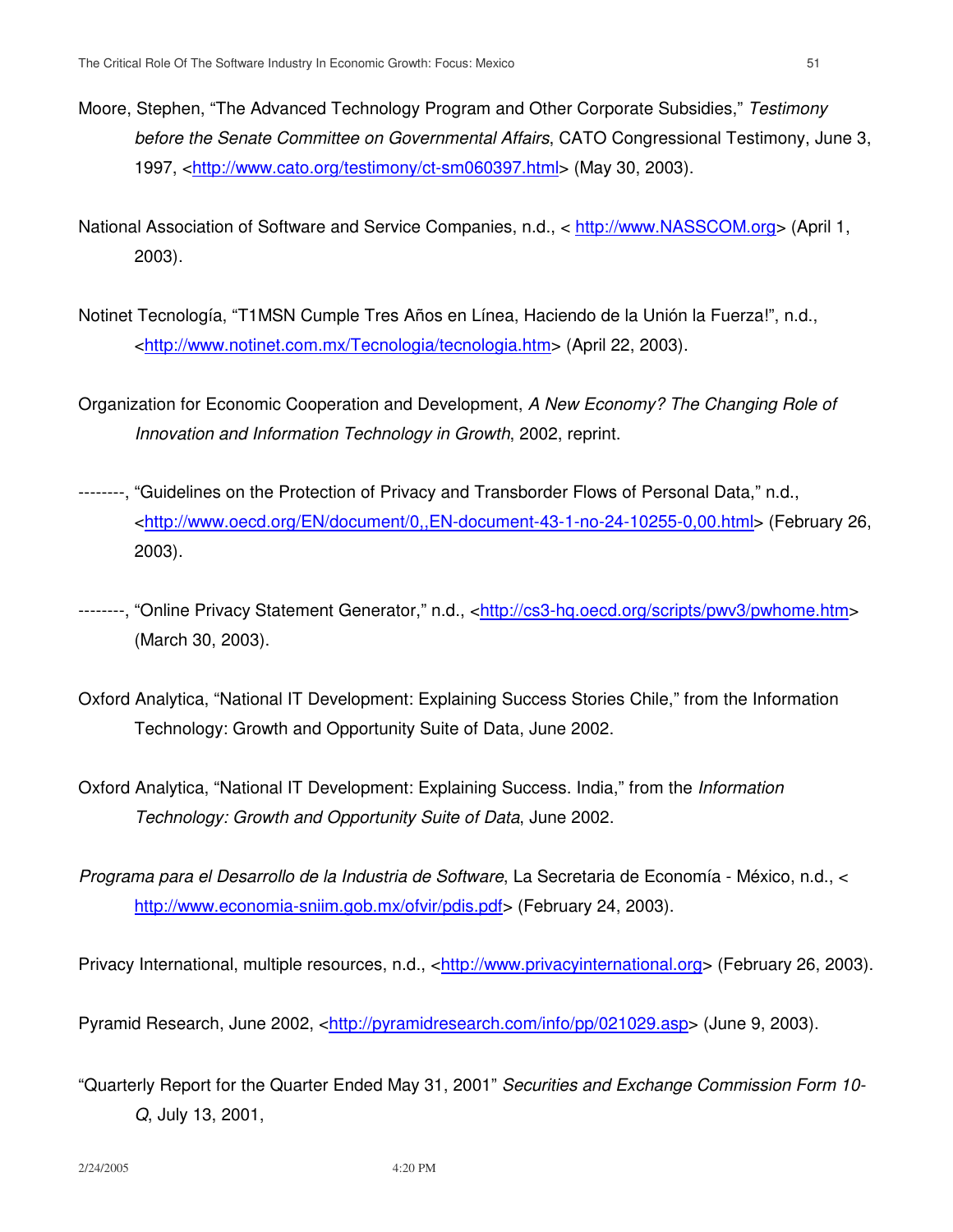Moore, Stephen, "The Advanced Technology Program and Other Corporate Subsidies," *Testimony before the Senate Committee on Governmental Affairs*, CATO Congressional Testimony, June 3, 1997, <http://www.cato.org/testimony/ct-sm060397.html> (May 30, 2003).

National Association of Software and Service Companies, n.d., < http://www.NASSCOM.org> (April 1, 2003).

Notinet Tecnología, "T1MSN Cumple Tres Años en Línea, Haciendo de la Unión la Fuerza!", n.d., <http://www.notinet.com.mx/Tecnologia/tecnologia.htm> (April 22, 2003).

Organization for Economic Cooperation and Development, *A New Economy? The Changing Role of Innovation and Information Technology in Growth*, 2002, reprint.

--------, "Guidelines on the Protection of Privacy and Transborder Flows of Personal Data," n.d., <http://www.oecd.org/EN/document/0,,EN-document-43-1-no-24-10255-0,00.html> (February 26, 2003).

--------, "Online Privacy Statement Generator," n.d., <http://cs3-hq.oecd.org/scripts/pwv3/pwhome.htm> (March 30, 2003).

Oxford Analytica, "National IT Development: Explaining Success Stories Chile," from the Information Technology: Growth and Opportunity Suite of Data, June 2002.

Oxford Analytica, "National IT Development: Explaining Success. India," from the *Information Technology: Growth and Opportunity Suite of Data*, June 2002.

*Programa para el Desarrollo de la Industria de Software*, La Secretaria de Economía - México, n.d., < http://www.economia-sniim.gob.mx/ofvir/pdis.pdf> (February 24, 2003).

Privacy International, multiple resources, n.d., <http://www.privacyinternational.org> (February 26, 2003).

Pyramid Research, June 2002, <http://pyramidresearch.com/info/pp/021029.asp> (June 9, 2003).

"Quarterly Report for the Quarter Ended May 31, 2001" *Securities and Exchange Commission Form 10-Q*, July 13, 2001,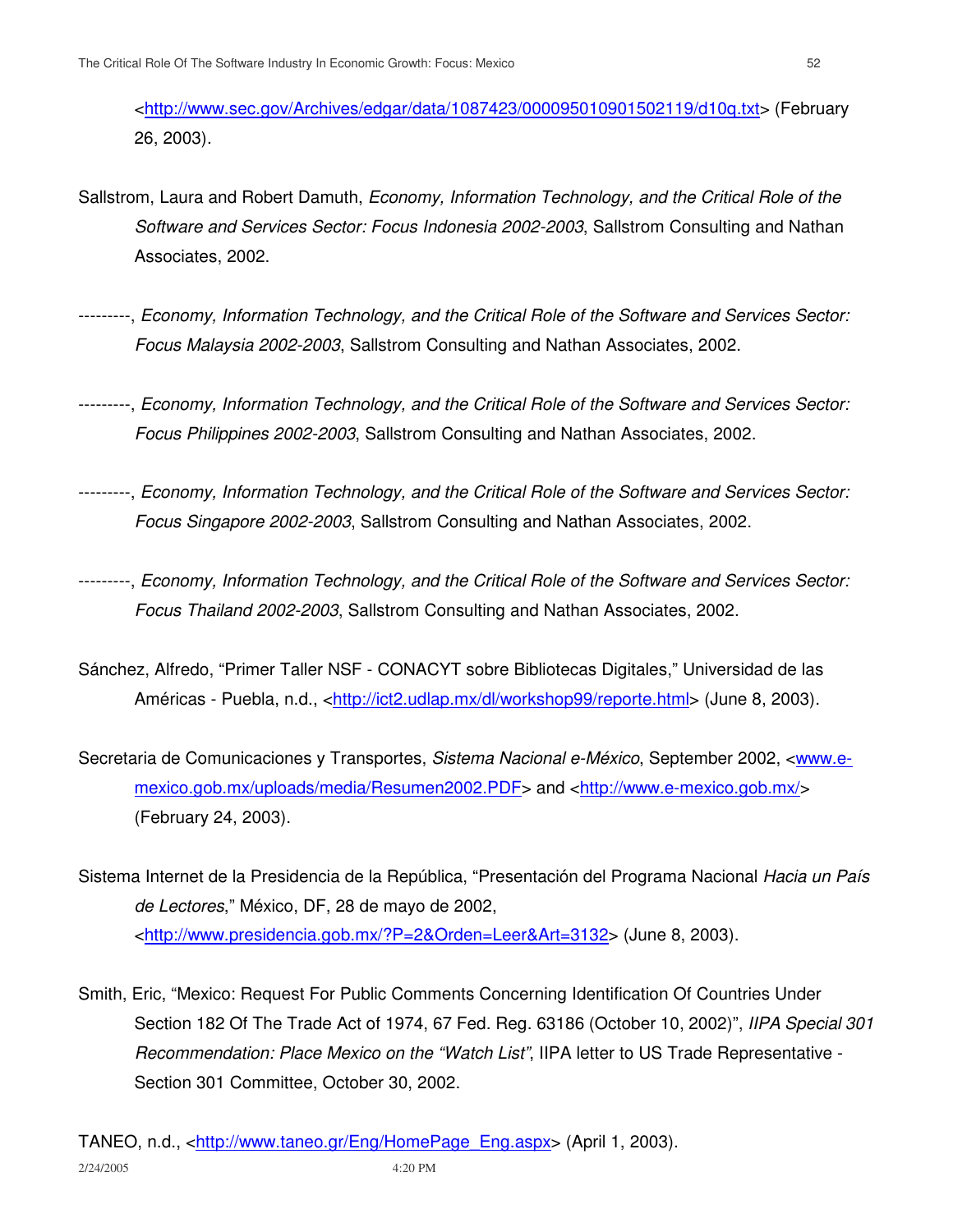<http://www.sec.gov/Archives/edgar/data/1087423/000095010901502119/d10q.txt> (February 26, 2003).

Sallstrom, Laura and Robert Damuth, *Economy, Information Technology, and the Critical Role of the Software and Services Sector: Focus Indonesia 2002-2003*, Sallstrom Consulting and Nathan Associates, 2002.

---------, *Economy, Information Technology, and the Critical Role of the Software and Services Sector: Focus Malaysia 2002-2003*, Sallstrom Consulting and Nathan Associates, 2002.

---------, *Economy, Information Technology, and the Critical Role of the Software and Services Sector: Focus Philippines 2002-2003*, Sallstrom Consulting and Nathan Associates, 2002.

---------, *Economy, Information Technology, and the Critical Role of the Software and Services Sector: Focus Singapore 2002-2003*, Sallstrom Consulting and Nathan Associates, 2002.

---------, *Economy, Information Technology, and the Critical Role of the Software and Services Sector: Focus Thailand 2002-2003*, Sallstrom Consulting and Nathan Associates, 2002.

Sánchez, Alfredo, "Primer Taller NSF - CONACYT sobre Bibliotecas Digitales," Universidad de las Américas - Puebla, n.d., <http://ict2.udlap.mx/dl/workshop99/reporte.html> (June 8, 2003).

Secretaria de Comunicaciones y Transportes, *Sistema Nacional e-México*, September 2002, <www.e-mexico.gob.mx/uploads/media/Resumen2002.PDF> and <http://www.e-mexico.gob.mx/> (February 24, 2003).

Sistema Internet de la Presidencia de la República, "Presentación del Programa Nacional *Hacia un País de Lectores*," México, DF, 28 de mayo de 2002, <http://www.presidencia.gob.mx/?P=2&Orden=Leer&Art=3132> (June 8, 2003).

Smith, Eric, "Mexico: Request For Public Comments Concerning Identification Of Countries Under Section 182 Of The Trade Act of 1974, 67 Fed. Reg. 63186 (October 10, 2002)", *IIPA Special 301 Recommendation: Place Mexico on the "Watch List"*, IIPA letter to US Trade Representative - Section 301 Committee, October 30, 2002.

TANEO, n.d., <http://www.taneo.gr/Eng/HomePage_Eng.aspx> (April 1, 2003).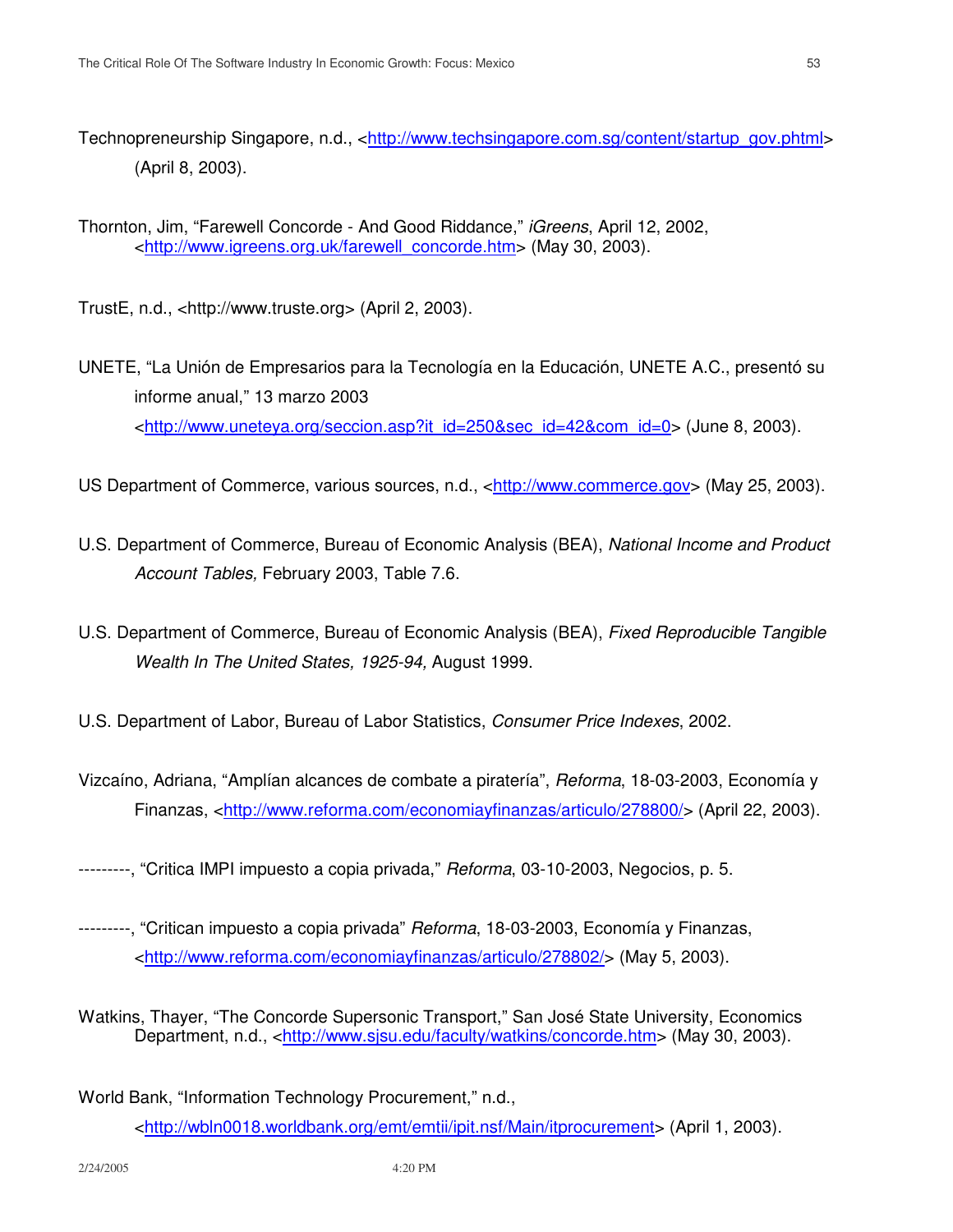Technopreneurship Singapore, n.d., <http://www.techsingapore.com.sg/content/startup_gov.phtml> (April 8, 2003).

Thornton, Jim, "Farewell Concorde - And Good Riddance," *iGreens*, April 12, 2002, <http://www.igreens.org.uk/farewell_concorde.htm> (May 30, 2003).

TrustE, n.d., <http://www.truste.org> (April 2, 2003).

UNETE, "La Unión de Empresarios para la Tecnología en la Educación, UNETE A.C., presentó su informe anual," 13 marzo 2003 <http://www.uneteya.org/seccion.asp?it_id=250&sec_id=42&com_id=0> (June 8, 2003).

US Department of Commerce, various sources, n.d., <http://www.commerce.gov> (May 25, 2003).

U.S. Department of Commerce, Bureau of Economic Analysis (BEA), *National Income and Product Account Tables,* February 2003, Table 7.6.

U.S. Department of Commerce, Bureau of Economic Analysis (BEA), *Fixed Reproducible Tangible Wealth In The United States, 1925-94,* August 1999.

U.S. Department of Labor, Bureau of Labor Statistics, *Consumer Price Indexes*, 2002.

Vizcaíno, Adriana, "Amplían alcances de combate a piratería", *Reforma*, 18-03-2003, Economía y Finanzas, <http://www.reforma.com/economiayfinanzas/articulo/278800/> (April 22, 2003).

---------, "Critica IMPI impuesto a copia privada," *Reforma*, 03-10-2003, Negocios, p. 5.

---------, "Critican impuesto a copia privada" *Reforma*, 18-03-2003, Economía y Finanzas, <http://www.reforma.com/economiayfinanzas/articulo/278802/> (May 5, 2003).

Watkins, Thayer, "The Concorde Supersonic Transport," San José State University, Economics Department, n.d., <http://www.sjsu.edu/faculty/watkins/concorde.htm> (May 30, 2003).

World Bank, "Information Technology Procurement," n.d., <http://wbln0018.worldbank.org/emt/emtii/ipit.nsf/Main/itprocurement> (April 1, 2003).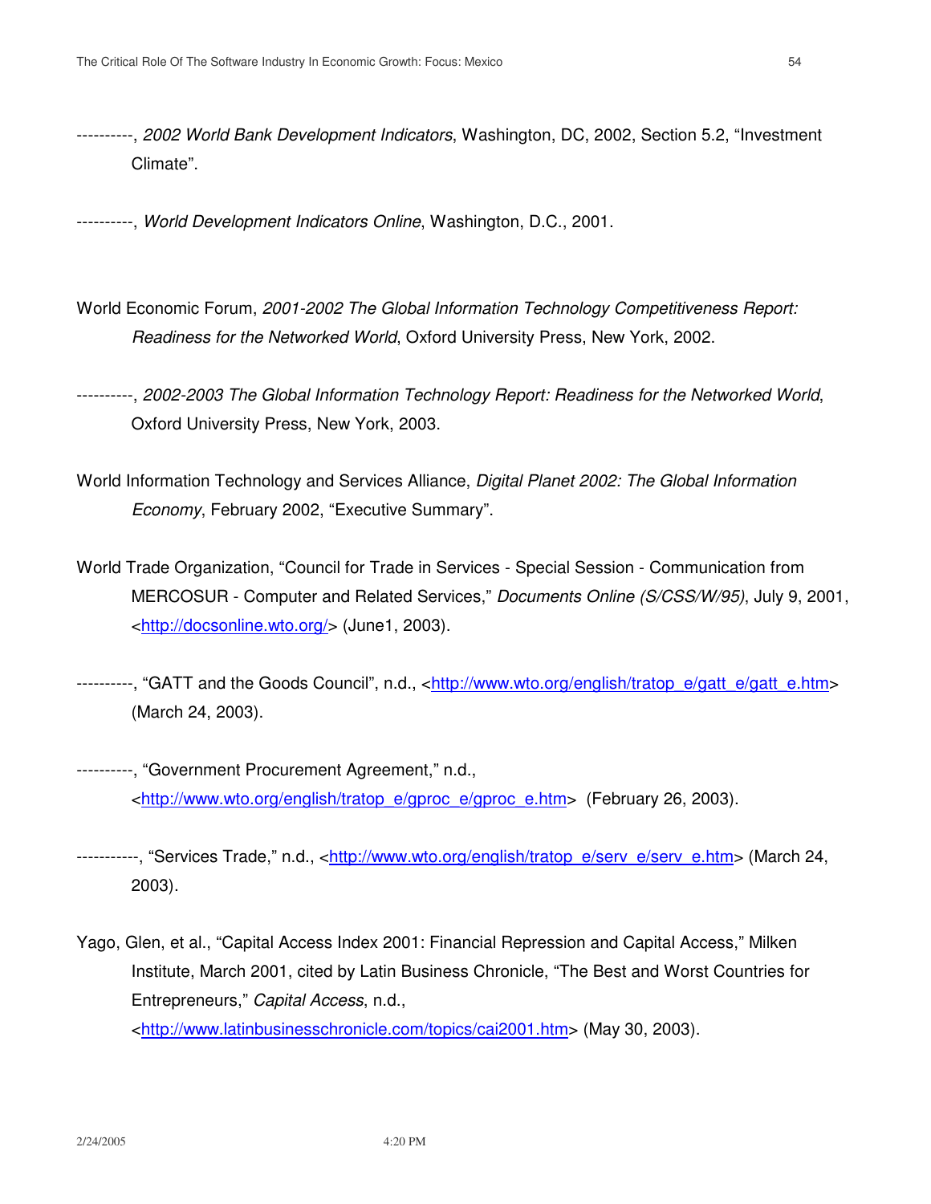----------, *2002 World Bank Development Indicators*, Washington, DC, 2002, Section 5.2, "Investment Climate".

----------, *World Development Indicators Online*, Washington, D.C., 2001.

World Economic Forum, *2001-2002 The Global Information Technology Competitiveness Report: Readiness for the Networked World*, Oxford University Press, New York, 2002.

----------, *2002-2003 The Global Information Technology Report: Readiness for the Networked World*, Oxford University Press, New York, 2003.

World Information Technology and Services Alliance, *Digital Planet 2002: The Global Information Economy*, February 2002, "Executive Summary".

World Trade Organization, "Council for Trade in Services - Special Session - Communication from MERCOSUR - Computer and Related Services," *Documents Online (S/CSS/W/95)*, July 9, 2001, <http://docsonline.wto.org/> (June1, 2003).

----------, "GATT and the Goods Council", n.d., <http://www.wto.org/english/tratop_e/gatt_e/gatt_e.htm> (March 24, 2003).

----------, "Government Procurement Agreement," n.d., <http://www.wto.org/english/tratop_e/gproc_e/gproc_e.htm> (February 26, 2003).

-----------, "Services Trade," n.d., <http://www.wto.org/english/tratop_e/serv_e/serv_e.htm> (March 24, 2003).

Yago, Glen, et al., "Capital Access Index 2001: Financial Repression and Capital Access," Milken Institute, March 2001, cited by Latin Business Chronicle, "The Best and Worst Countries for Entrepreneurs," *Capital Access*, n.d., <http://www.latinbusinesschronicle.com/topics/cai2001.htm> (May 30, 2003).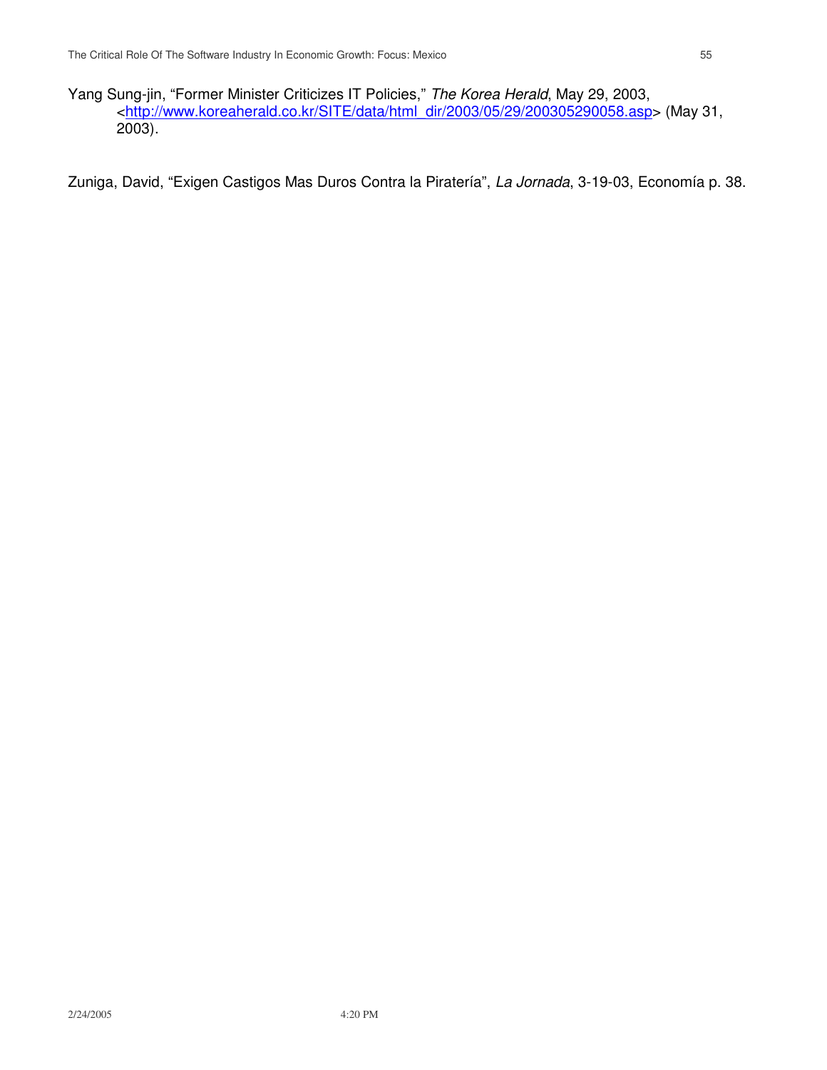Yang Sung-jin, "Former Minister Criticizes IT Policies," *The Korea Herald*, May 29, 2003, <http://www.koreaherald.co.kr/SITE/data/html_dir/2003/05/29/200305290058.asp> (May 31, 2003).

Zuniga, David, "Exigen Castigos Mas Duros Contra la Piratería", *La Jornada*, 3-19-03, Economía p. 38.